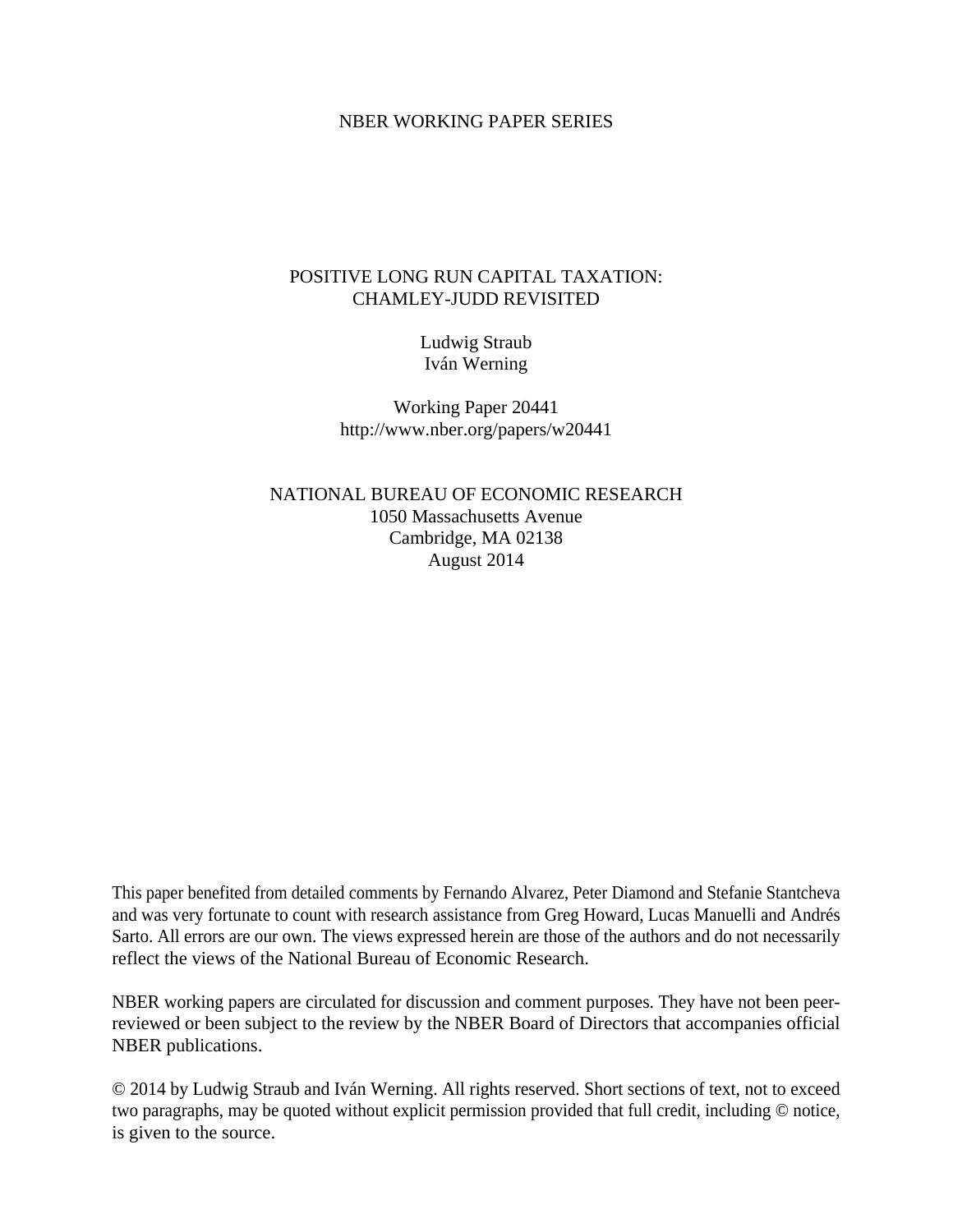NBER WORKING PAPER SERIES

# POSITIVE LONG RUN CAPITAL TAXATION: CHAMLEY-JUDD REVISITED

Ludwig Straub
Iván Werning

Working Paper 20441
http://www.nber.org/papers/w20441

NATIONAL BUREAU OF ECONOMIC RESEARCH
1050 Massachusetts Avenue
Cambridge, MA 02138
August 2014

This paper benefited from detailed comments by Fernando Alvarez, Peter Diamond and Stefanie Stantcheva and was very fortunate to count with research assistance from Greg Howard, Lucas Manuelli and Andrés Sarto. All errors are our own. The views expressed herein are those of the authors and do not necessarily reflect the views of the National Bureau of Economic Research.

NBER working papers are circulated for discussion and comment purposes. They have not been peer-reviewed or been subject to the review by the NBER Board of Directors that accompanies official NBER publications.

© 2014 by Ludwig Straub and Iván Werning. All rights reserved. Short sections of text, not to exceed two paragraphs, may be quoted without explicit permission provided that full credit, including © notice, is given to the source.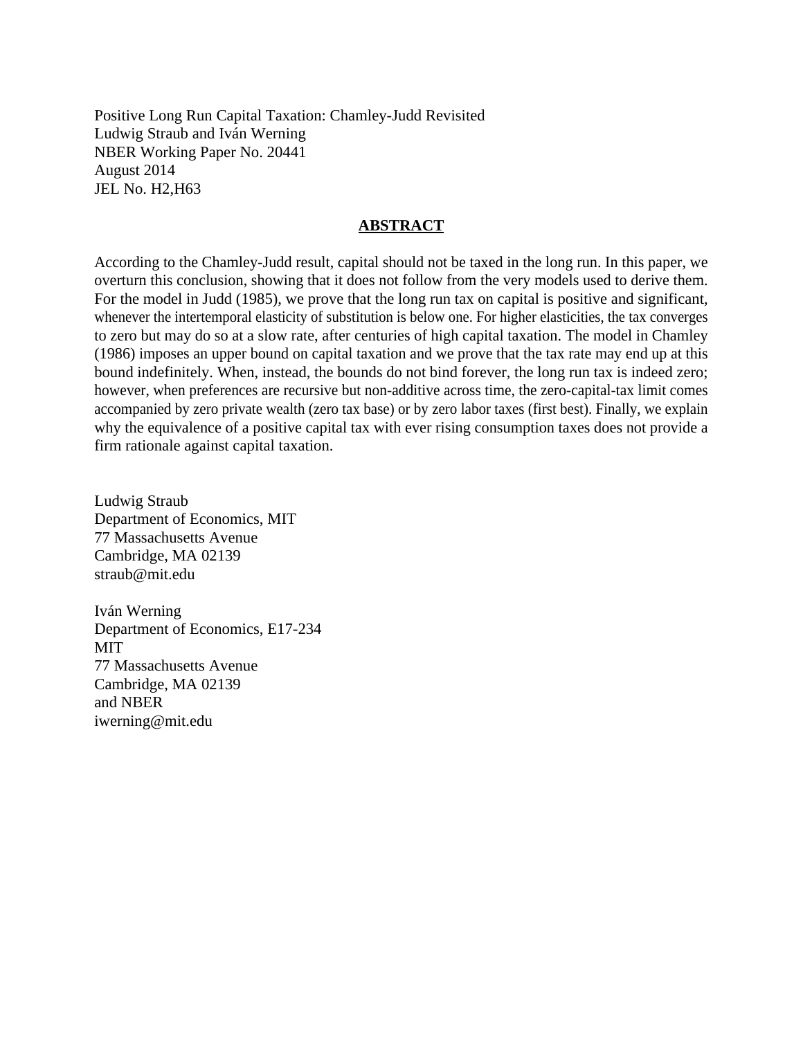Positive Long Run Capital Taxation: Chamley-Judd Revisited
Ludwig Straub and Iván Werning
NBER Working Paper No. 20441
August 2014
JEL No. H2,H63

## ABSTRACT

According to the Chamley-Judd result, capital should not be taxed in the long run. In this paper, we overturn this conclusion, showing that it does not follow from the very models used to derive them. For the model in Judd (1985), we prove that the long run tax on capital is positive and significant, whenever the intertemporal elasticity of substitution is below one. For higher elasticities, the tax converges to zero but may do so at a slow rate, after centuries of high capital taxation. The model in Chamley (1986) imposes an upper bound on capital taxation and we prove that the tax rate may end up at this bound indefinitely. When, instead, the bounds do not bind forever, the long run tax is indeed zero; however, when preferences are recursive but non-additive across time, the zero-capital-tax limit comes accompanied by zero private wealth (zero tax base) or by zero labor taxes (first best). Finally, we explain why the equivalence of a positive capital tax with ever rising consumption taxes does not provide a firm rationale against capital taxation.

Ludwig Straub
Department of Economics, MIT
77 Massachusetts Avenue
Cambridge, MA 02139
straub@mit.edu

Iván Werning
Department of Economics, E17-234
MIT
77 Massachusetts Avenue
Cambridge, MA 02139
and NBER
iwerning@mit.edu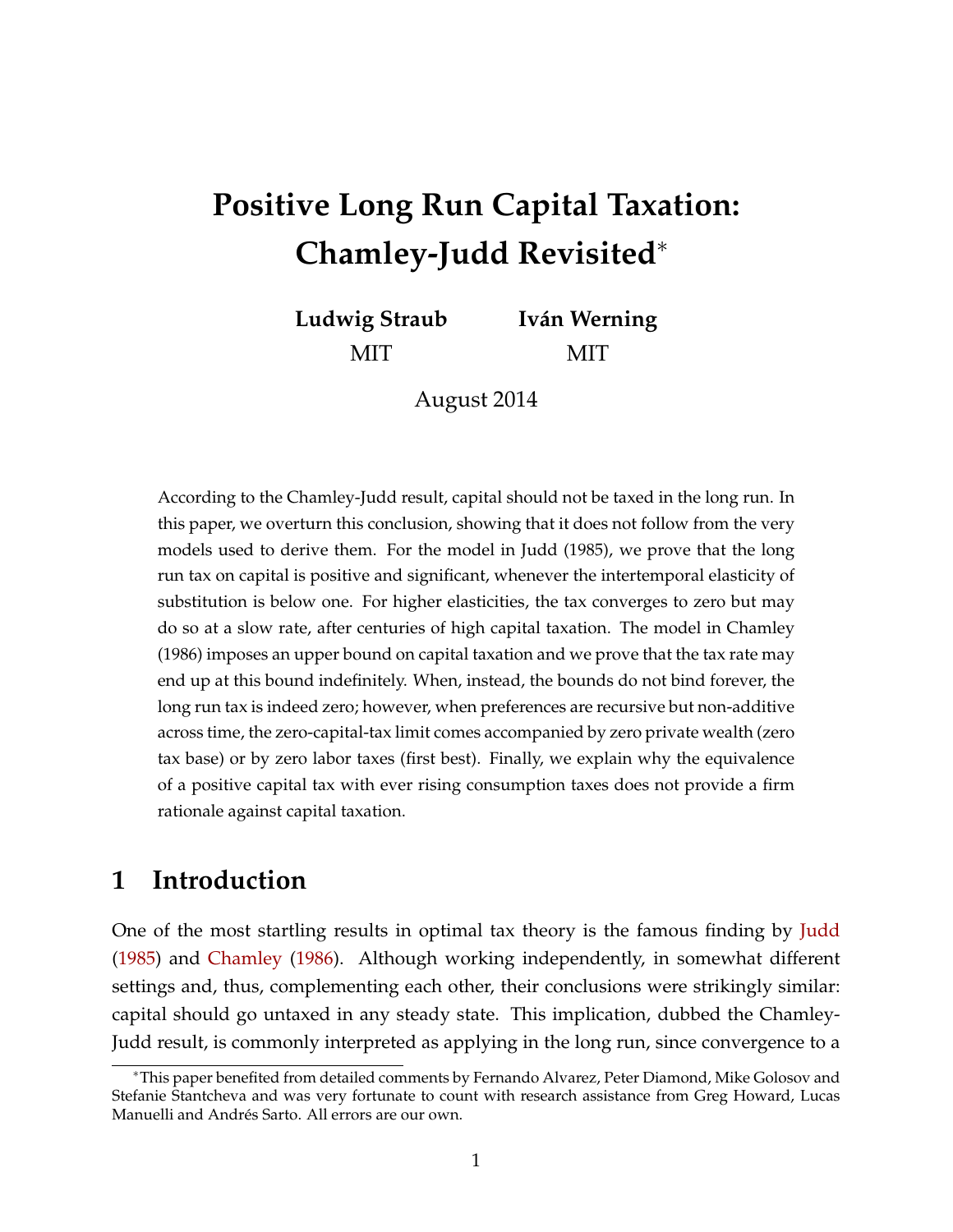# Positive Long Run Capital Taxation: Chamley-Judd Revisited*

**Ludwig Straub**  
MIT

**Iván Werning**  
MIT

August 2014

According to the Chamley-Judd result, capital should not be taxed in the long run. In this paper, we overturn this conclusion, showing that it does not follow from the very models used to derive them. For the model in Judd (1985), we prove that the long run tax on capital is positive and significant, whenever the intertemporal elasticity of substitution is below one. For higher elasticities, the tax converges to zero but may do so at a slow rate, after centuries of high capital taxation. The model in Chamley (1986) imposes an upper bound on capital taxation and we prove that the tax rate may end up at this bound indefinitely. When, instead, the bounds do not bind forever, the long run tax is indeed zero; however, when preferences are recursive but non-additive across time, the zero-capital-tax limit comes accompanied by zero private wealth (zero tax base) or by zero labor taxes (first best). Finally, we explain why the equivalence of a positive capital tax with ever rising consumption taxes does not provide a firm rationale against capital taxation.

## 1 Introduction

One of the most startling results in optimal tax theory is the famous finding by Judd (1985) and Chamley (1986). Although working independently, in somewhat different settings and, thus, complementing each other, their conclusions were strikingly similar: capital should go untaxed in any steady state. This implication, dubbed the Chamley-Judd result, is commonly interpreted as applying in the long run, since convergence to a

*This paper benefited from detailed comments by Fernando Alvarez, Peter Diamond, Mike Golosov and Stefanie Stantcheva and was very fortunate to count with research assistance from Greg Howard, Lucas Manuelli and Andrés Sarto. All errors are our own.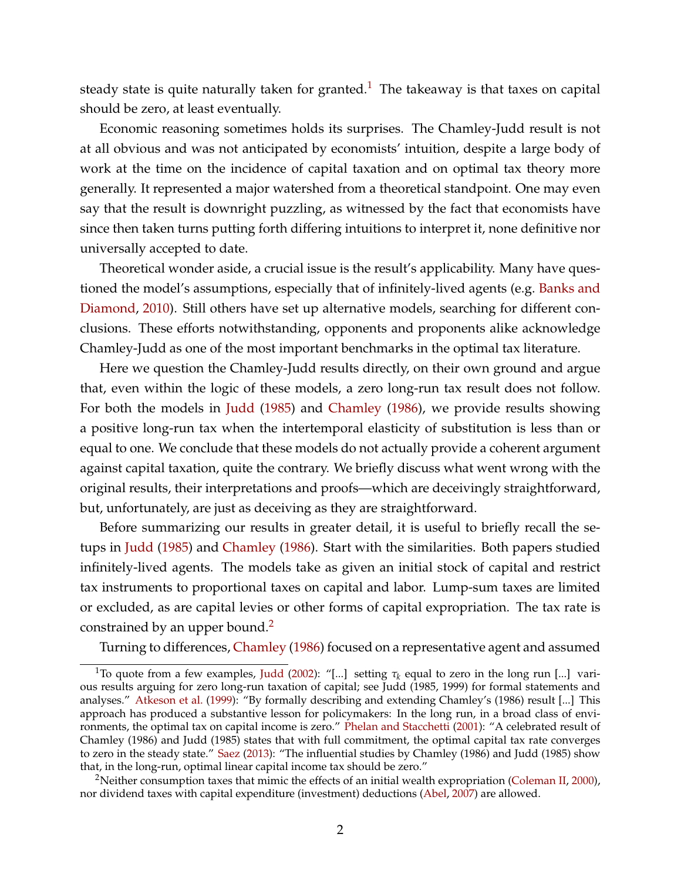steady state is quite naturally taken for granted.[1] The takeaway is that taxes on capital should be zero, at least eventually.

Economic reasoning sometimes holds its surprises. The Chamley-Judd result is not at all obvious and was not anticipated by economists' intuition, despite a large body of work at the time on the incidence of capital taxation and on optimal tax theory more generally. It represented a major watershed from a theoretical standpoint. One may even say that the result is downright puzzling, as witnessed by the fact that economists have since then taken turns putting forth differing intuitions to interpret it, none definitive nor universally accepted to date.

Theoretical wonder aside, a crucial issue is the result's applicability. Many have questioned the model's assumptions, especially that of infinitely-lived agents (e.g. Banks and Diamond, 2010). Still others have set up alternative models, searching for different conclusions. These efforts notwithstanding, opponents and proponents alike acknowledge Chamley-Judd as one of the most important benchmarks in the optimal tax literature.

Here we question the Chamley-Judd results directly, on their own ground and argue that, even within the logic of these models, a zero long-run tax result does not follow. For both the models in Judd (1985) and Chamley (1986), we provide results showing a positive long-run tax when the intertemporal elasticity of substitution is less than or equal to one. We conclude that these models do not actually provide a coherent argument against capital taxation, quite the contrary. We briefly discuss what went wrong with the original results, their interpretations and proofs—which are deceivingly straightforward, but, unfortunately, are just as deceiving as they are straightforward.

Before summarizing our results in greater detail, it is useful to briefly recall the setups in Judd (1985) and Chamley (1986). Start with the similarities. Both papers studied infinitely-lived agents. The models take as given an initial stock of capital and restrict tax instruments to proportional taxes on capital and labor. Lump-sum taxes are limited or excluded, as are capital levies or other forms of capital expropriation. The tax rate is constrained by an upper bound.[2]

Turning to differences, Chamley (1986) focused on a representative agent and assumed

---

[1] To quote from a few examples, Judd (2002): "[...] setting $\tau_k$ equal to zero in the long run [...] various results arguing for zero long-run taxation of capital; see Judd (1985, 1999) for formal statements and analyses." Atkeson et al. (1999): "By formally describing and extending Chamley's (1986) result [...] This approach has produced a substantive lesson for policymakers: In the long run, in a broad class of environments, the optimal tax on capital income is zero." Phelan and Stacchetti (2001): "A celebrated result of Chamley (1986) and Judd (1985) states that with full commitment, the optimal capital tax rate converges to zero in the steady state." Saez (2013): "The influential studies by Chamley (1986) and Judd (1985) show that, in the long-run, optimal linear capital income tax should be zero."

[2] Neither consumption taxes that mimic the effects of an initial wealth expropriation (Coleman II, 2000), nor dividend taxes with capital expenditure (investment) deductions (Abel, 2007) are allowed.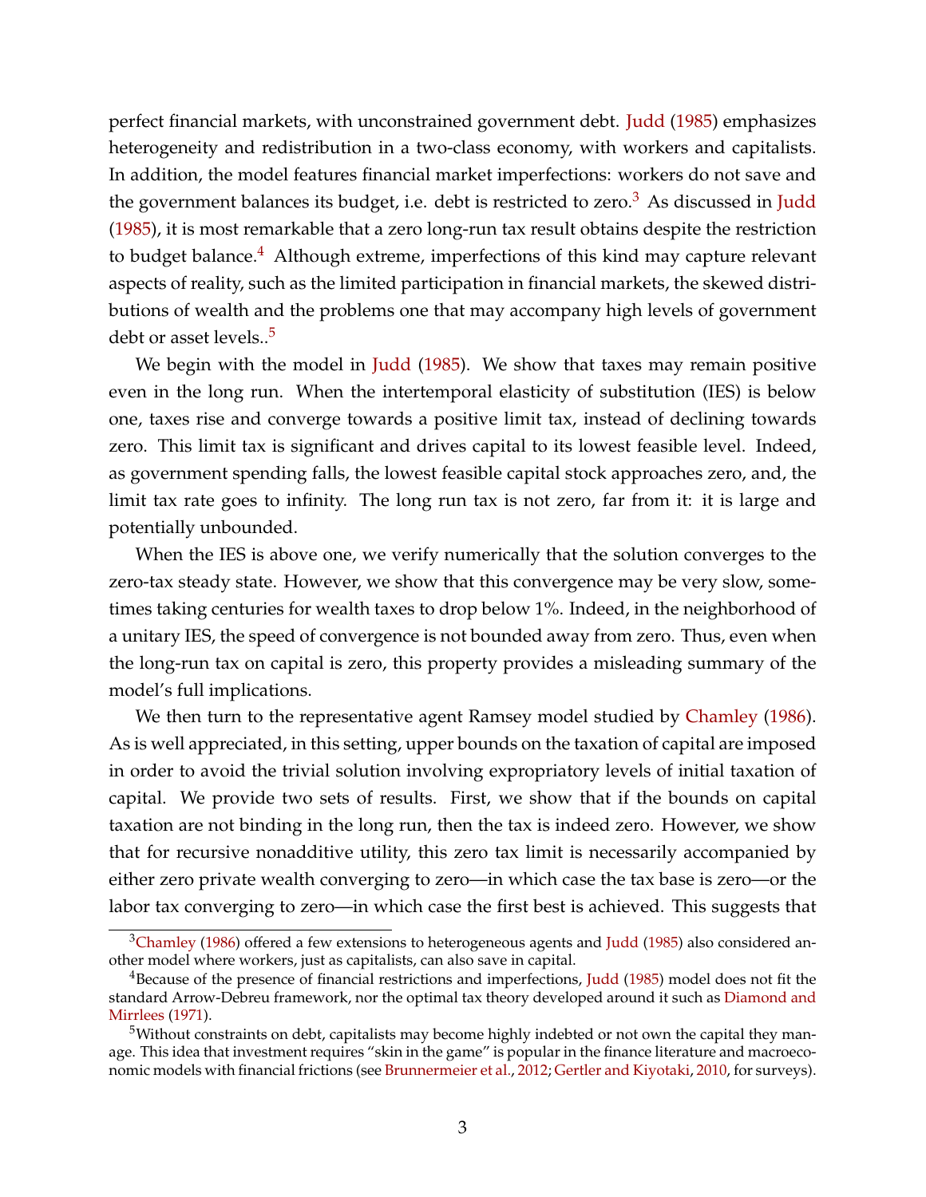perfect financial markets, with unconstrained government debt. Judd (1985) emphasizes heterogeneity and redistribution in a two-class economy, with workers and capitalists. In addition, the model features financial market imperfections: workers do not save and the government balances its budget, i.e. debt is restricted to zero.[3] As discussed in Judd (1985), it is most remarkable that a zero long-run tax result obtains despite the restriction to budget balance.[4] Although extreme, imperfections of this kind may capture relevant aspects of reality, such as the limited participation in financial markets, the skewed distributions of wealth and the problems one that may accompany high levels of government debt or asset levels..[5]

We begin with the model in Judd (1985). We show that taxes may remain positive even in the long run. When the intertemporal elasticity of substitution (IES) is below one, taxes rise and converge towards a positive limit tax, instead of declining towards zero. This limit tax is significant and drives capital to its lowest feasible level. Indeed, as government spending falls, the lowest feasible capital stock approaches zero, and, the limit tax rate goes to infinity. The long run tax is not zero, far from it: it is large and potentially unbounded.

When the IES is above one, we verify numerically that the solution converges to the zero-tax steady state. However, we show that this convergence may be very slow, sometimes taking centuries for wealth taxes to drop below 1%. Indeed, in the neighborhood of a unitary IES, the speed of convergence is not bounded away from zero. Thus, even when the long-run tax on capital is zero, this property provides a misleading summary of the model's full implications.

We then turn to the representative agent Ramsey model studied by Chamley (1986). As is well appreciated, in this setting, upper bounds on the taxation of capital are imposed in order to avoid the trivial solution involving expropriatory levels of initial taxation of capital. We provide two sets of results. First, we show that if the bounds on capital taxation are not binding in the long run, then the tax is indeed zero. However, we show that for recursive nonadditive utility, this zero tax limit is necessarily accompanied by either zero private wealth converging to zero—in which case the tax base is zero—or the labor tax converging to zero—in which case the first best is achieved. This suggests that

[3] Chamley (1986) offered a few extensions to heterogeneous agents and Judd (1985) also considered another model where workers, just as capitalists, can also save in capital.

[4] Because of the presence of financial restrictions and imperfections, Judd (1985) model does not fit the standard Arrow-Debreu framework, nor the optimal tax theory developed around it such as Diamond and Mirrlees (1971).

[5] Without constraints on debt, capitalists may become highly indebted or not own the capital they manage. This idea that investment requires "skin in the game" is popular in the finance literature and macroeconomic models with financial frictions (see Brunnermeier et al., 2012; Gertler and Kiyotaki, 2010, for surveys).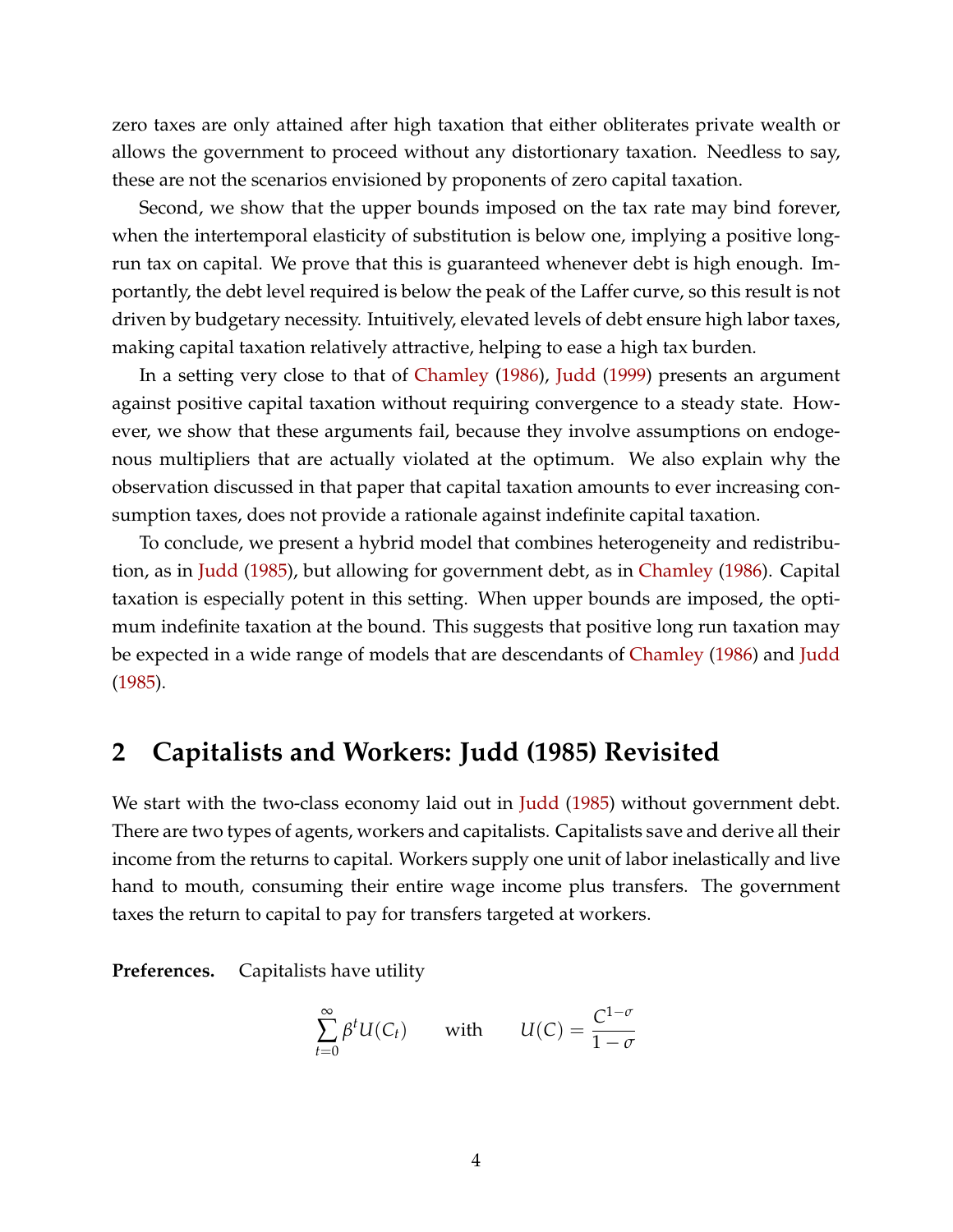zero taxes are only attained after high taxation that either obliterates private wealth or allows the government to proceed without any distortionary taxation. Needless to say, these are not the scenarios envisioned by proponents of zero capital taxation.

Second, we show that the upper bounds imposed on the tax rate may bind forever, when the intertemporal elasticity of substitution is below one, implying a positive long-run tax on capital. We prove that this is guaranteed whenever debt is high enough. Importantly, the debt level required is below the peak of the Laffer curve, so this result is not driven by budgetary necessity. Intuitively, elevated levels of debt ensure high labor taxes, making capital taxation relatively attractive, helping to ease a high tax burden.

In a setting very close to that of Chamley (1986), Judd (1999) presents an argument against positive capital taxation without requiring convergence to a steady state. However, we show that these arguments fail, because they involve assumptions on endogenous multipliers that are actually violated at the optimum. We also explain why the observation discussed in that paper that capital taxation amounts to ever increasing consumption taxes, does not provide a rationale against indefinite capital taxation.

To conclude, we present a hybrid model that combines heterogeneity and redistribution, as in Judd (1985), but allowing for government debt, as in Chamley (1986). Capital taxation is especially potent in this setting. When upper bounds are imposed, the optimum indefinite taxation at the bound. This suggests that positive long run taxation may be expected in a wide range of models that are descendants of Chamley (1986) and Judd (1985).

## 2 Capitalists and Workers: Judd (1985) Revisited

We start with the two-class economy laid out in Judd (1985) without government debt. There are two types of agents, workers and capitalists. Capitalists save and derive all their income from the returns to capital. Workers supply one unit of labor inelastically and live hand to mouth, consuming their entire wage income plus transfers. The government taxes the return to capital to pay for transfers targeted at workers.

**Preferences.** Capitalists have utility

$$\sum_{t=0}^{\infty} \beta^t U(C_t) \qquad \text{with} \qquad U(C) = \frac{C^{1-\sigma}}{1-\sigma}$$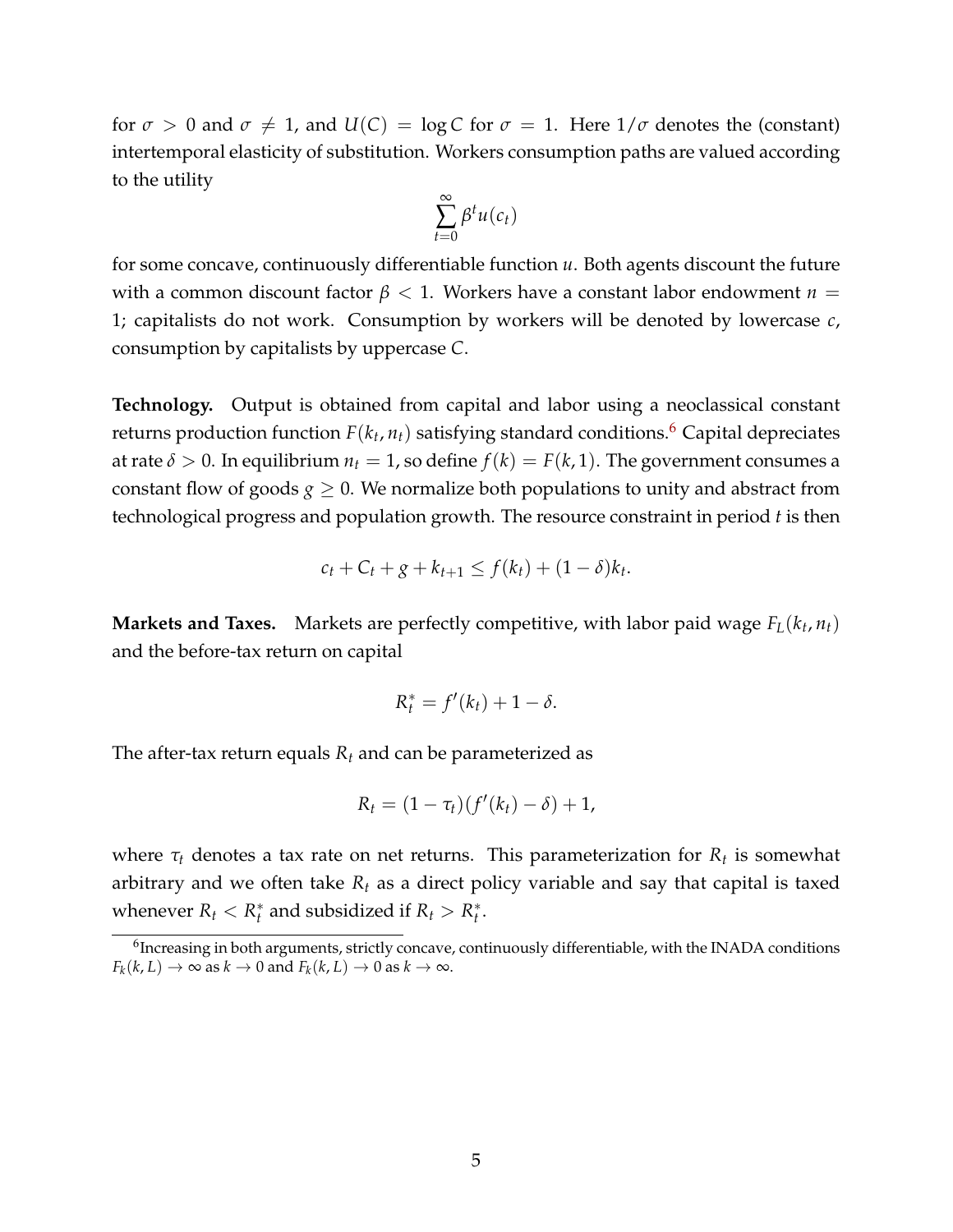for $\sigma > 0$ and $\sigma \neq 1$, and $U(C) = \log C$ for $\sigma = 1$. Here $1/\sigma$ denotes the (constant) intertemporal elasticity of substitution. Workers consumption paths are valued according to the utility

$$\sum_{t=0}^{\infty} \beta^t u(c_t)$$

for some concave, continuously differentiable function $u$. Both agents discount the future with a common discount factor $\beta < 1$. Workers have a constant labor endowment $n = 1$; capitalists do not work. Consumption by workers will be denoted by lowercase $c$, consumption by capitalists by uppercase $C$.

**Technology.** Output is obtained from capital and labor using a neoclassical constant returns production function $F(k_t, n_t)$ satisfying standard conditions.[6] Capital depreciates at rate $\delta > 0$. In equilibrium $n_t = 1$, so define $f(k) = F(k, 1)$. The government consumes a constant flow of goods $g \geq 0$. We normalize both populations to unity and abstract from technological progress and population growth. The resource constraint in period $t$ is then

$$c_t + C_t + g + k_{t+1} \leq f(k_t) + (1 - \delta)k_t.$$

**Markets and Taxes.** Markets are perfectly competitive, with labor paid wage $F_L(k_t, n_t)$ and the before-tax return on capital

$$R_t^* = f'(k_t) + 1 - \delta.$$

The after-tax return equals $R_t$ and can be parameterized as

$$R_t = (1 - \tau_t)(f'(k_t) - \delta) + 1,$$

where $\tau_t$ denotes a tax rate on net returns. This parameterization for $R_t$ is somewhat arbitrary and we often take $R_t$ as a direct policy variable and say that capital is taxed whenever $R_t < R_t^*$ and subsidized if $R_t > R_t^*$.

---

[6] Increasing in both arguments, strictly concave, continuously differentiable, with the INADA conditions $F_k(k, L) \to \infty$ as $k \to 0$ and $F_k(k, L) \to 0$ as $k \to \infty$.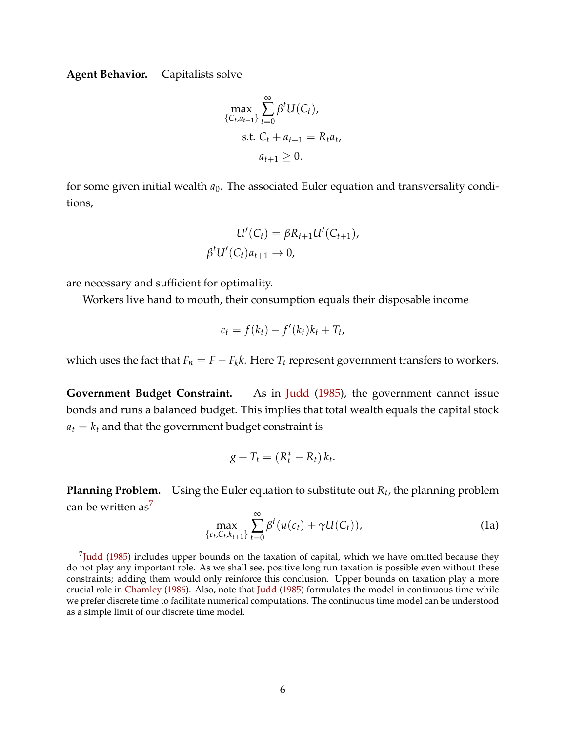**Agent Behavior.** Capitalists solve

$$\max_{\{C_t, a_{t+1}\}} \sum_{t=0}^{\infty} \beta^t U(C_t),$$
$$\text{s.t. } C_t + a_{t+1} = R_t a_t,$$
$$a_{t+1} \geq 0.$$

for some given initial wealth $a_0$. The associated Euler equation and transversality conditions,

$$U'(C_t) = \beta R_{t+1} U'(C_{t+1}),$$
$$\beta^t U'(C_t) a_{t+1} \to 0,$$

are necessary and sufficient for optimality.

Workers live hand to mouth, their consumption equals their disposable income

$$c_t = f(k_t) - f'(k_t) k_t + T_t,$$

which uses the fact that $F_n = F - F_k k$. Here $T_t$ represent government transfers to workers.

**Government Budget Constraint.** As in Judd (1985), the government cannot issue bonds and runs a balanced budget. This implies that total wealth equals the capital stock $a_t = k_t$ and that the government budget constraint is

$$g + T_t = (R_t^* - R_t) k_t.$$

**Planning Problem.** Using the Euler equation to substitute out $R_t$, the planning problem can be written as[7]

$$\max_{\{c_t, C_t, k_{t+1}\}} \sum_{t=0}^{\infty} \beta^t (u(c_t) + \gamma U(C_t)), \tag{1a}$$

[7] Judd (1985) includes upper bounds on the taxation of capital, which we have omitted because they do not play any important role. As we shall see, positive long run taxation is possible even without these constraints; adding them would only reinforce this conclusion. Upper bounds on taxation play a more crucial role in Chamley (1986). Also, note that Judd (1985) formulates the model in continuous time while we prefer discrete time to facilitate numerical computations. The continuous time model can be understood as a simple limit of our discrete time model.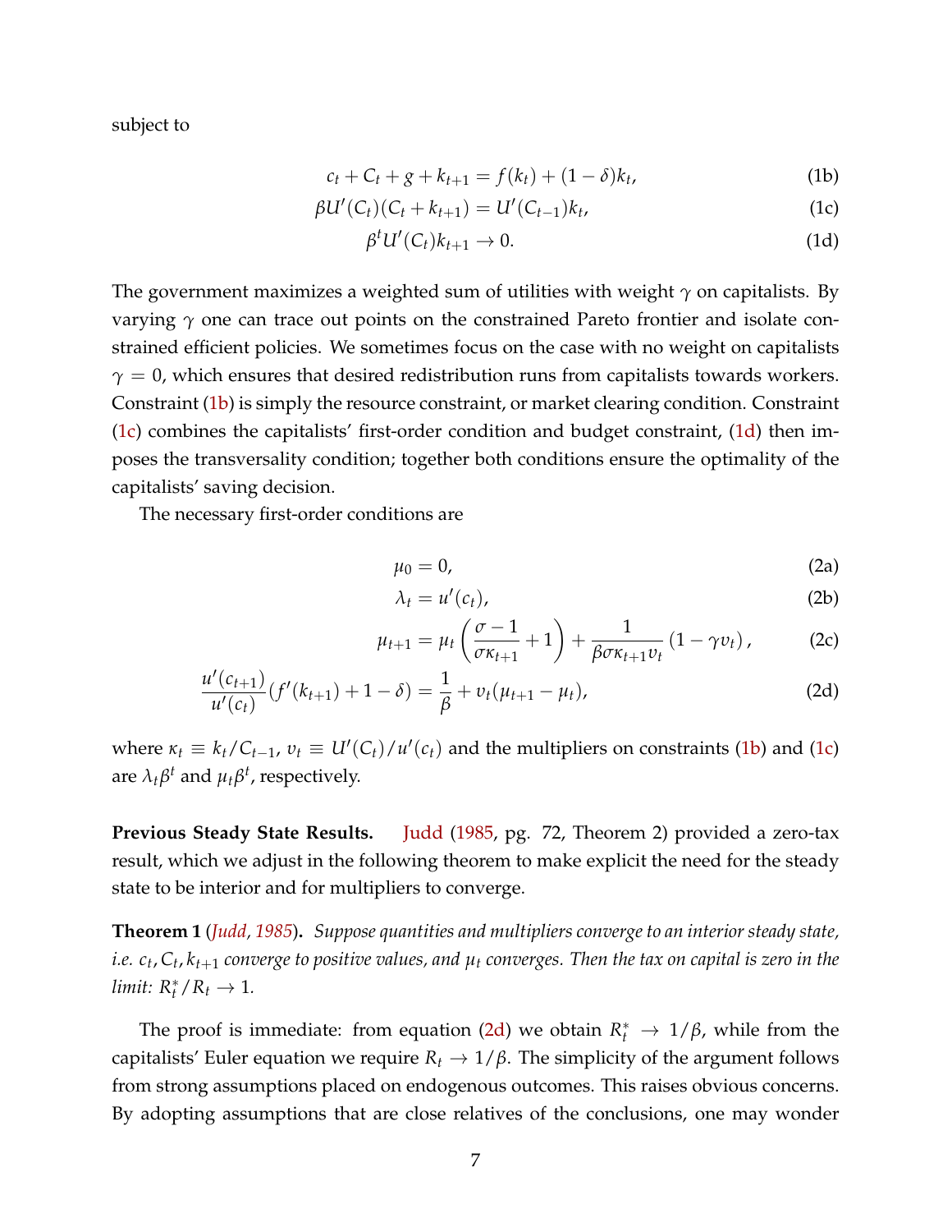subject to

$$c_t + C_t + g + k_{t+1} = f(k_t) + (1-\delta)k_t, \tag{1b}$$

$$\beta U'(C_t)(C_t + k_{t+1}) = U'(C_{t-1})k_t, \tag{1c}$$

$$\beta^t U'(C_t)k_{t+1} \to 0. \tag{1d}$$

The government maximizes a weighted sum of utilities with weight $\gamma$ on capitalists. By varying $\gamma$ one can trace out points on the constrained Pareto frontier and isolate constrained efficient policies. We sometimes focus on the case with no weight on capitalists $\gamma = 0$, which ensures that desired redistribution runs from capitalists towards workers. Constraint (1b) is simply the resource constraint, or market clearing condition. Constraint (1c) combines the capitalists' first-order condition and budget constraint, (1d) then imposes the transversality condition; together both conditions ensure the optimality of the capitalists' saving decision.

The necessary first-order conditions are

$$\mu_0 = 0, \tag{2a}$$

$$\lambda_t = u'(c_t), \tag{2b}$$

$$\mu_{t+1} = \mu_t \left( \frac{\sigma - 1}{\sigma \kappa_{t+1}} + 1 \right) + \frac{1}{\beta \sigma \kappa_{t+1} v_t} \left(1 - \gamma v_t\right), \tag{2c}$$

$$\frac{u'(c_{t+1})}{u'(c_t)}(f'(k_{t+1}) + 1 - \delta) = \frac{1}{\beta} + v_t(\mu_{t+1} - \mu_t), \tag{2d}$$

where $\kappa_t \equiv k_t / C_{t-1}$, $v_t \equiv U'(C_t)/u'(c_t)$ and the multipliers on constraints (1b) and (1c) are $\lambda_t \beta^t$ and $\mu_t \beta^t$, respectively.

**Previous Steady State Results.** Judd (1985, pg. 72, Theorem 2) provided a zero-tax result, which we adjust in the following theorem to make explicit the need for the steady state to be interior and for multipliers to converge.

**Theorem 1** (*Judd, 1985*)**.** *Suppose quantities and multipliers converge to an interior steady state, i.e. $c_t, C_t, k_{t+1}$ converge to positive values, and $\mu_t$ converges. Then the tax on capital is zero in the limit: $R_t^*/R_t \to 1$.*

The proof is immediate: from equation (2d) we obtain $R_t^* \to 1/\beta$, while from the capitalists' Euler equation we require $R_t \to 1/\beta$. The simplicity of the argument follows from strong assumptions placed on endogenous outcomes. This raises obvious concerns. By adopting assumptions that are close relatives of the conclusions, one may wonder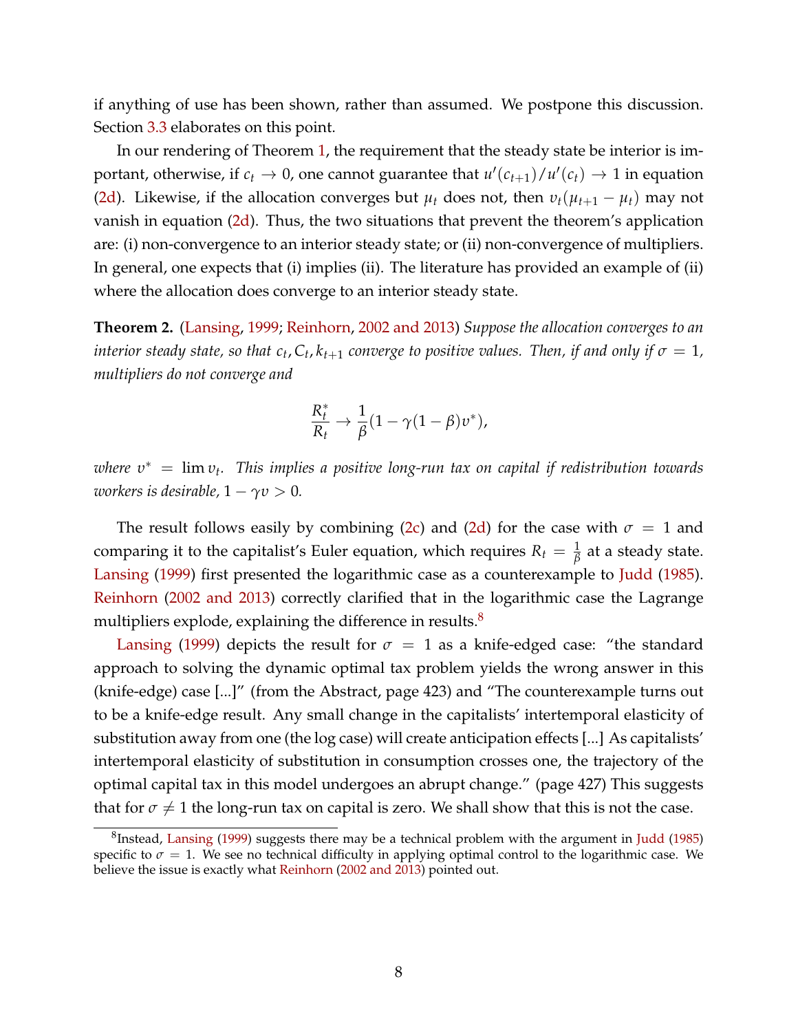if anything of use has been shown, rather than assumed. We postpone this discussion. Section 3.3 elaborates on this point.

In our rendering of Theorem 1, the requirement that the steady state be interior is important, otherwise, if $c_t \to 0$, one cannot guarantee that $u'(c_{t+1})/u'(c_t) \to 1$ in equation (2d). Likewise, if the allocation converges but $\mu_t$ does not, then $v_t(\mu_{t+1} - \mu_t)$ may not vanish in equation (2d). Thus, the two situations that prevent the theorem's application are: (i) non-convergence to an interior steady state; or (ii) non-convergence of multipliers. In general, one expects that (i) implies (ii). The literature has provided an example of (ii) where the allocation does converge to an interior steady state.

**Theorem 2.** (Lansing, 1999; Reinhorn, 2002 and 2013) *Suppose the allocation converges to an interior steady state, so that $c_t, C_t, k_{t+1}$ converge to positive values. Then, if and only if $\sigma = 1$, multipliers do not converge and*

$$\frac{R_t^*}{R_t} \to \frac{1}{\beta}(1 - \gamma(1-\beta)v^*),$$

*where $v^* = \lim v_t$. This implies a positive long-run tax on capital if redistribution towards workers is desirable, $1 - \gamma v > 0$.*

The result follows easily by combining (2c) and (2d) for the case with $\sigma = 1$ and comparing it to the capitalist's Euler equation, which requires $R_t = \frac{1}{\beta}$ at a steady state. Lansing (1999) first presented the logarithmic case as a counterexample to Judd (1985). Reinhorn (2002 and 2013) correctly clarified that in the logarithmic case the Lagrange multipliers explode, explaining the difference in results.[8]

Lansing (1999) depicts the result for $\sigma = 1$ as a knife-edged case: "the standard approach to solving the dynamic optimal tax problem yields the wrong answer in this (knife-edge) case [...]" (from the Abstract, page 423) and "The counterexample turns out to be a knife-edge result. Any small change in the capitalists' intertemporal elasticity of substitution away from one (the log case) will create anticipation effects [...] As capitalists' intertemporal elasticity of substitution in consumption crosses one, the trajectory of the optimal capital tax in this model undergoes an abrupt change." (page 427) This suggests that for $\sigma \neq 1$ the long-run tax on capital is zero. We shall show that this is not the case.

[8] Instead, Lansing (1999) suggests there may be a technical problem with the argument in Judd (1985) specific to $\sigma = 1$. We see no technical difficulty in applying optimal control to the logarithmic case. We believe the issue is exactly what Reinhorn (2002 and 2013) pointed out.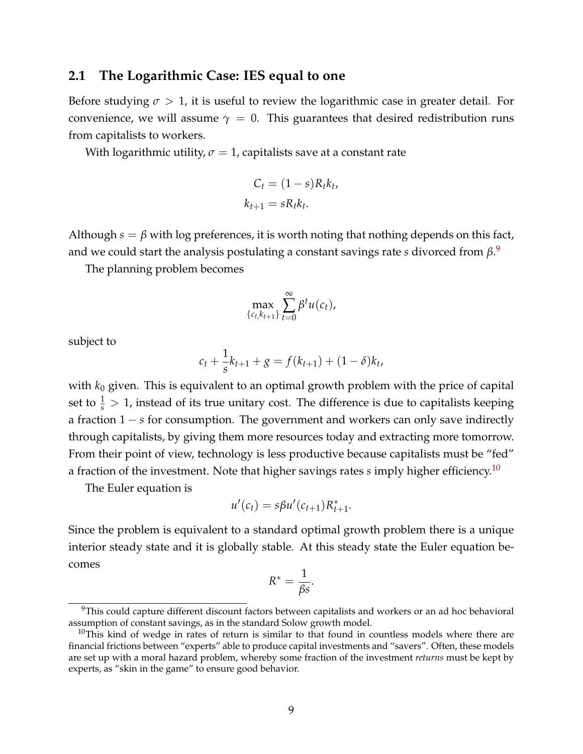## 2.1 The Logarithmic Case: IES equal to one

Before studying $\sigma > 1$, it is useful to review the logarithmic case in greater detail. For convenience, we will assume $\gamma = 0$. This guarantees that desired redistribution runs from capitalists to workers.

With logarithmic utility, $\sigma = 1$, capitalists save at a constant rate

$$C_t = (1-s)R_t k_t,$$
$$k_{t+1} = sR_t k_t.$$

Although $s = \beta$ with log preferences, it is worth noting that nothing depends on this fact, and we could start the analysis postulating a constant savings rate $s$ divorced from $\beta$.[9]

The planning problem becomes

$$\max_{\{c_t, k_{t+1}\}} \sum_{t=0}^{\infty} \beta^t u(c_t),$$

subject to

$$c_t + \frac{1}{s} k_{t+1} + g = f(k_{t+1}) + (1-\delta)k_t,$$

with $k_0$ given. This is equivalent to an optimal growth problem with the price of capital set to $\frac{1}{s} > 1$, instead of its true unitary cost. The difference is due to capitalists keeping a fraction $1-s$ for consumption. The government and workers can only save indirectly through capitalists, by giving them more resources today and extracting more tomorrow. From their point of view, technology is less productive because capitalists must be "fed" a fraction of the investment. Note that higher savings rates $s$ imply higher efficiency.[10]

The Euler equation is

$$u'(c_t) = s\beta u'(c_{t+1}) R^*_{t+1}.$$

Since the problem is equivalent to a standard optimal growth problem there is a unique interior steady state and it is globally stable. At this steady state the Euler equation becomes

$$R^* = \frac{1}{\beta s}.$$

[9] This could capture different discount factors between capitalists and workers or an ad hoc behavioral assumption of constant savings, as in the standard Solow growth model.

[10] This kind of wedge in rates of return is similar to that found in countless models where there are financial frictions between "experts" able to produce capital investments and "savers". Often, these models are set up with a moral hazard problem, whereby some fraction of the investment *returns* must be kept by experts, as "skin in the game" to ensure good behavior.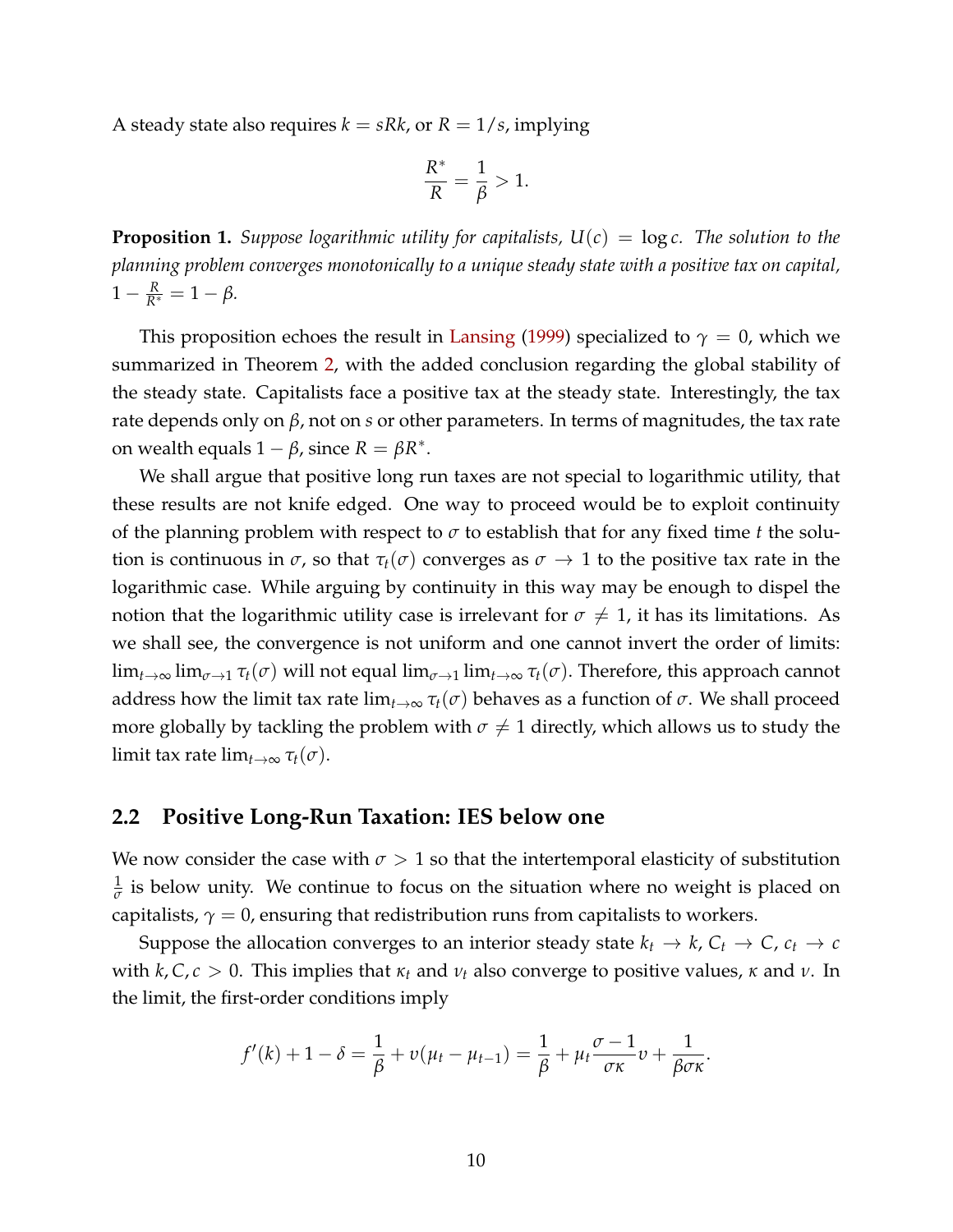A steady state also requires $k = sRk$, or $R = 1/s$, implying

$$\frac{R^*}{R} = \frac{1}{\beta} > 1.$$

**Proposition 1.** *Suppose logarithmic utility for capitalists, $U(c) = \log c$. The solution to the planning problem converges monotonically to a unique steady state with a positive tax on capital, $1 - \frac{R}{R^*} = 1 - \beta$.*

This proposition echoes the result in Lansing (1999) specialized to $\gamma = 0$, which we summarized in Theorem 2, with the added conclusion regarding the global stability of the steady state. Capitalists face a positive tax at the steady state. Interestingly, the tax rate depends only on $\beta$, not on $s$ or other parameters. In terms of magnitudes, the tax rate on wealth equals $1 - \beta$, since $R = \beta R^*$.

We shall argue that positive long run taxes are not special to logarithmic utility, that these results are not knife edged. One way to proceed would be to exploit continuity of the planning problem with respect to $\sigma$ to establish that for any fixed time $t$ the solution is continuous in $\sigma$, so that $\tau_t(\sigma)$ converges as $\sigma \to 1$ to the positive tax rate in the logarithmic case. While arguing by continuity in this way may be enough to dispel the notion that the logarithmic utility case is irrelevant for $\sigma \neq 1$, it has its limitations. As we shall see, the convergence is not uniform and one cannot invert the order of limits: $\lim_{t\to\infty} \lim_{\sigma\to 1} \tau_t(\sigma)$ will not equal $\lim_{\sigma\to 1} \lim_{t\to\infty} \tau_t(\sigma)$. Therefore, this approach cannot address how the limit tax rate $\lim_{t\to\infty} \tau_t(\sigma)$ behaves as a function of $\sigma$. We shall proceed more globally by tackling the problem with $\sigma \neq 1$ directly, which allows us to study the limit tax rate $\lim_{t\to\infty} \tau_t(\sigma)$.

## 2.2 Positive Long-Run Taxation: IES below one

We now consider the case with $\sigma > 1$ so that the intertemporal elasticity of substitution $\frac{1}{\sigma}$ is below unity. We continue to focus on the situation where no weight is placed on capitalists, $\gamma = 0$, ensuring that redistribution runs from capitalists to workers.

Suppose the allocation converges to an interior steady state $k_t \to k$, $C_t \to C$, $c_t \to c$ with $k, C, c > 0$. This implies that $\kappa_t$ and $\upsilon_t$ also converge to positive values, $\kappa$ and $\upsilon$. In the limit, the first-order conditions imply

$$f'(k) + 1 - \delta = \frac{1}{\beta} + \upsilon(\mu_t - \mu_{t-1}) = \frac{1}{\beta} + \mu_t \frac{\sigma - 1}{\sigma\kappa}\upsilon + \frac{1}{\beta\sigma\kappa}.$$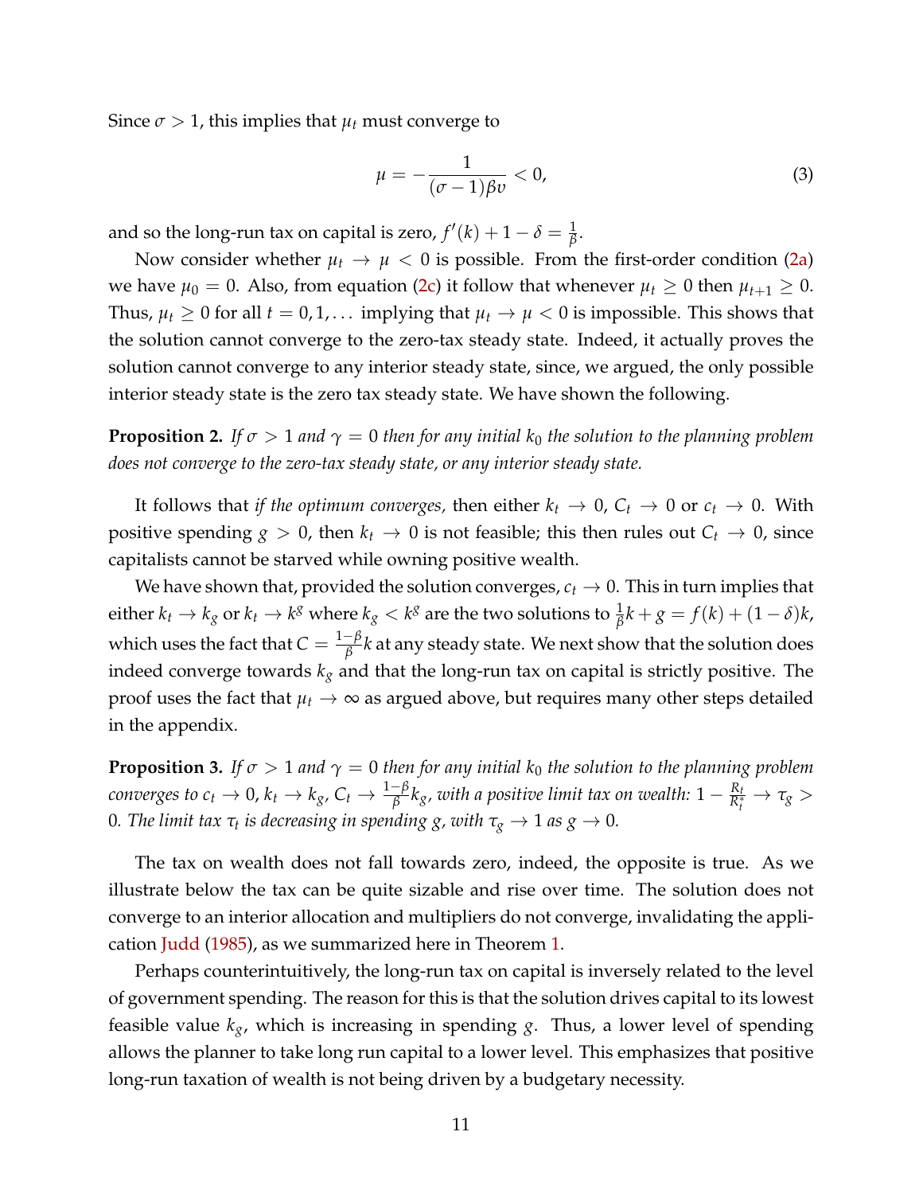Since $\sigma > 1$, this implies that $\mu_t$ must converge to

$$\mu = -\frac{1}{(\sigma - 1)\beta v} < 0, \tag{3}$$

and so the long-run tax on capital is zero, $f'(k) + 1 - \delta = \frac{1}{\beta}$.

Now consider whether $\mu_t \to \mu < 0$ is possible. From the first-order condition (2a) we have $\mu_0 = 0$. Also, from equation (2c) it follow that whenever $\mu_t \geq 0$ then $\mu_{t+1} \geq 0$. Thus, $\mu_t \geq 0$ for all $t = 0, 1, \ldots$ implying that $\mu_t \to \mu < 0$ is impossible. This shows that the solution cannot converge to the zero-tax steady state. Indeed, it actually proves the solution cannot converge to any interior steady state, since, we argued, the only possible interior steady state is the zero tax steady state. We have shown the following.

**Proposition 2.** *If $\sigma > 1$ and $\gamma = 0$ then for any initial $k_0$ the solution to the planning problem does not converge to the zero-tax steady state, or any interior steady state.*

It follows that *if the optimum converges,* then either $k_t \to 0$, $C_t \to 0$ or $c_t \to 0$. With positive spending $g > 0$, then $k_t \to 0$ is not feasible; this then rules out $C_t \to 0$, since capitalists cannot be starved while owning positive wealth.

We have shown that, provided the solution converges, $c_t \to 0$. This in turn implies that either $k_t \to k_g$ or $k_t \to k^g$ where $k_g < k^g$ are the two solutions to $\frac{1}{\beta}k + g = f(k) + (1 - \delta)k$, which uses the fact that $C = \frac{1-\beta}{\beta}k$ at any steady state. We next show that the solution does indeed converge towards $k_g$ and that the long-run tax on capital is strictly positive. The proof uses the fact that $\mu_t \to \infty$ as argued above, but requires many other steps detailed in the appendix.

**Proposition 3.** *If $\sigma > 1$ and $\gamma = 0$ then for any initial $k_0$ the solution to the planning problem converges to $c_t \to 0$, $k_t \to k_g$, $C_t \to \frac{1-\beta}{\beta}k_g$, with a positive limit tax on wealth: $1 - \frac{R_t}{R_t^*} \to \tau_g > 0$. The limit tax $\tau_t$ is decreasing in spending $g$, with $\tau_g \to 1$ as $g \to 0$.*

The tax on wealth does not fall towards zero, indeed, the opposite is true. As we illustrate below the tax can be quite sizable and rise over time. The solution does not converge to an interior allocation and multipliers do not converge, invalidating the application Judd (1985), as we summarized here in Theorem 1.

Perhaps counterintuitively, the long-run tax on capital is inversely related to the level of government spending. The reason for this is that the solution drives capital to its lowest feasible value $k_g$, which is increasing in spending $g$. Thus, a lower level of spending allows the planner to take long run capital to a lower level. This emphasizes that positive long-run taxation of wealth is not being driven by a budgetary necessity.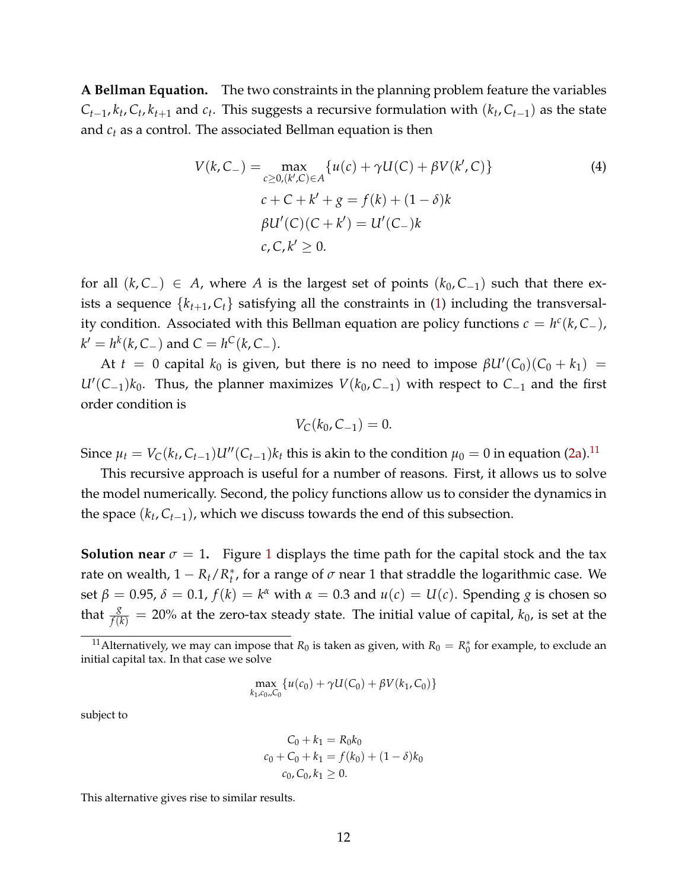**A Bellman Equation.** The two constraints in the planning problem feature the variables $C_{t-1}, k_t, C_t, k_{t+1}$ and $c_t$. This suggests a recursive formulation with $(k_t, C_{t-1})$ as the state and $c_t$ as a control. The associated Bellman equation is then

$$
V(k, C_-) = \max_{c \geq 0, (k', C) \in A} \{u(c) + \gamma U(C) + \beta V(k', C)\} \tag{4}
$$

$$
c + C + k' + g = f(k) + (1-\delta)k
$$

$$
\beta U'(C)(C + k') = U'(C_-)k
$$

$$
c, C, k' \geq 0.
$$

for all $(k, C_-) \in A$, where $A$ is the largest set of points $(k_0, C_{-1})$ such that there exists a sequence $\{k_{t+1}, C_t\}$ satisfying all the constraints in (1) including the transversality condition. Associated with this Bellman equation are policy functions $c = h^c(k, C_-)$, $k' = h^k(k, C_-)$ and $C = h^C(k, C_-)$.

At $t = 0$ capital $k_0$ is given, but there is no need to impose $\beta U'(C_0)(C_0 + k_1) = U'(C_{-1})k_0$. Thus, the planner maximizes $V(k_0, C_{-1})$ with respect to $C_{-1}$ and the first order condition is

$$
V_C(k_0, C_{-1}) = 0.
$$

Since $\mu_t = V_C(k_t, C_{t-1})U''(C_{t-1})k_t$ this is akin to the condition $\mu_0 = 0$ in equation (2a).[11]

This recursive approach is useful for a number of reasons. First, it allows us to solve the model numerically. Second, the policy functions allow us to consider the dynamics in the space $(k_t, C_{t-1})$, which we discuss towards the end of this subsection.

**Solution near $\sigma = 1$.** Figure 1 displays the time path for the capital stock and the tax rate on wealth, $1 - R_t/R_t^*$, for a range of $\sigma$ near 1 that straddle the logarithmic case. We set $\beta = 0.95$, $\delta = 0.1$, $f(k) = k^\alpha$ with $\alpha = 0.3$ and $u(c) = U(c)$. Spending $g$ is chosen so that $\frac{g}{f(k)} = 20\%$ at the zero-tax steady state. The initial value of capital, $k_0$, is set at the

---

[11] Alternatively, we may can impose that $R_0$ is taken as given, with $R_0 = R_0^*$ for example, to exclude an initial capital tax. In that case we solve

$$
\max_{k_1, c_0, C_0} \{u(c_0) + \gamma U(C_0) + \beta V(k_1, C_0)\}
$$

subject to

$$
C_0 + k_1 = R_0 k_0
$$

$$
c_0 + C_0 + k_1 = f(k_0) + (1-\delta)k_0
$$

$$
c_0, C_0, k_1 \geq 0.
$$

This alternative gives rise to similar results.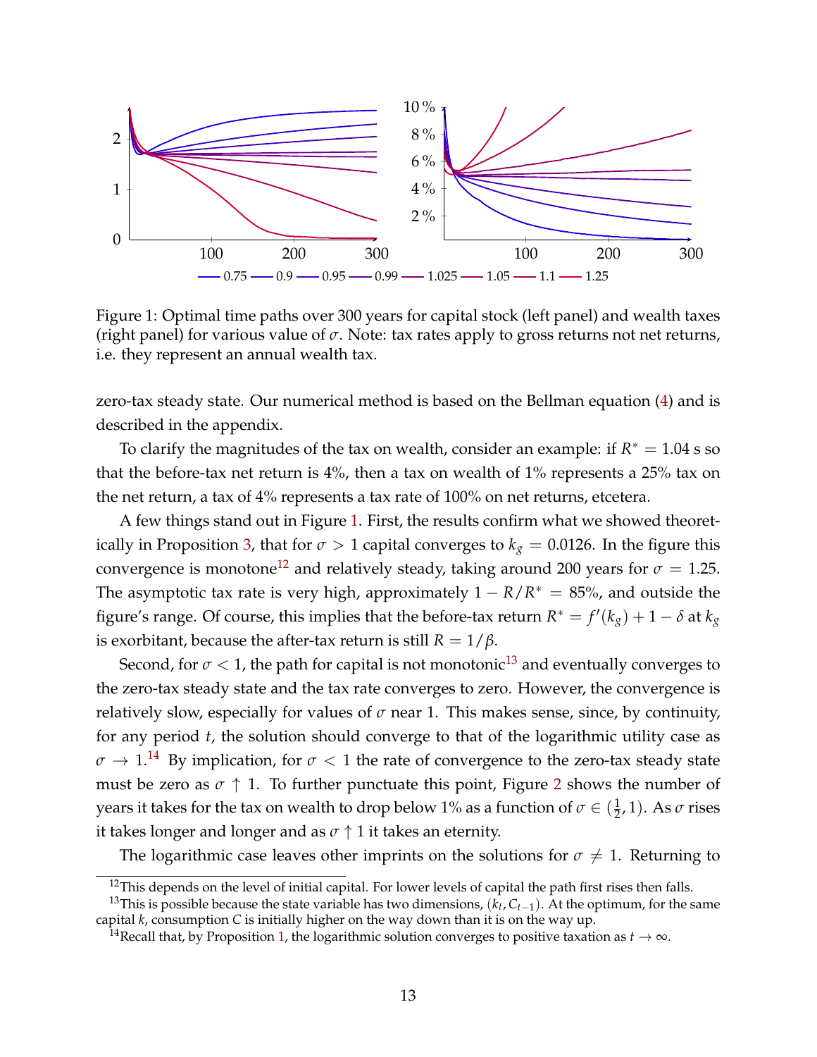Figure 1: Optimal time paths over 300 years for capital stock (left panel) and wealth taxes (right panel) for various value of $\sigma$. Note: tax rates apply to gross returns not net returns, i.e. they represent an annual wealth tax.

zero-tax steady state. Our numerical method is based on the Bellman equation (4) and is described in the appendix.

To clarify the magnitudes of the tax on wealth, consider an example: if $R^* = 1.04$ s so that the before-tax net return is 4%, then a tax on wealth of 1% represents a 25% tax on the net return, a tax of 4% represents a tax rate of 100% on net returns, etcetera.

A few things stand out in Figure 1. First, the results confirm what we showed theoretically in Proposition 3, that for $\sigma > 1$ capital converges to $k_g = 0.0126$. In the figure this convergence is monotone[12] and relatively steady, taking around 200 years for $\sigma = 1.25$. The asymptotic tax rate is very high, approximately $1 - R/R^* = 85\%$, and outside the figure's range. Of course, this implies that the before-tax return $R^* = f'(k_g) + 1 - \delta$ at $k_g$ is exorbitant, because the after-tax return is still $R = 1/\beta$.

Second, for $\sigma < 1$, the path for capital is not monotonic[13] and eventually converges to the zero-tax steady state and the tax rate converges to zero. However, the convergence is relatively slow, especially for values of $\sigma$ near 1. This makes sense, since, by continuity, for any period $t$, the solution should converge to that of the logarithmic utility case as $\sigma \to 1$.[14] By implication, for $\sigma < 1$ the rate of convergence to the zero-tax steady state must be zero as $\sigma \uparrow 1$. To further punctuate this point, Figure 2 shows the number of years it takes for the tax on wealth to drop below 1% as a function of $\sigma \in (\frac{1}{2}, 1)$. As $\sigma$ rises it takes longer and longer and as $\sigma \uparrow 1$ it takes an eternity.

The logarithmic case leaves other imprints on the solutions for $\sigma \neq 1$. Returning to

[12]This depends on the level of initial capital. For lower levels of capital the path first rises then falls.

[13]This is possible because the state variable has two dimensions, $(k_t, C_{t-1})$. At the optimum, for the same capital $k$, consumption $C$ is initially higher on the way down than it is on the way up.

[14]Recall that, by Proposition 1, the logarithmic solution converges to positive taxation as $t \to \infty$.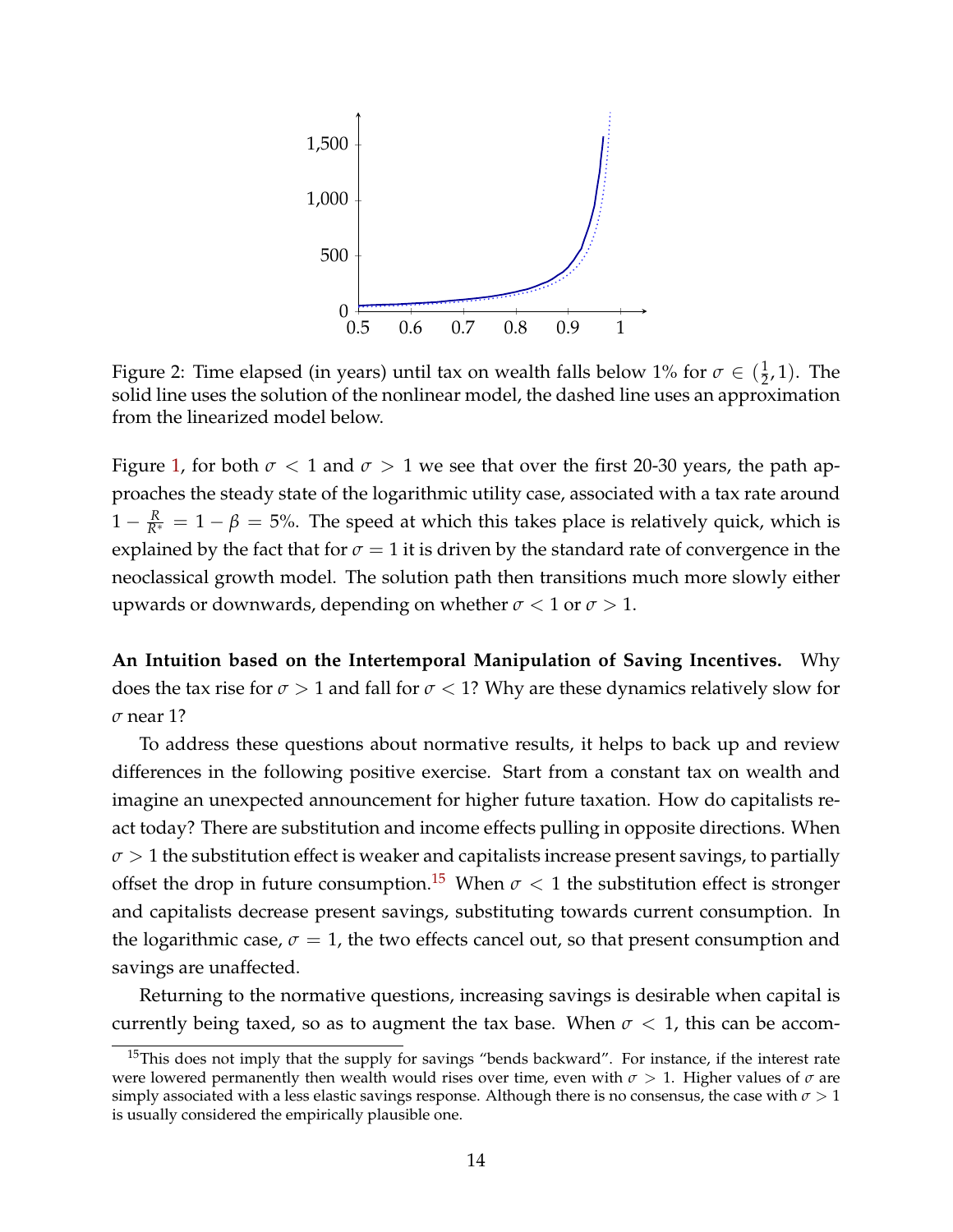Figure 2: Time elapsed (in years) until tax on wealth falls below 1% for $\sigma \in (\frac{1}{2}, 1)$. The solid line uses the solution of the nonlinear model, the dashed line uses an approximation from the linearized model below.

Figure 1, for both $\sigma < 1$ and $\sigma > 1$ we see that over the first 20-30 years, the path approaches the steady state of the logarithmic utility case, associated with a tax rate around $1 - \frac{R}{R^*} = 1 - \beta = 5\%$. The speed at which this takes place is relatively quick, which is explained by the fact that for $\sigma = 1$ it is driven by the standard rate of convergence in the neoclassical growth model. The solution path then transitions much more slowly either upwards or downwards, depending on whether $\sigma < 1$ or $\sigma > 1$.

**An Intuition based on the Intertemporal Manipulation of Saving Incentives.** Why does the tax rise for $\sigma > 1$ and fall for $\sigma < 1$? Why are these dynamics relatively slow for $\sigma$ near 1?

To address these questions about normative results, it helps to back up and review differences in the following positive exercise. Start from a constant tax on wealth and imagine an unexpected announcement for higher future taxation. How do capitalists react today? There are substitution and income effects pulling in opposite directions. When $\sigma > 1$ the substitution effect is weaker and capitalists increase present savings, to partially offset the drop in future consumption.[15] When $\sigma < 1$ the substitution effect is stronger and capitalists decrease present savings, substituting towards current consumption. In the logarithmic case, $\sigma = 1$, the two effects cancel out, so that present consumption and savings are unaffected.

Returning to the normative questions, increasing savings is desirable when capital is currently being taxed, so as to augment the tax base. When $\sigma < 1$, this can be accom-

[15] This does not imply that the supply for savings "bends backward". For instance, if the interest rate were lowered permanently then wealth would rises over time, even with $\sigma > 1$. Higher values of $\sigma$ are simply associated with a less elastic savings response. Although there is no consensus, the case with $\sigma > 1$ is usually considered the empirically plausible one.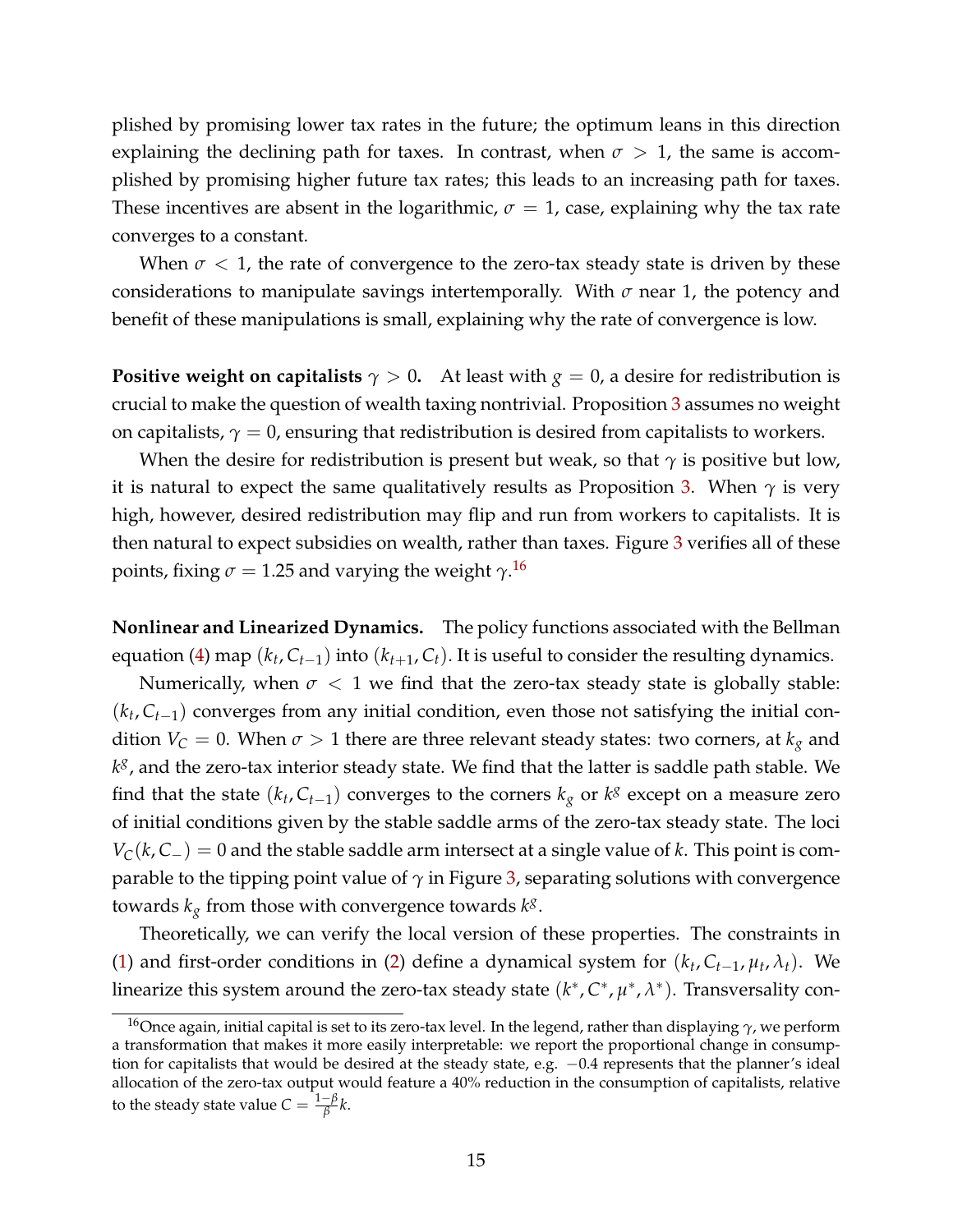plished by promising lower tax rates in the future; the optimum leans in this direction explaining the declining path for taxes. In contrast, when $\sigma > 1$, the same is accomplished by promising higher future tax rates; this leads to an increasing path for taxes. These incentives are absent in the logarithmic, $\sigma = 1$, case, explaining why the tax rate converges to a constant.

When $\sigma < 1$, the rate of convergence to the zero-tax steady state is driven by these considerations to manipulate savings intertemporally. With $\sigma$ near 1, the potency and benefit of these manipulations is small, explaining why the rate of convergence is low.

**Positive weight on capitalists $\gamma > 0$.** At least with $g = 0$, a desire for redistribution is crucial to make the question of wealth taxing nontrivial. Proposition 3 assumes no weight on capitalists, $\gamma = 0$, ensuring that redistribution is desired from capitalists to workers.

When the desire for redistribution is present but weak, so that $\gamma$ is positive but low, it is natural to expect the same qualitatively results as Proposition 3. When $\gamma$ is very high, however, desired redistribution may flip and run from workers to capitalists. It is then natural to expect subsidies on wealth, rather than taxes. Figure 3 verifies all of these points, fixing $\sigma = 1.25$ and varying the weight $\gamma$.[16]

**Nonlinear and Linearized Dynamics.** The policy functions associated with the Bellman equation (4) map $(k_t, C_{t-1})$ into $(k_{t+1}, C_t)$. It is useful to consider the resulting dynamics.

Numerically, when $\sigma < 1$ we find that the zero-tax steady state is globally stable: $(k_t, C_{t-1})$ converges from any initial condition, even those not satisfying the initial condition $V_C = 0$. When $\sigma > 1$ there are three relevant steady states: two corners, at $k_g$ and $k^g$, and the zero-tax interior steady state. We find that the latter is saddle path stable. We find that the state $(k_t, C_{t-1})$ converges to the corners $k_g$ or $k^g$ except on a measure zero of initial conditions given by the stable saddle arms of the zero-tax steady state. The loci $V_C(k, C_-) = 0$ and the stable saddle arm intersect at a single value of $k$. This point is comparable to the tipping point value of $\gamma$ in Figure 3, separating solutions with convergence towards $k_g$ from those with convergence towards $k^g$.

Theoretically, we can verify the local version of these properties. The constraints in (1) and first-order conditions in (2) define a dynamical system for $(k_t, C_{t-1}, \mu_t, \lambda_t)$. We linearize this system around the zero-tax steady state $(k^*, C^*, \mu^*, \lambda^*)$. Transversality con-

[16] Once again, initial capital is set to its zero-tax level. In the legend, rather than displaying $\gamma$, we perform a transformation that makes it more easily interpretable: we report the proportional change in consumption for capitalists that would be desired at the steady state, e.g. $-0.4$ represents that the planner's ideal allocation of the zero-tax output would feature a 40% reduction in the consumption of capitalists, relative to the steady state value $C = \frac{1-\beta}{\beta} k$.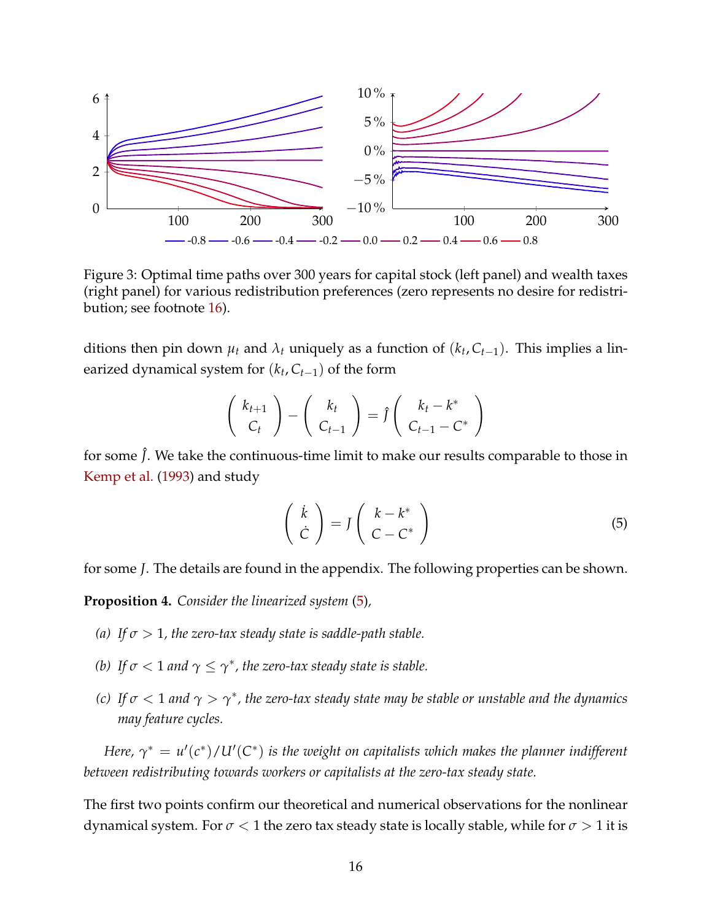Figure 3: Optimal time paths over 300 years for capital stock (left panel) and wealth taxes (right panel) for various redistribution preferences (zero represents no desire for redistribution; see footnote 16).

ditions then pin down $\mu_t$ and $\lambda_t$ uniquely as a function of $(k_t, C_{t-1})$. This implies a linearized dynamical system for $(k_t, C_{t-1})$ of the form

$$\begin{pmatrix} k_{t+1} \\ C_t \end{pmatrix} - \begin{pmatrix} k_t \\ C_{t-1} \end{pmatrix} = \hat{J} \begin{pmatrix} k_t - k^* \\ C_{t-1} - C^* \end{pmatrix}$$

for some $\hat{J}$. We take the continuous-time limit to make our results comparable to those in Kemp et al. (1993) and study

$$\begin{pmatrix} \dot{k} \\ \dot{C} \end{pmatrix} = J \begin{pmatrix} k - k^* \\ C - C^* \end{pmatrix} \tag{5}$$

for some $J$. The details are found in the appendix. The following properties can be shown.

**Proposition 4.** *Consider the linearized system (5),*

*(a) If $\sigma > 1$, the zero-tax steady state is saddle-path stable.*

*(b) If $\sigma < 1$ and $\gamma \leq \gamma^*$, the zero-tax steady state is stable.*

*(c) If $\sigma < 1$ and $\gamma > \gamma^*$, the zero-tax steady state may be stable or unstable and the dynamics may feature cycles.*

*Here, $\gamma^* = u'(c^*)/U'(C^*)$ is the weight on capitalists which makes the planner indifferent between redistributing towards workers or capitalists at the zero-tax steady state.*

The first two points confirm our theoretical and numerical observations for the nonlinear dynamical system. For $\sigma < 1$ the zero tax steady state is locally stable, while for $\sigma > 1$ it is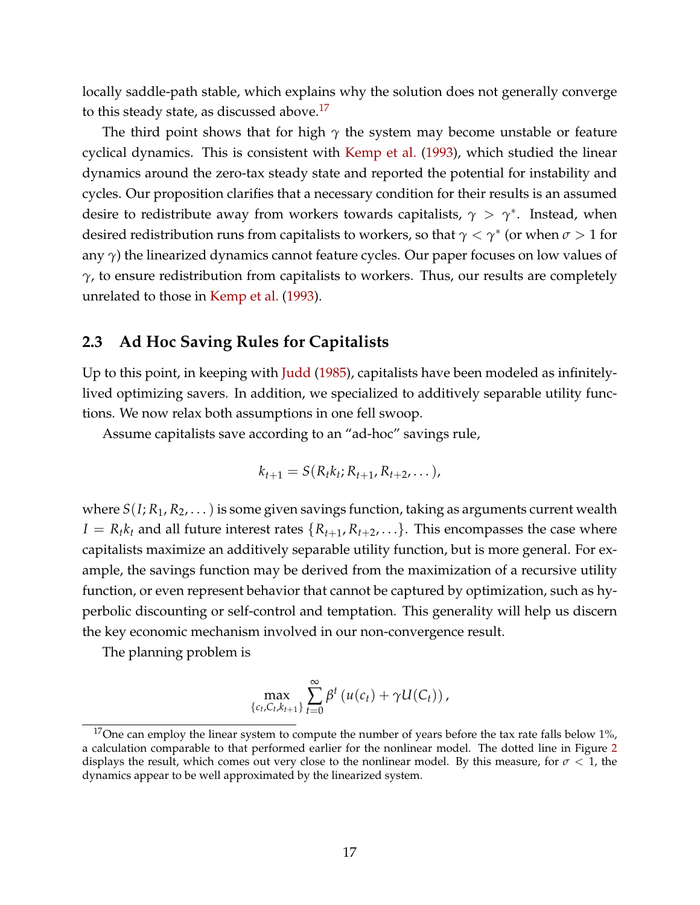locally saddle-path stable, which explains why the solution does not generally converge to this steady state, as discussed above.[17]

The third point shows that for high $\gamma$ the system may become unstable or feature cyclical dynamics. This is consistent with Kemp et al. (1993), which studied the linear dynamics around the zero-tax steady state and reported the potential for instability and cycles. Our proposition clarifies that a necessary condition for their results is an assumed desire to redistribute away from workers towards capitalists, $\gamma > \gamma^*$. Instead, when desired redistribution runs from capitalists to workers, so that $\gamma < \gamma^*$ (or when $\sigma > 1$ for any $\gamma$) the linearized dynamics cannot feature cycles. Our paper focuses on low values of $\gamma$, to ensure redistribution from capitalists to workers. Thus, our results are completely unrelated to those in Kemp et al. (1993).

## 2.3 Ad Hoc Saving Rules for Capitalists

Up to this point, in keeping with Judd (1985), capitalists have been modeled as infinitely-lived optimizing savers. In addition, we specialized to additively separable utility functions. We now relax both assumptions in one fell swoop.

Assume capitalists save according to an "ad-hoc" savings rule,

$$k_{t+1} = S(R_t k_t; R_{t+1}, R_{t+2}, \dots),$$

where $S(I; R_1, R_2, \dots)$ is some given savings function, taking as arguments current wealth $I = R_t k_t$ and all future interest rates $\{R_{t+1}, R_{t+2}, \dots\}$. This encompasses the case where capitalists maximize an additively separable utility function, but is more general. For example, the savings function may be derived from the maximization of a recursive utility function, or even represent behavior that cannot be captured by optimization, such as hyperbolic discounting or self-control and temptation. This generality will help us discern the key economic mechanism involved in our non-convergence result.

The planning problem is

$$\max_{\{c_t, C_t, k_{t+1}\}} \sum_{t=0}^{\infty} \beta^t \left( u(c_t) + \gamma U(C_t) \right),$$

[17] One can employ the linear system to compute the number of years before the tax rate falls below 1%, a calculation comparable to that performed earlier for the nonlinear model. The dotted line in Figure 2 displays the result, which comes out very close to the nonlinear model. By this measure, for $\sigma < 1$, the dynamics appear to be well approximated by the linearized system.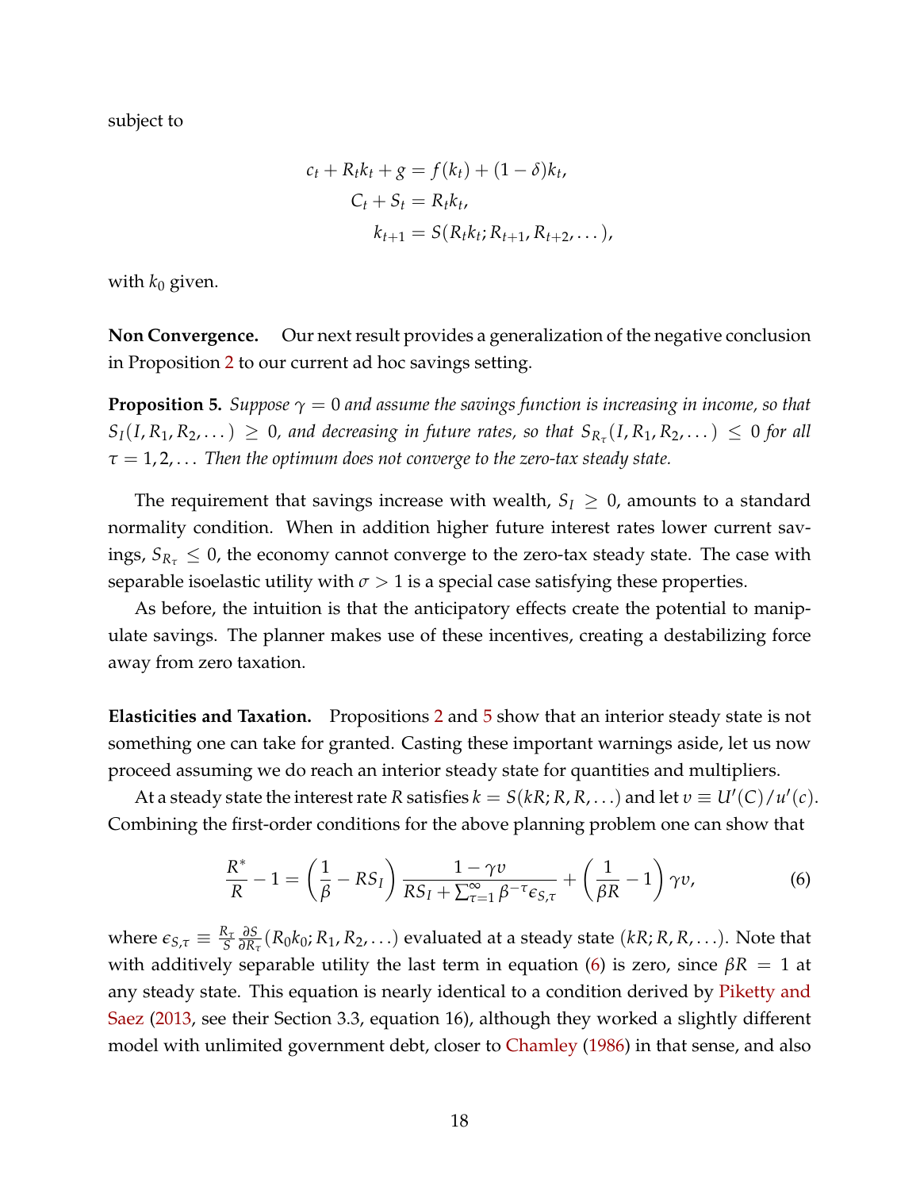subject to

$$
\begin{aligned}
c_t + R_t k_t + g &= f(k_t) + (1-\delta)k_t, \\
C_t + S_t &= R_t k_t, \\
k_{t+1} &= S(R_t k_t; R_{t+1}, R_{t+2}, \dots),
\end{aligned}
$$

with $k_0$ given.

**Non Convergence.** Our next result provides a generalization of the negative conclusion in Proposition 2 to our current ad hoc savings setting.

**Proposition 5.** *Suppose $\gamma = 0$ and assume the savings function is increasing in income, so that $S_I(I, R_1, R_2, \dots) \geq 0$, and decreasing in future rates, so that $S_{R_\tau}(I, R_1, R_2, \dots) \leq 0$ for all $\tau = 1, 2, \dots$ Then the optimum does not converge to the zero-tax steady state.*

The requirement that savings increase with wealth, $S_I \geq 0$, amounts to a standard normality condition. When in addition higher future interest rates lower current savings, $S_{R_\tau} \leq 0$, the economy cannot converge to the zero-tax steady state. The case with separable isoelastic utility with $\sigma > 1$ is a special case satisfying these properties.

As before, the intuition is that the anticipatory effects create the potential to manipulate savings. The planner makes use of these incentives, creating a destabilizing force away from zero taxation.

**Elasticities and Taxation.** Propositions 2 and 5 show that an interior steady state is not something one can take for granted. Casting these important warnings aside, let us now proceed assuming we do reach an interior steady state for quantities and multipliers.

At a steady state the interest rate $R$ satisfies $k = S(kR; R, R, \dots)$ and let $v \equiv U'(C)/u'(c)$. Combining the first-order conditions for the above planning problem one can show that

$$
\frac{R^*}{R} - 1 = \left(\frac{1}{\beta} - RS_I\right) \frac{1 - \gamma v}{RS_I + \sum_{\tau=1}^{\infty} \beta^{-\tau} \epsilon_{S,\tau}} + \left(\frac{1}{\beta R} - 1\right) \gamma v, \tag{6}
$$

where $\epsilon_{S,\tau} \equiv \frac{R_\tau}{S} \frac{\partial S}{\partial R_\tau}(R_0 k_0; R_1, R_2, \dots)$ evaluated at a steady state $(kR; R, R, \dots)$. Note that with additively separable utility the last term in equation (6) is zero, since $\beta R = 1$ at any steady state. This equation is nearly identical to a condition derived by Piketty and Saez (2013, see their Section 3.3, equation 16), although they worked a slightly different model with unlimited government debt, closer to Chamley (1986) in that sense, and also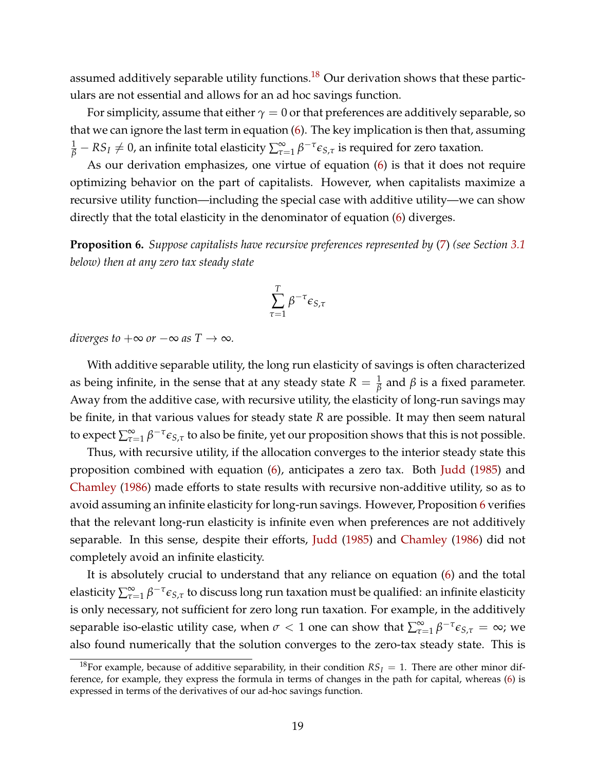assumed additively separable utility functions.[18] Our derivation shows that these particulars are not essential and allows for an ad hoc savings function.

For simplicity, assume that either $\gamma = 0$ or that preferences are additively separable, so that we can ignore the last term in equation (6). The key implication is then that, assuming $\frac{1}{\beta} - RS_I \neq 0$, an infinite total elasticity $\sum_{\tau=1}^{\infty} \beta^{-\tau} \epsilon_{S,\tau}$ is required for zero taxation.

As our derivation emphasizes, one virtue of equation (6) is that it does not require optimizing behavior on the part of capitalists. However, when capitalists maximize a recursive utility function—including the special case with additive utility—we can show directly that the total elasticity in the denominator of equation (6) diverges.

**Proposition 6.** *Suppose capitalists have recursive preferences represented by (7) (see Section 3.1 below) then at any zero tax steady state*

$$\sum_{\tau=1}^{T} \beta^{-\tau} \epsilon_{S,\tau}$$

*diverges to $+\infty$ or $-\infty$ as $T \to \infty$.*

With additive separable utility, the long run elasticity of savings is often characterized as being infinite, in the sense that at any steady state $R = \frac{1}{\beta}$ and $\beta$ is a fixed parameter. Away from the additive case, with recursive utility, the elasticity of long-run savings may be finite, in that various values for steady state $R$ are possible. It may then seem natural to expect $\sum_{\tau=1}^{\infty} \beta^{-\tau} \epsilon_{S,\tau}$ to also be finite, yet our proposition shows that this is not possible.

Thus, with recursive utility, if the allocation converges to the interior steady state this proposition combined with equation (6), anticipates a zero tax. Both Judd (1985) and Chamley (1986) made efforts to state results with recursive non-additive utility, so as to avoid assuming an infinite elasticity for long-run savings. However, Proposition 6 verifies that the relevant long-run elasticity is infinite even when preferences are not additively separable. In this sense, despite their efforts, Judd (1985) and Chamley (1986) did not completely avoid an infinite elasticity.

It is absolutely crucial to understand that any reliance on equation (6) and the total elasticity $\sum_{\tau=1}^{\infty} \beta^{-\tau} \epsilon_{S,\tau}$ to discuss long run taxation must be qualified: an infinite elasticity is only necessary, not sufficient for zero long run taxation. For example, in the additively separable iso-elastic utility case, when $\sigma < 1$ one can show that $\sum_{\tau=1}^{\infty} \beta^{-\tau} \epsilon_{S,\tau} = \infty$; we also found numerically that the solution converges to the zero-tax steady state. This is

[18] For example, because of additive separability, in their condition $RS_I = 1$. There are other minor difference, for example, they express the formula in terms of changes in the path for capital, whereas (6) is expressed in terms of the derivatives of our ad-hoc savings function.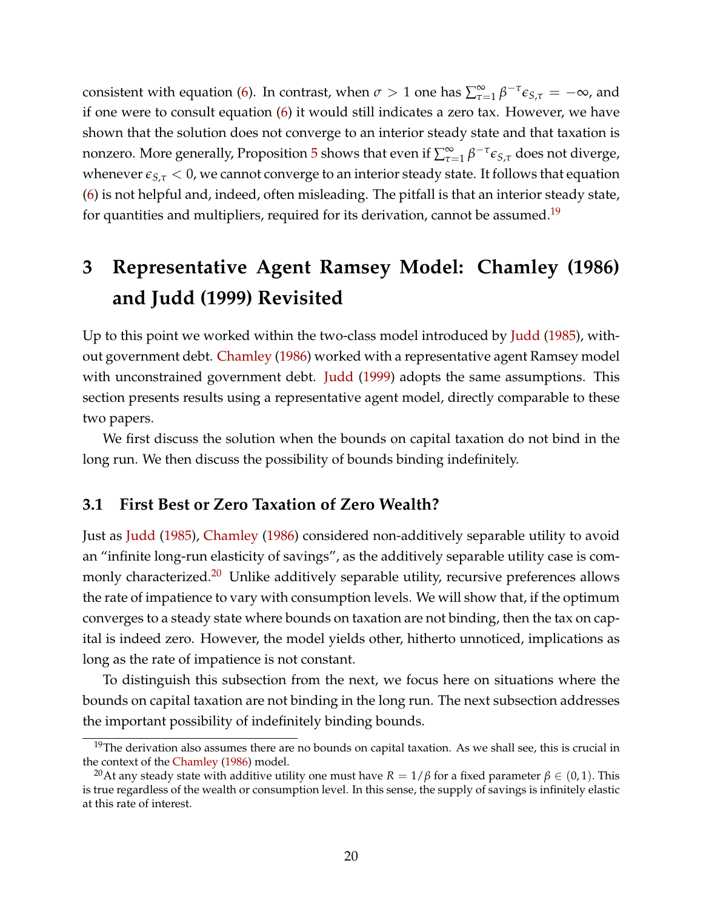consistent with equation (6). In contrast, when $\sigma > 1$ one has $\sum_{\tau=1}^{\infty} \beta^{-\tau} \epsilon_{S,\tau} = -\infty$, and if one were to consult equation (6) it would still indicates a zero tax. However, we have shown that the solution does not converge to an interior steady state and that taxation is nonzero. More generally, Proposition 5 shows that even if $\sum_{\tau=1}^{\infty} \beta^{-\tau} \epsilon_{S,\tau}$ does not diverge, whenever $\epsilon_{S,\tau} < 0$, we cannot converge to an interior steady state. It follows that equation (6) is not helpful and, indeed, often misleading. The pitfall is that an interior steady state, for quantities and multipliers, required for its derivation, cannot be assumed.[19]

# 3 Representative Agent Ramsey Model: Chamley (1986) and Judd (1999) Revisited

Up to this point we worked within the two-class model introduced by Judd (1985), without government debt. Chamley (1986) worked with a representative agent Ramsey model with unconstrained government debt. Judd (1999) adopts the same assumptions. This section presents results using a representative agent model, directly comparable to these two papers.

We first discuss the solution when the bounds on capital taxation do not bind in the long run. We then discuss the possibility of bounds binding indefinitely.

## 3.1 First Best or Zero Taxation of Zero Wealth?

Just as Judd (1985), Chamley (1986) considered non-additively separable utility to avoid an "infinite long-run elasticity of savings", as the additively separable utility case is commonly characterized.[20] Unlike additively separable utility, recursive preferences allows the rate of impatience to vary with consumption levels. We will show that, if the optimum converges to a steady state where bounds on taxation are not binding, then the tax on capital is indeed zero. However, the model yields other, hitherto unnoticed, implications as long as the rate of impatience is not constant.

To distinguish this subsection from the next, we focus here on situations where the bounds on capital taxation are not binding in the long run. The next subsection addresses the important possibility of indefinitely binding bounds.

---

[19] The derivation also assumes there are no bounds on capital taxation. As we shall see, this is crucial in the context of the Chamley (1986) model.

[20] At any steady state with additive utility one must have $R = 1/\beta$ for a fixed parameter $\beta \in (0, 1)$. This is true regardless of the wealth or consumption level. In this sense, the supply of savings is infinitely elastic at this rate of interest.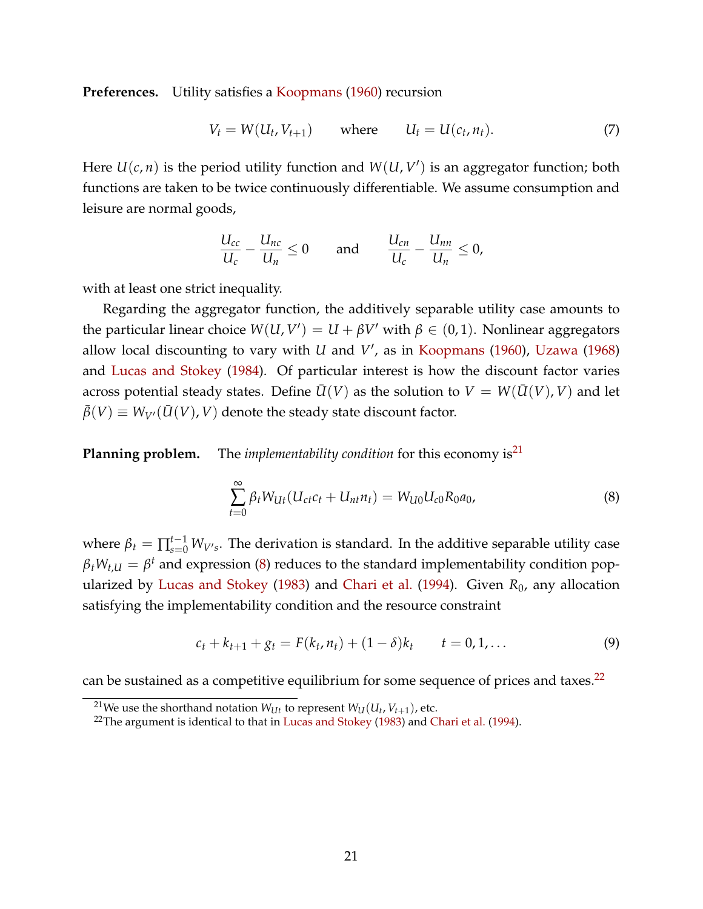**Preferences.** Utility satisfies a Koopmans (1960) recursion

$$V_t = W(U_t, V_{t+1}) \qquad \text{where} \qquad U_t = U(c_t, n_t). \tag{7}$$

Here $U(c,n)$ is the period utility function and $W(U, V')$ is an aggregator function; both functions are taken to be twice continuously differentiable. We assume consumption and leisure are normal goods,

$$\frac{U_{cc}}{U_c} - \frac{U_{nc}}{U_n} \leq 0 \qquad \text{and} \qquad \frac{U_{cn}}{U_c} - \frac{U_{nn}}{U_n} \leq 0,$$

with at least one strict inequality.

Regarding the aggregator function, the additively separable utility case amounts to the particular linear choice $W(U, V') = U + \beta V'$ with $\beta \in (0,1)$. Nonlinear aggregators allow local discounting to vary with $U$ and $V'$, as in Koopmans (1960), Uzawa (1968) and Lucas and Stokey (1984). Of particular interest is how the discount factor varies across potential steady states. Define $\bar{U}(V)$ as the solution to $V = W(\bar{U}(V), V)$ and let $\bar{\beta}(V) \equiv W_{V'}(\bar{U}(V), V)$ denote the steady state discount factor.

**Planning problem.** The *implementability condition* for this economy is[21]

$$\sum_{t=0}^{\infty} \beta_t W_{Ut}(U_{ct}c_t + U_{nt}n_t) = W_{U0}U_{c0}R_0 a_0, \tag{8}$$

where $\beta_t = \prod_{s=0}^{t-1} W_{V's}$. The derivation is standard. In the additive separable utility case $\beta_t W_{t,U} = \beta^t$ and expression (8) reduces to the standard implementability condition popularized by Lucas and Stokey (1983) and Chari et al. (1994). Given $R_0$, any allocation satisfying the implementability condition and the resource constraint

$$c_t + k_{t+1} + g_t = F(k_t, n_t) + (1-\delta)k_t \qquad t = 0, 1, \ldots \tag{9}$$

can be sustained as a competitive equilibrium for some sequence of prices and taxes.[22]

[21] We use the shorthand notation $W_{Ut}$ to represent $W_U(U_t, V_{t+1})$, etc.

[22] The argument is identical to that in Lucas and Stokey (1983) and Chari et al. (1994).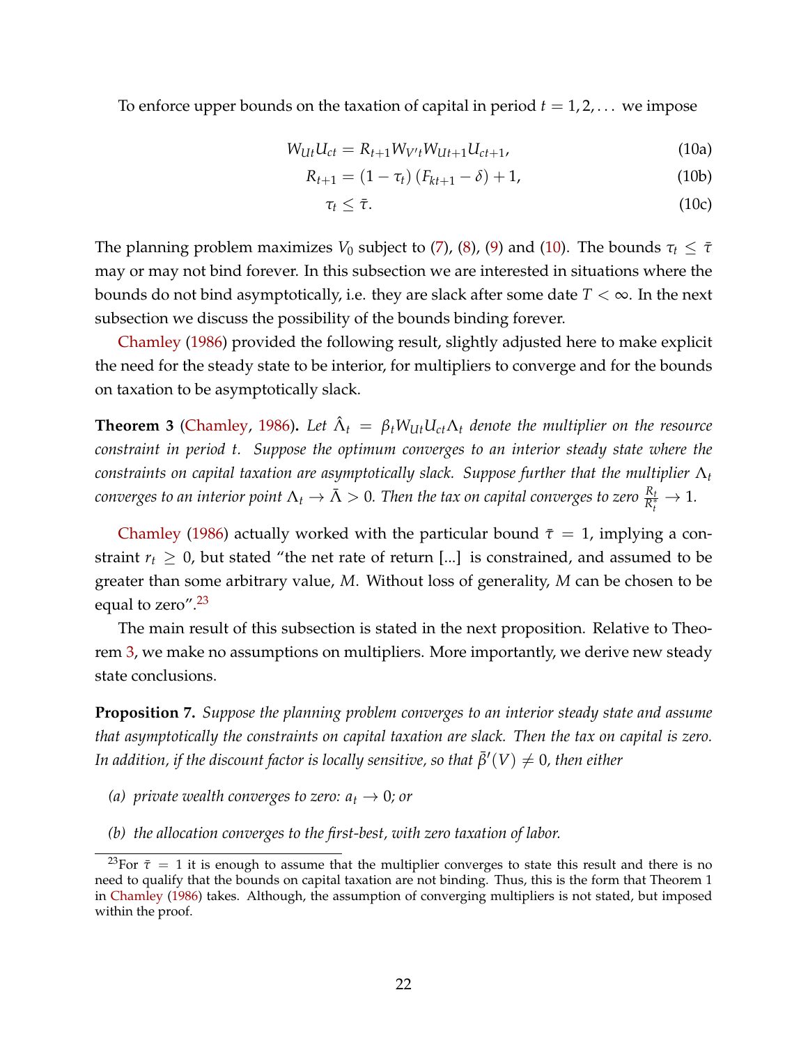To enforce upper bounds on the taxation of capital in period $t = 1, 2, \ldots$ we impose

$$W_{Ut} U_{ct} = R_{t+1} W_{V't} W_{Ut+1} U_{ct+1}, \tag{10a}$$

$$R_{t+1} = (1 - \tau_t)(F_{kt+1} - \delta) + 1, \tag{10b}$$

$$\tau_t \leq \bar{\tau}. \tag{10c}$$

The planning problem maximizes $V_0$ subject to (7), (8), (9) and (10). The bounds $\tau_t \leq \bar{\tau}$ may or may not bind forever. In this subsection we are interested in situations where the bounds do not bind asymptotically, i.e. they are slack after some date $T < \infty$. In the next subsection we discuss the possibility of the bounds binding forever.

Chamley (1986) provided the following result, slightly adjusted here to make explicit the need for the steady state to be interior, for multipliers to converge and for the bounds on taxation to be asymptotically slack.

**Theorem 3** (Chamley, 1986)**.** *Let $\hat{\Lambda}_t = \beta_t W_{Ut} U_{ct} \Lambda_t$ denote the multiplier on the resource constraint in period $t$. Suppose the optimum converges to an interior steady state where the constraints on capital taxation are asymptotically slack. Suppose further that the multiplier $\Lambda_t$ converges to an interior point $\Lambda_t \to \bar{\Lambda} > 0$. Then the tax on capital converges to zero $\frac{R_t}{R_t^*} \to 1$.*

Chamley (1986) actually worked with the particular bound $\bar{\tau} = 1$, implying a constraint $r_t \geq 0$, but stated "the net rate of return [...] is constrained, and assumed to be greater than some arbitrary value, $M$. Without loss of generality, $M$ can be chosen to be equal to zero".[23]

The main result of this subsection is stated in the next proposition. Relative to Theorem 3, we make no assumptions on multipliers. More importantly, we derive new steady state conclusions.

**Proposition 7.** *Suppose the planning problem converges to an interior steady state and assume that asymptotically the constraints on capital taxation are slack. Then the tax on capital is zero. In addition, if the discount factor is locally sensitive, so that $\bar{\beta}'(V) \neq 0$, then either*

- *(a) private wealth converges to zero: $a_t \to 0$; or*
- *(b) the allocation converges to the first-best, with zero taxation of labor.*

[23] For $\bar{\tau} = 1$ it is enough to assume that the multiplier converges to state this result and there is no need to qualify that the bounds on capital taxation are not binding. Thus, this is the form that Theorem 1 in Chamley (1986) takes. Although, the assumption of converging multipliers is not stated, but imposed within the proof.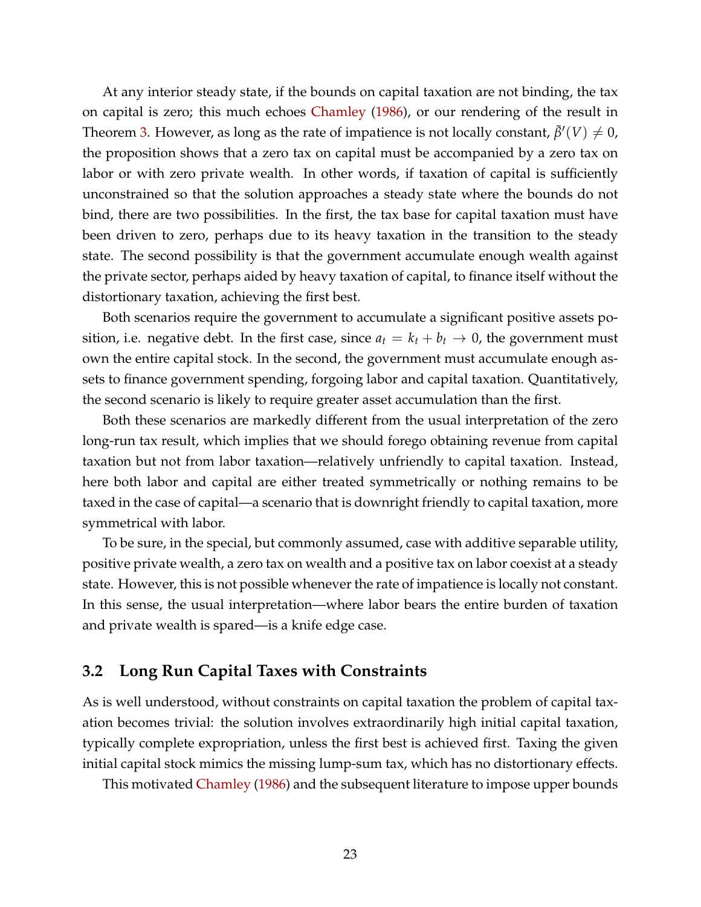At any interior steady state, if the bounds on capital taxation are not binding, the tax on capital is zero; this much echoes Chamley (1986), or our rendering of the result in Theorem 3. However, as long as the rate of impatience is not locally constant, $\bar{\beta}'(V) \neq 0$, the proposition shows that a zero tax on capital must be accompanied by a zero tax on labor or with zero private wealth. In other words, if taxation of capital is sufficiently unconstrained so that the solution approaches a steady state where the bounds do not bind, there are two possibilities. In the first, the tax base for capital taxation must have been driven to zero, perhaps due to its heavy taxation in the transition to the steady state. The second possibility is that the government accumulate enough wealth against the private sector, perhaps aided by heavy taxation of capital, to finance itself without the distortionary taxation, achieving the first best.

Both scenarios require the government to accumulate a significant positive assets position, i.e. negative debt. In the first case, since $a_t = k_t + b_t \to 0$, the government must own the entire capital stock. In the second, the government must accumulate enough assets to finance government spending, forgoing labor and capital taxation. Quantitatively, the second scenario is likely to require greater asset accumulation than the first.

Both these scenarios are markedly different from the usual interpretation of the zero long-run tax result, which implies that we should forego obtaining revenue from capital taxation but not from labor taxation—relatively unfriendly to capital taxation. Instead, here both labor and capital are either treated symmetrically or nothing remains to be taxed in the case of capital—a scenario that is downright friendly to capital taxation, more symmetrical with labor.

To be sure, in the special, but commonly assumed, case with additive separable utility, positive private wealth, a zero tax on wealth and a positive tax on labor coexist at a steady state. However, this is not possible whenever the rate of impatience is locally not constant. In this sense, the usual interpretation—where labor bears the entire burden of taxation and private wealth is spared—is a knife edge case.

### 3.2 Long Run Capital Taxes with Constraints

As is well understood, without constraints on capital taxation the problem of capital taxation becomes trivial: the solution involves extraordinarily high initial capital taxation, typically complete expropriation, unless the first best is achieved first. Taxing the given initial capital stock mimics the missing lump-sum tax, which has no distortionary effects.

This motivated Chamley (1986) and the subsequent literature to impose upper bounds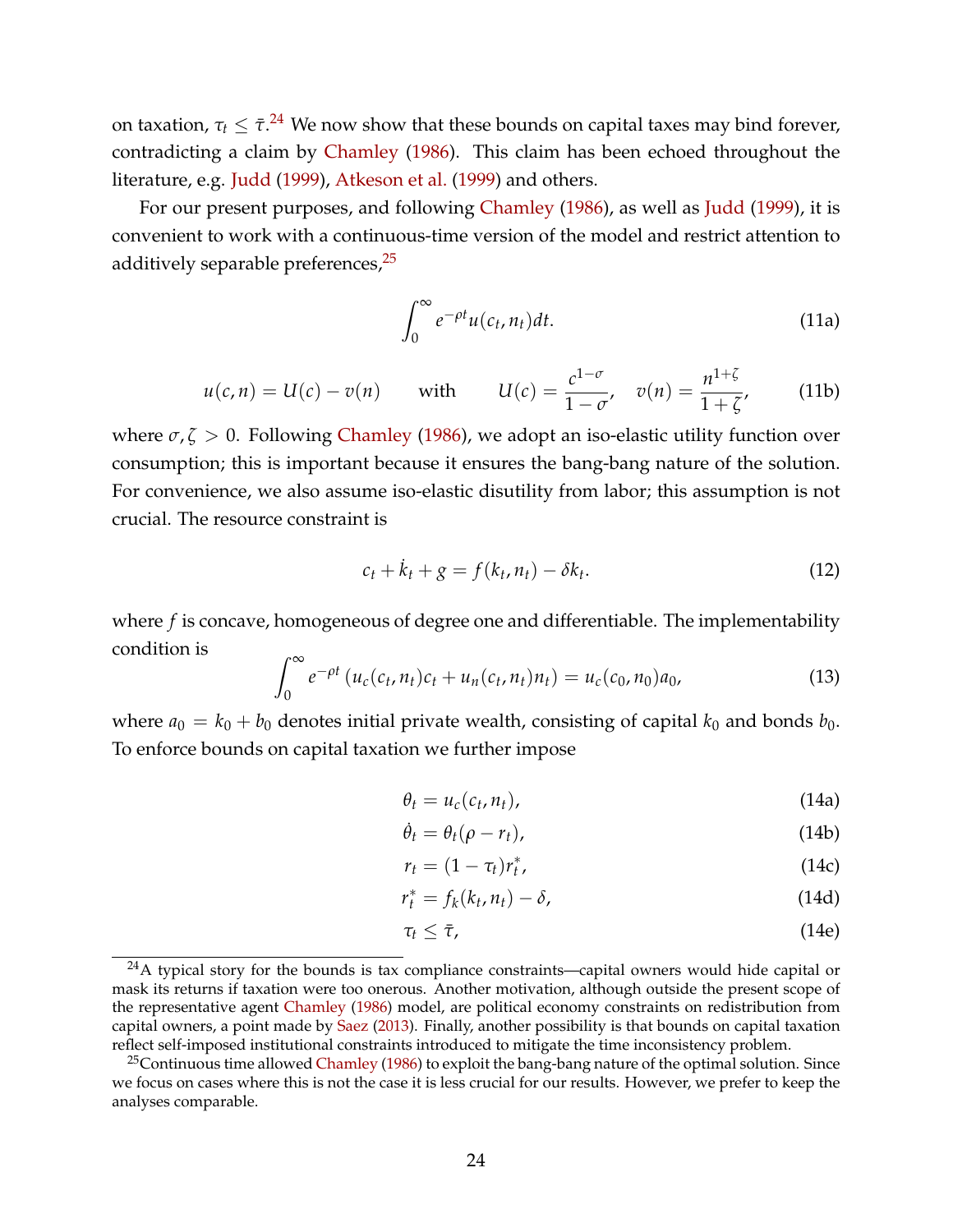on taxation, $\tau_t \leq \bar{\tau}$.[24] We now show that these bounds on capital taxes may bind forever, contradicting a claim by Chamley (1986). This claim has been echoed throughout the literature, e.g. Judd (1999), Atkeson et al. (1999) and others.

For our present purposes, and following Chamley (1986), as well as Judd (1999), it is convenient to work with a continuous-time version of the model and restrict attention to additively separable preferences,[25]

$$\int_0^\infty e^{-\rho t} u(c_t, n_t) dt. \tag{11a}$$

$$u(c,n) = U(c) - v(n) \qquad \text{with} \qquad U(c) = \frac{c^{1-\sigma}}{1-\sigma}, \quad v(n) = \frac{n^{1+\zeta}}{1+\zeta}, \tag{11b}$$

where $\sigma, \zeta > 0$. Following Chamley (1986), we adopt an iso-elastic utility function over consumption; this is important because it ensures the bang-bang nature of the solution. For convenience, we also assume iso-elastic disutility from labor; this assumption is not crucial. The resource constraint is

$$c_t + \dot{k}_t + g = f(k_t, n_t) - \delta k_t. \tag{12}$$

where $f$ is concave, homogeneous of degree one and differentiable. The implementability condition is

$$\int_0^\infty e^{-\rho t} \left( u_c(c_t, n_t) c_t + u_n(c_t, n_t) n_t \right) = u_c(c_0, n_0) a_0, \tag{13}$$

where $a_0 = k_0 + b_0$ denotes initial private wealth, consisting of capital $k_0$ and bonds $b_0$. To enforce bounds on capital taxation we further impose

$$\theta_t = u_c(c_t, n_t), \tag{14a}$$

$$\dot{\theta}_t = \theta_t(\rho - r_t), \tag{14b}$$

$$r_t = (1 - \tau_t) r_t^*, \tag{14c}$$

$$r_t^* = f_k(k_t, n_t) - \delta, \tag{14d}$$

$$\tau_t \leq \bar{\tau}, \tag{14e}$$

[24] A typical story for the bounds is tax compliance constraints—capital owners would hide capital or mask its returns if taxation were too onerous. Another motivation, although outside the present scope of the representative agent Chamley (1986) model, are political economy constraints on redistribution from capital owners, a point made by Saez (2013). Finally, another possibility is that bounds on capital taxation reflect self-imposed institutional constraints introduced to mitigate the time inconsistency problem.

[25] Continuous time allowed Chamley (1986) to exploit the bang-bang nature of the optimal solution. Since we focus on cases where this is not the case it is less crucial for our results. However, we prefer to keep the analyses comparable.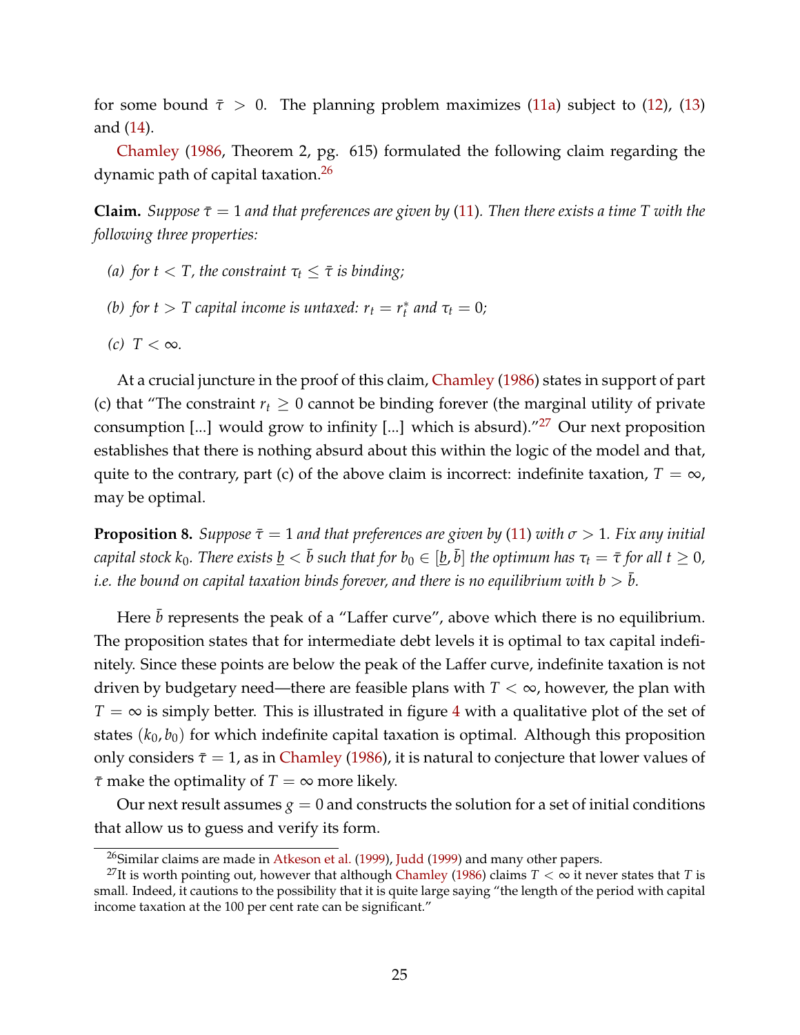for some bound $\bar{\tau} > 0$. The planning problem maximizes (11a) subject to (12), (13) and (14).

Chamley (1986, Theorem 2, pg. 615) formulated the following claim regarding the dynamic path of capital taxation.[26]

**Claim.** *Suppose $\bar{\tau} = 1$ and that preferences are given by (11). Then there exists a time $T$ with the following three properties:*

*(a) for $t < T$, the constraint $\tau_t \leq \bar{\tau}$ is binding;*

*(b) for $t > T$ capital income is untaxed: $r_t = r_t^*$ and $\tau_t = 0$;*

*(c) $T < \infty$.*

At a crucial juncture in the proof of this claim, Chamley (1986) states in support of part (c) that "The constraint $r_t \geq 0$ cannot be binding forever (the marginal utility of private consumption [...] would grow to infinity [...] which is absurd)."[27] Our next proposition establishes that there is nothing absurd about this within the logic of the model and that, quite to the contrary, part (c) of the above claim is incorrect: indefinite taxation, $T = \infty$, may be optimal.

**Proposition 8.** *Suppose $\bar{\tau} = 1$ and that preferences are given by (11) with $\sigma > 1$. Fix any initial capital stock $k_0$. There exists $\underline{b} < \bar{b}$ such that for $b_0 \in [\underline{b}, \bar{b}]$ the optimum has $\tau_t = \bar{\tau}$ for all $t \geq 0$, i.e. the bound on capital taxation binds forever, and there is no equilibrium with $b > \bar{b}$.*

Here $\bar{b}$ represents the peak of a "Laffer curve", above which there is no equilibrium. The proposition states that for intermediate debt levels it is optimal to tax capital indefinitely. Since these points are below the peak of the Laffer curve, indefinite taxation is not driven by budgetary need—there are feasible plans with $T < \infty$, however, the plan with $T = \infty$ is simply better. This is illustrated in figure 4 with a qualitative plot of the set of states $(k_0, b_0)$ for which indefinite capital taxation is optimal. Although this proposition only considers $\bar{\tau} = 1$, as in Chamley (1986), it is natural to conjecture that lower values of $\bar{\tau}$ make the optimality of $T = \infty$ more likely.

Our next result assumes $g = 0$ and constructs the solution for a set of initial conditions that allow us to guess and verify its form.

[26] Similar claims are made in Atkeson et al. (1999), Judd (1999) and many other papers.

[27] It is worth pointing out, however that although Chamley (1986) claims $T < \infty$ it never states that $T$ is small. Indeed, it cautions to the possibility that it is quite large saying "the length of the period with capital income taxation at the 100 per cent rate can be significant."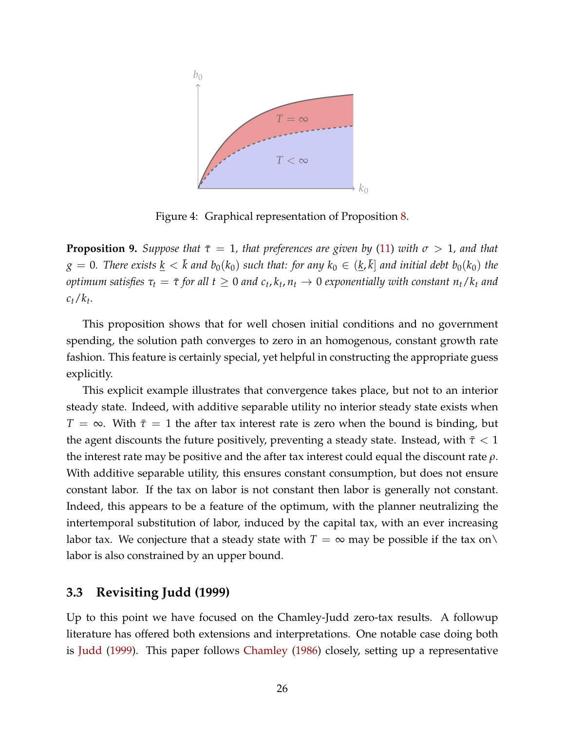Figure 4: Graphical representation of Proposition 8.

**Proposition 9.** *Suppose that $\bar{\tau} = 1$, that preferences are given by (11) with $\sigma > 1$, and that $g = 0$. There exists $\underline{k} < \bar{k}$ and $b_0(k_0)$ such that: for any $k_0 \in (\underline{k}, \bar{k}]$ and initial debt $b_0(k_0)$ the optimum satisfies $\tau_t = \bar{\tau}$ for all $t \geq 0$ and $c_t, k_t, n_t \to 0$ exponentially with constant $n_t/k_t$ and $c_t/k_t$.*

This proposition shows that for well chosen initial conditions and no government spending, the solution path converges to zero in an homogenous, constant growth rate fashion. This feature is certainly special, yet helpful in constructing the appropriate guess explicitly.

This explicit example illustrates that convergence takes place, but not to an interior steady state. Indeed, with additive separable utility no interior steady state exists when $T = \infty$. With $\bar{\tau} = 1$ the after tax interest rate is zero when the bound is binding, but the agent discounts the future positively, preventing a steady state. Instead, with $\bar{\tau} < 1$ the interest rate may be positive and the after tax interest could equal the discount rate $\rho$. With additive separable utility, this ensures constant consumption, but does not ensure constant labor. If the tax on labor is not constant then labor is generally not constant. Indeed, this appears to be a feature of the optimum, with the planner neutralizing the intertemporal substitution of labor, induced by the capital tax, with an ever increasing labor tax. We conjecture that a steady state with $T = \infty$ may be possible if the tax on\ labor is also constrained by an upper bound.

### 3.3 Revisiting Judd (1999)

Up to this point we have focused on the Chamley-Judd zero-tax results. A followup literature has offered both extensions and interpretations. One notable case doing both is Judd (1999). This paper follows Chamley (1986) closely, setting up a representative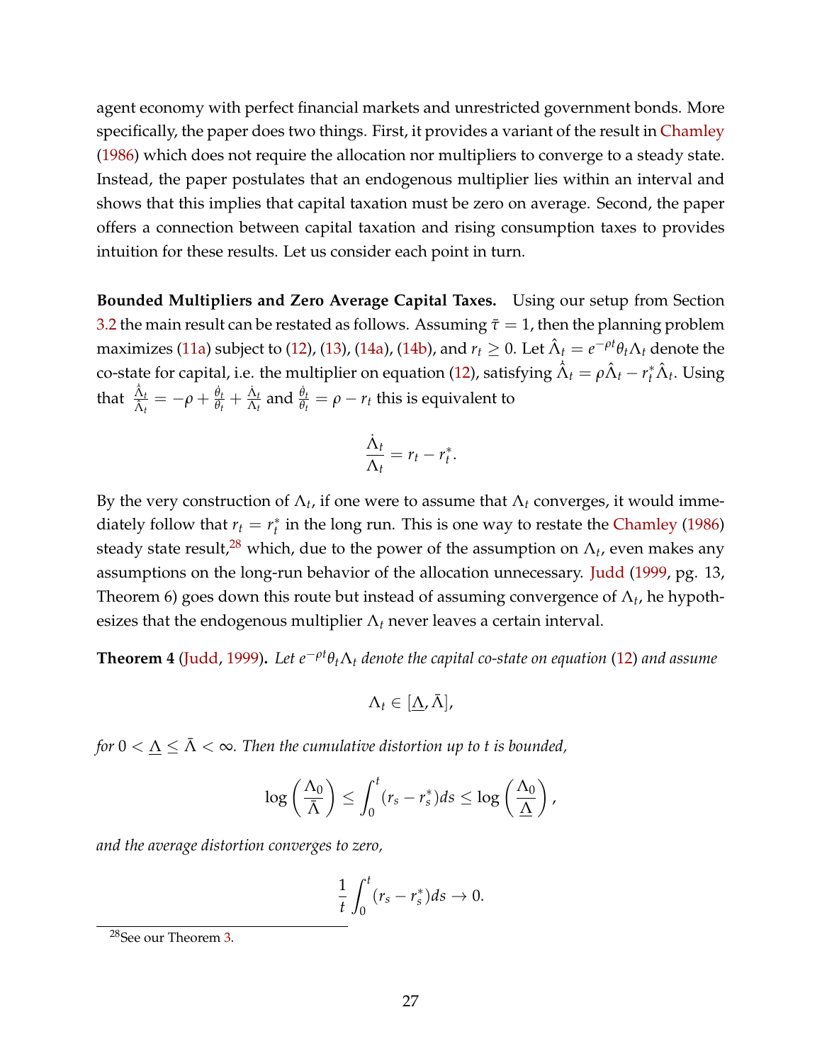agent economy with perfect financial markets and unrestricted government bonds. More specifically, the paper does two things. First, it provides a variant of the result in Chamley (1986) which does not require the allocation nor multipliers to converge to a steady state. Instead, the paper postulates that an endogenous multiplier lies within an interval and shows that this implies that capital taxation must be zero on average. Second, the paper offers a connection between capital taxation and rising consumption taxes to provides intuition for these results. Let us consider each point in turn.

**Bounded Multipliers and Zero Average Capital Taxes.** Using our setup from Section 3.2 the main result can be restated as follows. Assuming $\bar{\tau} = 1$, then the planning problem maximizes (11a) subject to (12), (13), (14a), (14b), and $r_t \geq 0$. Let $\hat{\Lambda}_t = e^{-\rho t}\theta_t \Lambda_t$ denote the co-state for capital, i.e. the multiplier on equation (12), satisfying $\dot{\hat{\Lambda}}_t = \rho \hat{\Lambda}_t - r_t^* \hat{\Lambda}_t$. Using that $\frac{\dot{\hat{\Lambda}}_t}{\hat{\Lambda}_t} = -\rho + \frac{\dot{\theta}_t}{\theta_t} + \frac{\dot{\Lambda}_t}{\Lambda_t}$ and $\frac{\dot{\theta}_t}{\theta_t} = \rho - r_t$ this is equivalent to

$$\frac{\dot{\Lambda}_t}{\Lambda_t} = r_t - r_t^*.$$

By the very construction of $\Lambda_t$, if one were to assume that $\Lambda_t$ converges, it would immediately follow that $r_t = r_t^*$ in the long run. This is one way to restate the Chamley (1986) steady state result,[28] which, due to the power of the assumption on $\Lambda_t$, even makes any assumptions on the long-run behavior of the allocation unnecessary. Judd (1999, pg. 13, Theorem 6) goes down this route but instead of assuming convergence of $\Lambda_t$, he hypothesizes that the endogenous multiplier $\Lambda_t$ never leaves a certain interval.

**Theorem 4** (Judd, 1999)**.** *Let $e^{-\rho t}\theta_t \Lambda_t$ denote the capital co-state on equation* (12) *and assume*

$$\Lambda_t \in [\underline{\Lambda}, \bar{\Lambda}],$$

*for $0 < \underline{\Lambda} \leq \bar{\Lambda} < \infty$. Then the cumulative distortion up to $t$ is bounded,*

$$\log\left(\frac{\Lambda_0}{\bar{\Lambda}}\right) \leq \int_0^t (r_s - r_s^*) ds \leq \log\left(\frac{\Lambda_0}{\underline{\Lambda}}\right),$$

*and the average distortion converges to zero,*

$$\frac{1}{t}\int_0^t (r_s - r_s^*) ds \to 0.$$

[28] See our Theorem 3.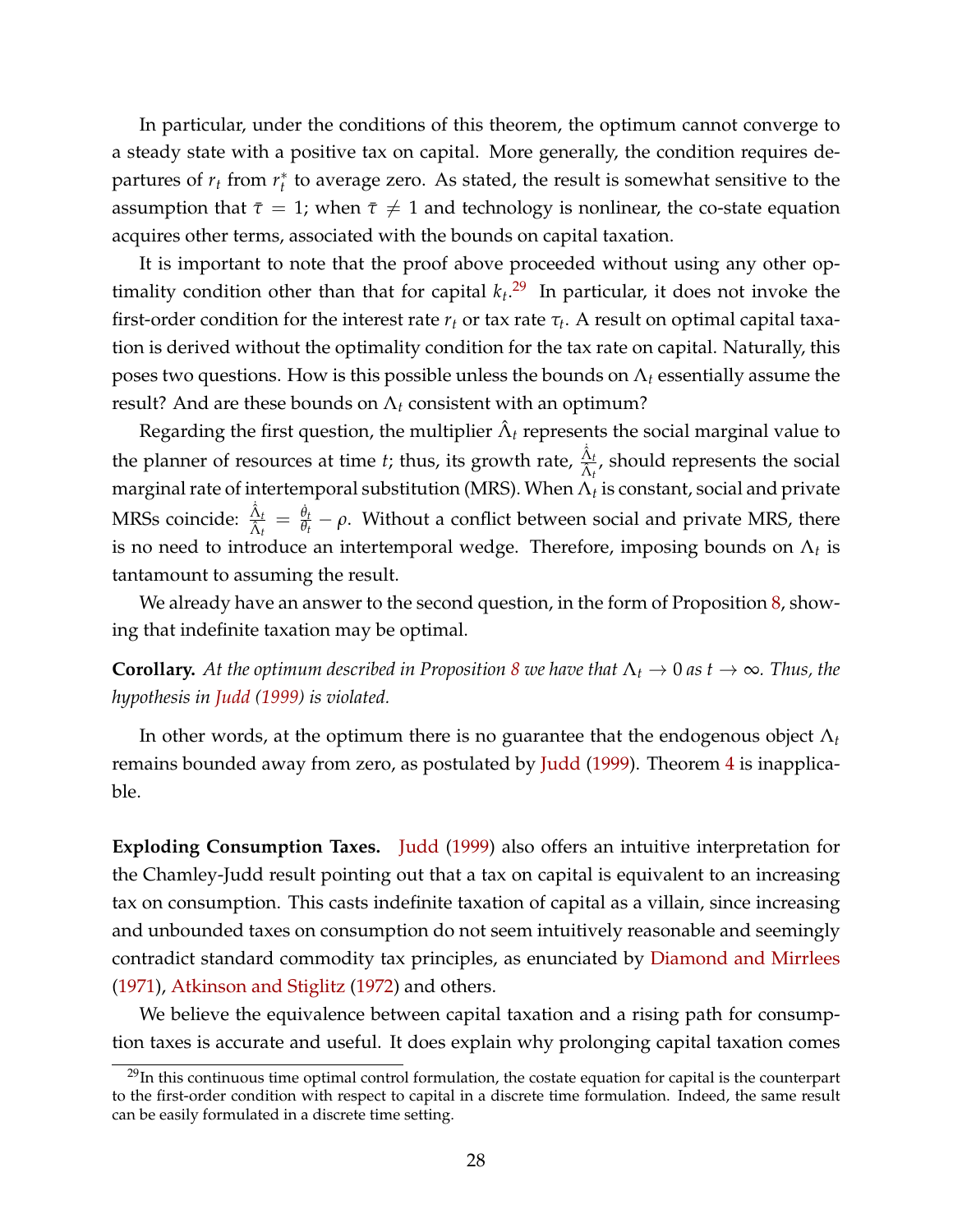In particular, under the conditions of this theorem, the optimum cannot converge to a steady state with a positive tax on capital. More generally, the condition requires departures of $r_t$ from $r_t^*$ to average zero. As stated, the result is somewhat sensitive to the assumption that $\bar{\tau} = 1$; when $\bar{\tau} \neq 1$ and technology is nonlinear, the co-state equation acquires other terms, associated with the bounds on capital taxation.

It is important to note that the proof above proceeded without using any other optimality condition other than that for capital $k_t$.[29] In particular, it does not invoke the first-order condition for the interest rate $r_t$ or tax rate $\tau_t$. A result on optimal capital taxation is derived without the optimality condition for the tax rate on capital. Naturally, this poses two questions. How is this possible unless the bounds on $\Lambda_t$ essentially assume the result? And are these bounds on $\Lambda_t$ consistent with an optimum?

Regarding the first question, the multiplier $\hat{\Lambda}_t$ represents the social marginal value to the planner of resources at time $t$; thus, its growth rate, $\frac{\dot{\hat{\Lambda}}_t}{\hat{\Lambda}_t}$, should represents the social marginal rate of intertemporal substitution (MRS). When $\Lambda_t$ is constant, social and private MRSs coincide: $\frac{\dot{\hat{\Lambda}}_t}{\hat{\Lambda}_t} = \frac{\dot{\theta}_t}{\theta_t} - \rho$. Without a conflict between social and private MRS, there is no need to introduce an intertemporal wedge. Therefore, imposing bounds on $\Lambda_t$ is tantamount to assuming the result.

We already have an answer to the second question, in the form of Proposition 8, showing that indefinite taxation may be optimal.

**Corollary.** *At the optimum described in Proposition 8 we have that $\Lambda_t \to 0$ as $t \to \infty$. Thus, the hypothesis in Judd (1999) is violated.*

In other words, at the optimum there is no guarantee that the endogenous object $\Lambda_t$ remains bounded away from zero, as postulated by Judd (1999). Theorem 4 is inapplicable.

**Exploding Consumption Taxes.** Judd (1999) also offers an intuitive interpretation for the Chamley-Judd result pointing out that a tax on capital is equivalent to an increasing tax on consumption. This casts indefinite taxation of capital as a villain, since increasing and unbounded taxes on consumption do not seem intuitively reasonable and seemingly contradict standard commodity tax principles, as enunciated by Diamond and Mirrlees (1971), Atkinson and Stiglitz (1972) and others.

We believe the equivalence between capital taxation and a rising path for consumption taxes is accurate and useful. It does explain why prolonging capital taxation comes

[29] In this continuous time optimal control formulation, the costate equation for capital is the counterpart to the first-order condition with respect to capital in a discrete time formulation. Indeed, the same result can be easily formulated in a discrete time setting.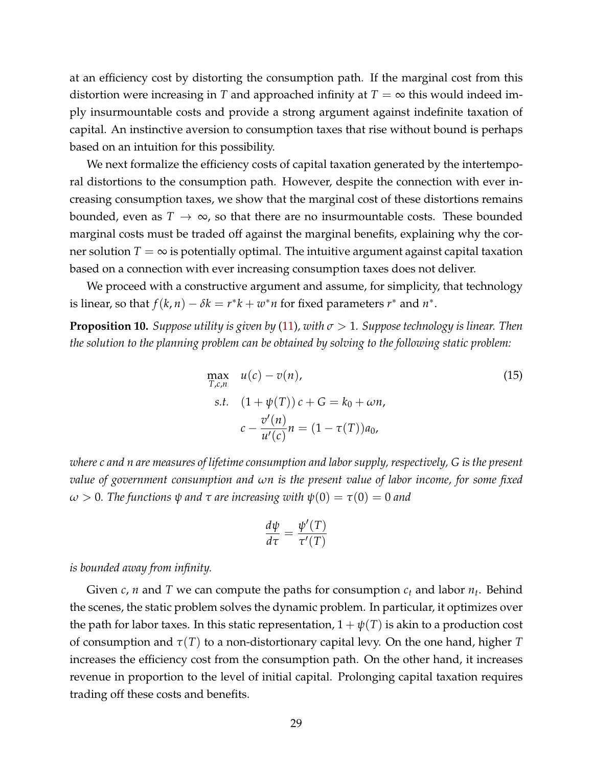at an efficiency cost by distorting the consumption path. If the marginal cost from this distortion were increasing in $T$ and approached infinity at $T = \infty$ this would indeed imply insurmountable costs and provide a strong argument against indefinite taxation of capital. An instinctive aversion to consumption taxes that rise without bound is perhaps based on an intuition for this possibility.

We next formalize the efficiency costs of capital taxation generated by the intertemporal distortions to the consumption path. However, despite the connection with ever increasing consumption taxes, we show that the marginal cost of these distortions remains bounded, even as $T \to \infty$, so that there are no insurmountable costs. These bounded marginal costs must be traded off against the marginal benefits, explaining why the corner solution $T = \infty$ is potentially optimal. The intuitive argument against capital taxation based on a connection with ever increasing consumption taxes does not deliver.

We proceed with a constructive argument and assume, for simplicity, that technology is linear, so that $f(k, n) - \delta k = r^* k + w^* n$ for fixed parameters $r^*$ and $n^*$.

**Proposition 10.** *Suppose utility is given by (11), with $\sigma > 1$. Suppose technology is linear. Then the solution to the planning problem can be obtained by solving to the following static problem:*

$$
\begin{aligned}
\max_{T,c,n} \quad & u(c) - v(n), \\
s.t. \quad & (1 + \psi(T))\, c + G = k_0 + \omega n, \\
& c - \frac{v'(n)}{u'(c)} n = (1 - \tau(T)) a_0,
\end{aligned}
\tag{15}
$$

*where $c$ and $n$ are measures of lifetime consumption and labor supply, respectively, $G$ is the present value of government consumption and $\omega n$ is the present value of labor income, for some fixed $\omega > 0$. The functions $\psi$ and $\tau$ are increasing with $\psi(0) = \tau(0) = 0$ and*

$$
\frac{d\psi}{d\tau} = \frac{\psi'(T)}{\tau'(T)}
$$

*is bounded away from infinity.*

Given $c$, $n$ and $T$ we can compute the paths for consumption $c_t$ and labor $n_t$. Behind the scenes, the static problem solves the dynamic problem. In particular, it optimizes over the path for labor taxes. In this static representation, $1 + \psi(T)$ is akin to a production cost of consumption and $\tau(T)$ to a non-distortionary capital levy. On the one hand, higher $T$ increases the efficiency cost from the consumption path. On the other hand, it increases revenue in proportion to the level of initial capital. Prolonging capital taxation requires trading off these costs and benefits.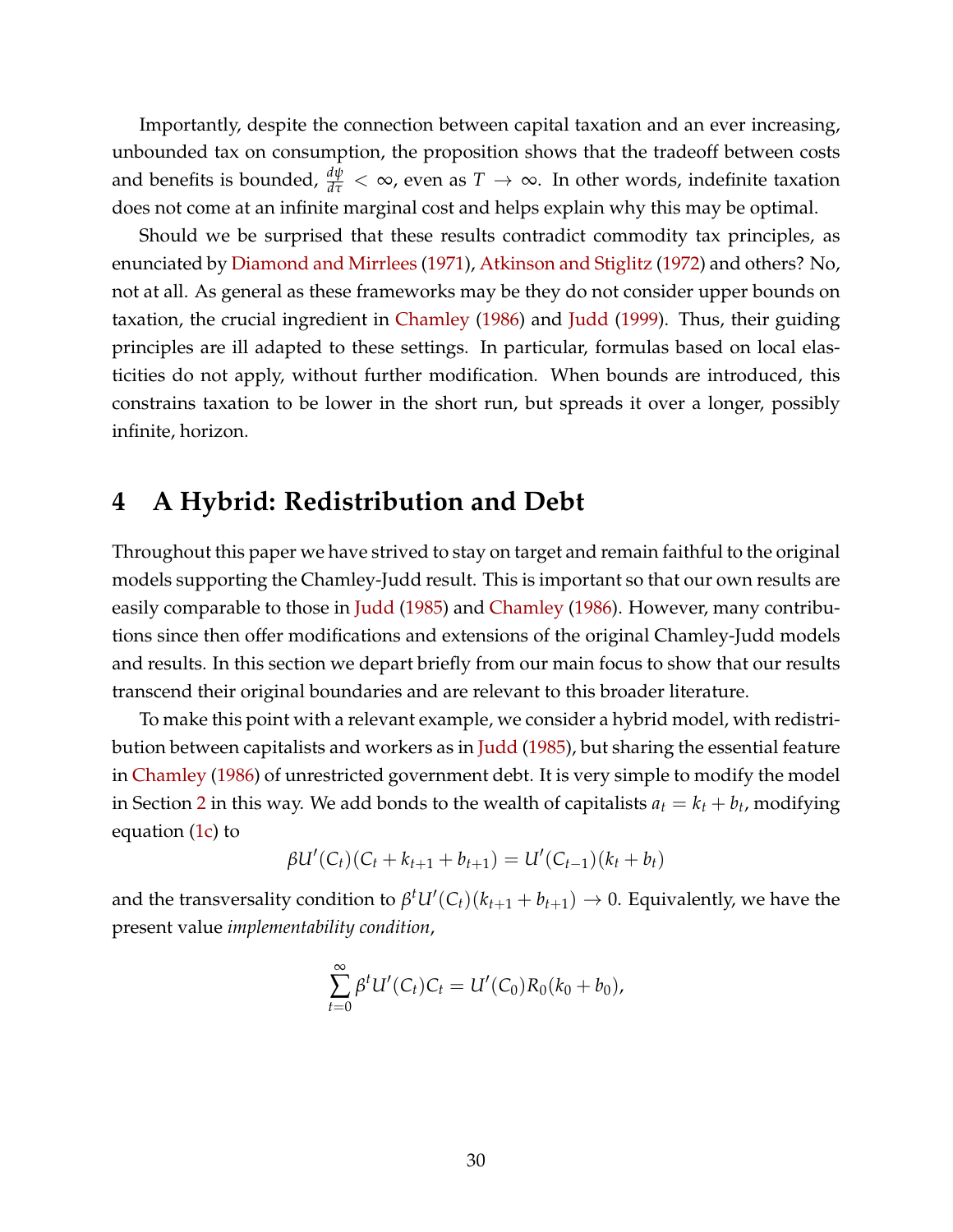Importantly, despite the connection between capital taxation and an ever increasing, unbounded tax on consumption, the proposition shows that the tradeoff between costs and benefits is bounded, $\frac{d\psi}{d\tau} < \infty$, even as $T \to \infty$. In other words, indefinite taxation does not come at an infinite marginal cost and helps explain why this may be optimal.

Should we be surprised that these results contradict commodity tax principles, as enunciated by Diamond and Mirrlees (1971), Atkinson and Stiglitz (1972) and others? No, not at all. As general as these frameworks may be they do not consider upper bounds on taxation, the crucial ingredient in Chamley (1986) and Judd (1999). Thus, their guiding principles are ill adapted to these settings. In particular, formulas based on local elasticities do not apply, without further modification. When bounds are introduced, this constrains taxation to be lower in the short run, but spreads it over a longer, possibly infinite, horizon.

# 4 A Hybrid: Redistribution and Debt

Throughout this paper we have strived to stay on target and remain faithful to the original models supporting the Chamley-Judd result. This is important so that our own results are easily comparable to those in Judd (1985) and Chamley (1986). However, many contributions since then offer modifications and extensions of the original Chamley-Judd models and results. In this section we depart briefly from our main focus to show that our results transcend their original boundaries and are relevant to this broader literature.

To make this point with a relevant example, we consider a hybrid model, with redistribution between capitalists and workers as in Judd (1985), but sharing the essential feature in Chamley (1986) of unrestricted government debt. It is very simple to modify the model in Section 2 in this way. We add bonds to the wealth of capitalists $a_t = k_t + b_t$, modifying equation (1c) to

$$\beta U'(C_t)(C_t + k_{t+1} + b_{t+1}) = U'(C_{t-1})(k_t + b_t)$$

and the transversality condition to $\beta^t U'(C_t)(k_{t+1} + b_{t+1}) \to 0$. Equivalently, we have the present value *implementability condition*,

$$\sum_{t=0}^{\infty} \beta^t U'(C_t) C_t = U'(C_0) R_0 (k_0 + b_0),$$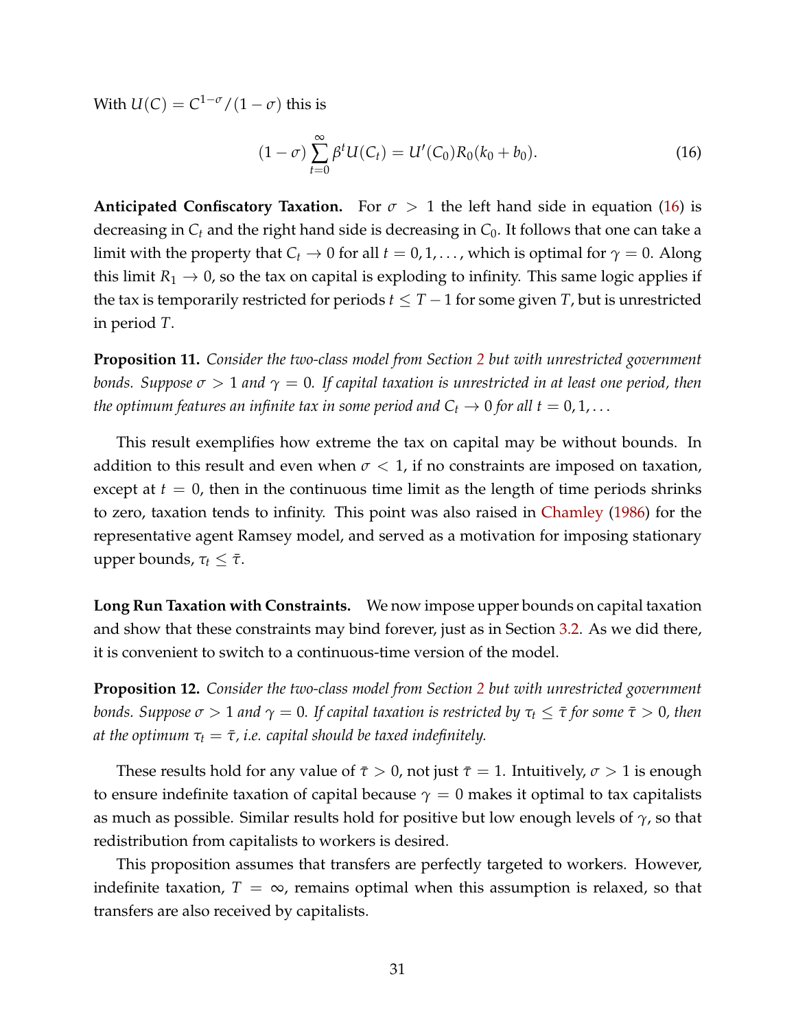With $U(C) = C^{1-\sigma}/(1-\sigma)$ this is

$$(1-\sigma)\sum_{t=0}^{\infty}\beta^t U(C_t) = U'(C_0)R_0(k_0+b_0). \tag{16}$$

**Anticipated Confiscatory Taxation.** For $\sigma > 1$ the left hand side in equation (16) is decreasing in $C_t$ and the right hand side is decreasing in $C_0$. It follows that one can take a limit with the property that $C_t \to 0$ for all $t = 0, 1, \ldots$, which is optimal for $\gamma = 0$. Along this limit $R_1 \to 0$, so the tax on capital is exploding to infinity. This same logic applies if the tax is temporarily restricted for periods $t \le T-1$ for some given $T$, but is unrestricted in period $T$.

**Proposition 11.** *Consider the two-class model from Section 2 but with unrestricted government bonds. Suppose $\sigma > 1$ and $\gamma = 0$. If capital taxation is unrestricted in at least one period, then the optimum features an infinite tax in some period and $C_t \to 0$ for all $t = 0, 1, \ldots$*

This result exemplifies how extreme the tax on capital may be without bounds. In addition to this result and even when $\sigma < 1$, if no constraints are imposed on taxation, except at $t = 0$, then in the continuous time limit as the length of time periods shrinks to zero, taxation tends to infinity. This point was also raised in Chamley (1986) for the representative agent Ramsey model, and served as a motivation for imposing stationary upper bounds, $\tau_t \le \bar{\tau}$.

**Long Run Taxation with Constraints.** We now impose upper bounds on capital taxation and show that these constraints may bind forever, just as in Section 3.2. As we did there, it is convenient to switch to a continuous-time version of the model.

**Proposition 12.** *Consider the two-class model from Section 2 but with unrestricted government bonds. Suppose $\sigma > 1$ and $\gamma = 0$. If capital taxation is restricted by $\tau_t \le \bar{\tau}$ for some $\bar{\tau} > 0$, then at the optimum $\tau_t = \bar{\tau}$, i.e. capital should be taxed indefinitely.*

These results hold for any value of $\bar{\tau} > 0$, not just $\bar{\tau} = 1$. Intuitively, $\sigma > 1$ is enough to ensure indefinite taxation of capital because $\gamma = 0$ makes it optimal to tax capitalists as much as possible. Similar results hold for positive but low enough levels of $\gamma$, so that redistribution from capitalists to workers is desired.

This proposition assumes that transfers are perfectly targeted to workers. However, indefinite taxation, $T = \infty$, remains optimal when this assumption is relaxed, so that transfers are also received by capitalists.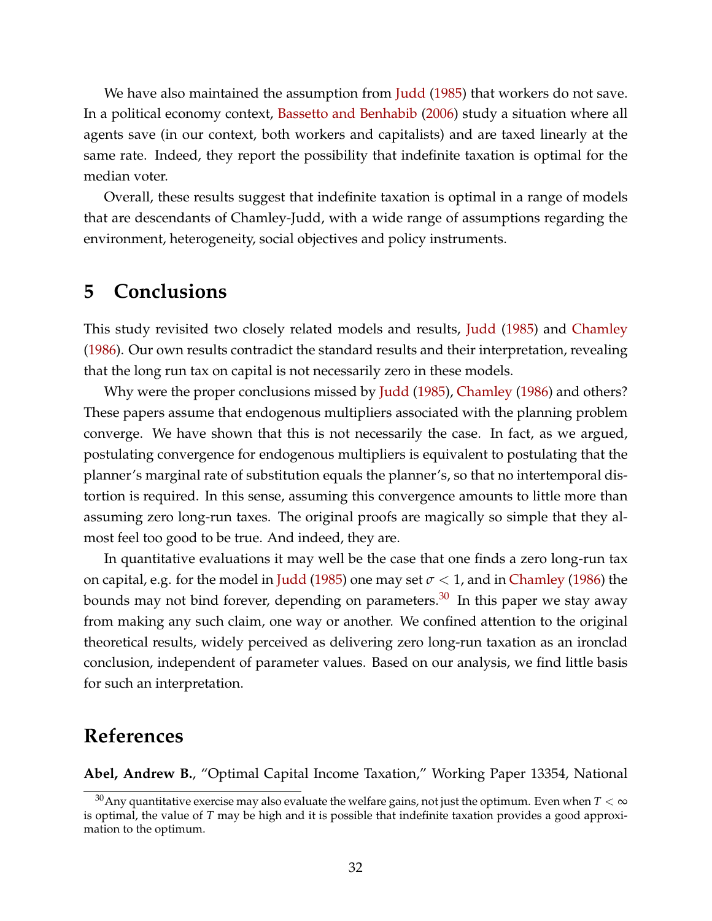We have also maintained the assumption from Judd (1985) that workers do not save. In a political economy context, Bassetto and Benhabib (2006) study a situation where all agents save (in our context, both workers and capitalists) and are taxed linearly at the same rate. Indeed, they report the possibility that indefinite taxation is optimal for the median voter.

Overall, these results suggest that indefinite taxation is optimal in a range of models that are descendants of Chamley-Judd, with a wide range of assumptions regarding the environment, heterogeneity, social objectives and policy instruments.

# 5 Conclusions

This study revisited two closely related models and results, Judd (1985) and Chamley (1986). Our own results contradict the standard results and their interpretation, revealing that the long run tax on capital is not necessarily zero in these models.

Why were the proper conclusions missed by Judd (1985), Chamley (1986) and others? These papers assume that endogenous multipliers associated with the planning problem converge. We have shown that this is not necessarily the case. In fact, as we argued, postulating convergence for endogenous multipliers is equivalent to postulating that the planner's marginal rate of substitution equals the planner's, so that no intertemporal distortion is required. In this sense, assuming this convergence amounts to little more than assuming zero long-run taxes. The original proofs are magically so simple that they almost feel too good to be true. And indeed, they are.

In quantitative evaluations it may well be the case that one finds a zero long-run tax on capital, e.g. for the model in Judd (1985) one may set $\sigma < 1$, and in Chamley (1986) the bounds may not bind forever, depending on parameters.[30] In this paper we stay away from making any such claim, one way or another. We confined attention to the original theoretical results, widely perceived as delivering zero long-run taxation as an ironclad conclusion, independent of parameter values. Based on our analysis, we find little basis for such an interpretation.

# References

**Abel, Andrew B.**, "Optimal Capital Income Taxation," Working Paper 13354, National

[30] Any quantitative exercise may also evaluate the welfare gains, not just the optimum. Even when $T < \infty$ is optimal, the value of $T$ may be high and it is possible that indefinite taxation provides a good approximation to the optimum.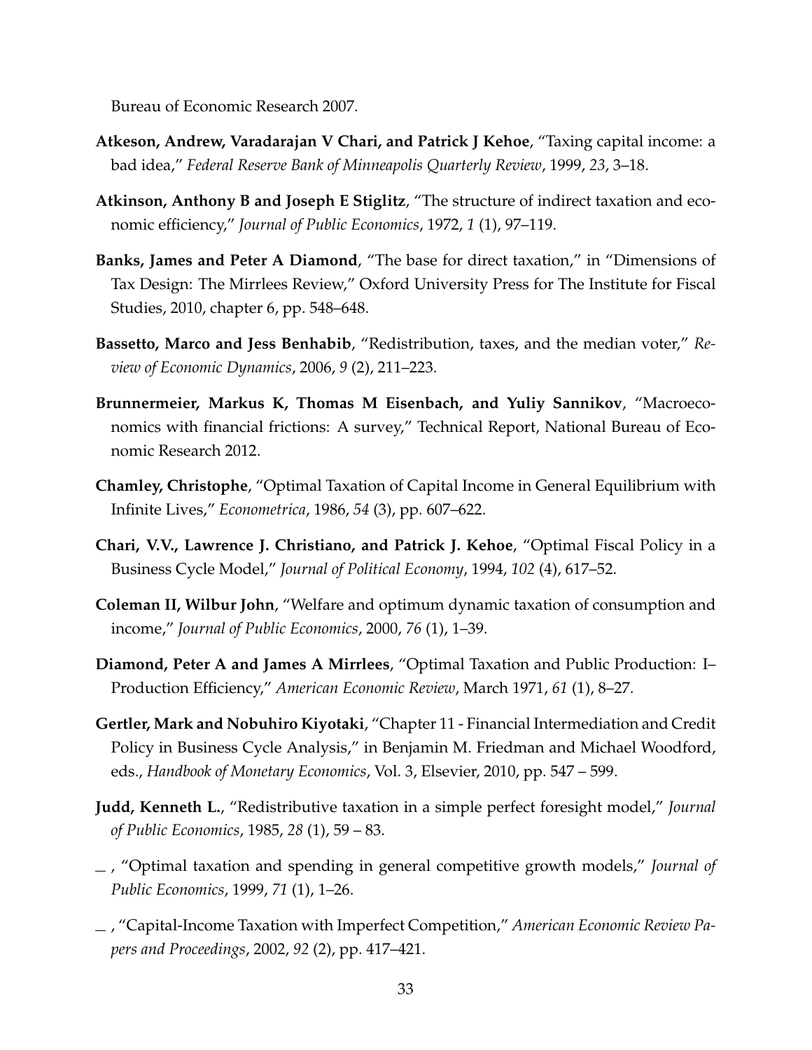Bureau of Economic Research 2007.

**Atkeson, Andrew, Varadarajan V Chari, and Patrick J Kehoe**, "Taxing capital income: a bad idea," *Federal Reserve Bank of Minneapolis Quarterly Review*, 1999, *23*, 3–18.

**Atkinson, Anthony B and Joseph E Stiglitz**, "The structure of indirect taxation and economic efficiency," *Journal of Public Economics*, 1972, *1* (1), 97–119.

**Banks, James and Peter A Diamond**, "The base for direct taxation," in "Dimensions of Tax Design: The Mirrlees Review," Oxford University Press for The Institute for Fiscal Studies, 2010, chapter 6, pp. 548–648.

**Bassetto, Marco and Jess Benhabib**, "Redistribution, taxes, and the median voter," *Review of Economic Dynamics*, 2006, *9* (2), 211–223.

**Brunnermeier, Markus K, Thomas M Eisenbach, and Yuliy Sannikov**, "Macroeconomics with financial frictions: A survey," Technical Report, National Bureau of Economic Research 2012.

**Chamley, Christophe**, "Optimal Taxation of Capital Income in General Equilibrium with Infinite Lives," *Econometrica*, 1986, *54* (3), pp. 607–622.

**Chari, V.V., Lawrence J. Christiano, and Patrick J. Kehoe**, "Optimal Fiscal Policy in a Business Cycle Model," *Journal of Political Economy*, 1994, *102* (4), 617–52.

**Coleman II, Wilbur John**, "Welfare and optimum dynamic taxation of consumption and income," *Journal of Public Economics*, 2000, *76* (1), 1–39.

**Diamond, Peter A and James A Mirrlees**, "Optimal Taxation and Public Production: I–Production Efficiency," *American Economic Review*, March 1971, *61* (1), 8–27.

**Gertler, Mark and Nobuhiro Kiyotaki**, "Chapter 11 - Financial Intermediation and Credit Policy in Business Cycle Analysis," in Benjamin M. Friedman and Michael Woodford, eds., *Handbook of Monetary Economics*, Vol. 3, Elsevier, 2010, pp. 547 – 599.

**Judd, Kenneth L.**, "Redistributive taxation in a simple perfect foresight model," *Journal of Public Economics*, 1985, *28* (1), 59 – 83.

\_ , "Optimal taxation and spending in general competitive growth models," *Journal of Public Economics*, 1999, *71* (1), 1–26.

\_ , "Capital-Income Taxation with Imperfect Competition," *American Economic Review Papers and Proceedings*, 2002, *92* (2), pp. 417–421.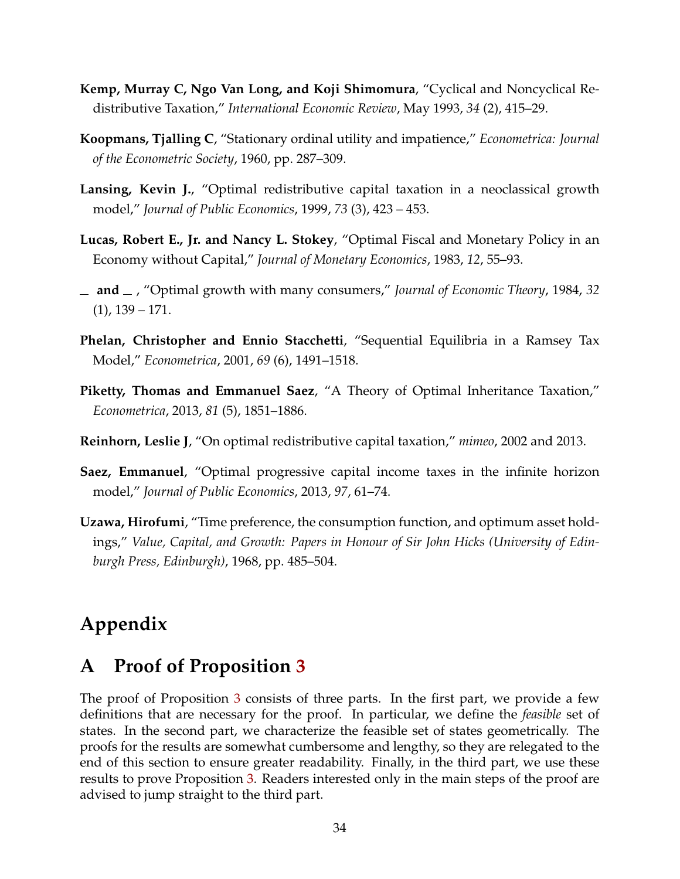**Kemp, Murray C, Ngo Van Long, and Koji Shimomura**, "Cyclical and Noncyclical Redistributive Taxation," *International Economic Review*, May 1993, *34* (2), 415–29.

**Koopmans, Tjalling C**, "Stationary ordinal utility and impatience," *Econometrica: Journal of the Econometric Society*, 1960, pp. 287–309.

**Lansing, Kevin J.**, "Optimal redistributive capital taxation in a neoclassical growth model," *Journal of Public Economics*, 1999, *73* (3), 423 – 453.

**Lucas, Robert E., Jr. and Nancy L. Stokey**, "Optimal Fiscal and Monetary Policy in an Economy without Capital," *Journal of Monetary Economics*, 1983, *12*, 55–93.

**_ and _** , "Optimal growth with many consumers," *Journal of Economic Theory*, 1984, *32* (1), 139 – 171.

**Phelan, Christopher and Ennio Stacchetti**, "Sequential Equilibria in a Ramsey Tax Model," *Econometrica*, 2001, *69* (6), 1491–1518.

**Piketty, Thomas and Emmanuel Saez**, "A Theory of Optimal Inheritance Taxation," *Econometrica*, 2013, *81* (5), 1851–1886.

**Reinhorn, Leslie J**, "On optimal redistributive capital taxation," *mimeo*, 2002 and 2013.

**Saez, Emmanuel**, "Optimal progressive capital income taxes in the infinite horizon model," *Journal of Public Economics*, 2013, *97*, 61–74.

**Uzawa, Hirofumi**, "Time preference, the consumption function, and optimum asset holdings," *Value, Capital, and Growth: Papers in Honour of Sir John Hicks (University of Edinburgh Press, Edinburgh)*, 1968, pp. 485–504.

# Appendix

## A Proof of Proposition 3

The proof of Proposition 3 consists of three parts. In the first part, we provide a few definitions that are necessary for the proof. In particular, we define the *feasible* set of states. In the second part, we characterize the feasible set of states geometrically. The proofs for the results are somewhat cumbersome and lengthy, so they are relegated to the end of this section to ensure greater readability. Finally, in the third part, we use these results to prove Proposition 3. Readers interested only in the main steps of the proof are advised to jump straight to the third part.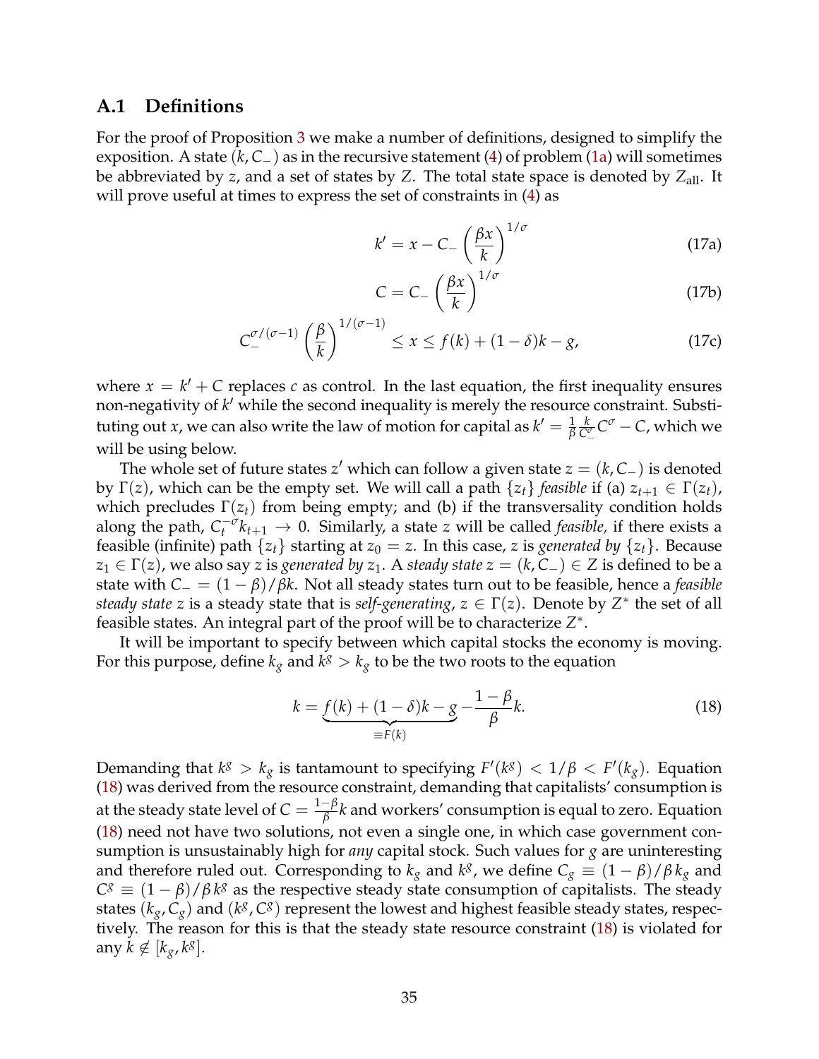## A.1 Definitions

For the proof of Proposition 3 we make a number of definitions, designed to simplify the exposition. A state $(k, C_-)$ as in the recursive statement (4) of problem (1a) will sometimes be abbreviated by $z$, and a set of states by $Z$. The total state space is denoted by $Z_{\text{all}}$. It will prove useful at times to express the set of constraints in (4) as

$$k' = x - C_- \left(\frac{\beta x}{k}\right)^{1/\sigma} \tag{17a}$$

$$C = C_- \left(\frac{\beta x}{k}\right)^{1/\sigma} \tag{17b}$$

$$C_-^{\sigma/(\sigma-1)} \left(\frac{\beta}{k}\right)^{1/(\sigma-1)} \leq x \leq f(k) + (1-\delta)k - g, \tag{17c}$$

where $x = k' + C$ replaces $c$ as control. In the last equation, the first inequality ensures non-negativity of $k'$ while the second inequality is merely the resource constraint. Substituting out $x$, we can also write the law of motion for capital as $k' = \frac{1}{\beta}\frac{k}{C_-^{\sigma}} C^{\sigma} - C$, which we will be using below.

The whole set of future states $z'$ which can follow a given state $z = (k, C_-)$ is denoted by $\Gamma(z)$, which can be the empty set. We will call a path $\{z_t\}$ *feasible* if (a) $z_{t+1} \in \Gamma(z_t)$, which precludes $\Gamma(z_t)$ from being empty; and (b) if the transversality condition holds along the path, $C_t^{-\sigma} k_{t+1} \to 0$. Similarly, a state $z$ will be called *feasible,* if there exists a feasible (infinite) path $\{z_t\}$ starting at $z_0 = z$. In this case, $z$ is *generated by* $\{z_t\}$. Because $z_1 \in \Gamma(z)$, we also say $z$ is *generated by* $z_1$. A *steady state* $z = (k, C_-) \in Z$ is defined to be a state with $C_- = (1-\beta)/\beta k$. Not all steady states turn out to be feasible, hence a *feasible steady state* $z$ is a steady state that is *self-generating*, $z \in \Gamma(z)$. Denote by $Z^*$ the set of all feasible states. An integral part of the proof will be to characterize $Z^*$.

It will be important to specify between which capital stocks the economy is moving. For this purpose, define $k_g$ and $k^g > k_g$ to be the two roots to the equation

$$k = \underbrace{f(k) + (1-\delta)k - g}_{\equiv F(k)} - \frac{1-\beta}{\beta}k. \tag{18}$$

Demanding that $k^g > k_g$ is tantamount to specifying $F'(k^g) < 1/\beta < F'(k_g)$. Equation (18) was derived from the resource constraint, demanding that capitalists' consumption is at the steady state level of $C = \frac{1-\beta}{\beta}k$ and workers' consumption is equal to zero. Equation (18) need not have two solutions, not even a single one, in which case government consumption is unsustainably high for *any* capital stock. Such values for $g$ are uninteresting and therefore ruled out. Corresponding to $k_g$ and $k^g$, we define $C_g \equiv (1-\beta)/\beta\, k_g$ and $C^g \equiv (1-\beta)/\beta\, k^g$ as the respective steady state consumption of capitalists. The steady states $(k_g, C_g)$ and $(k^g, C^g)$ represent the lowest and highest feasible steady states, respectively. The reason for this is that the steady state resource constraint (18) is violated for any $k \notin [k_g, k^g]$.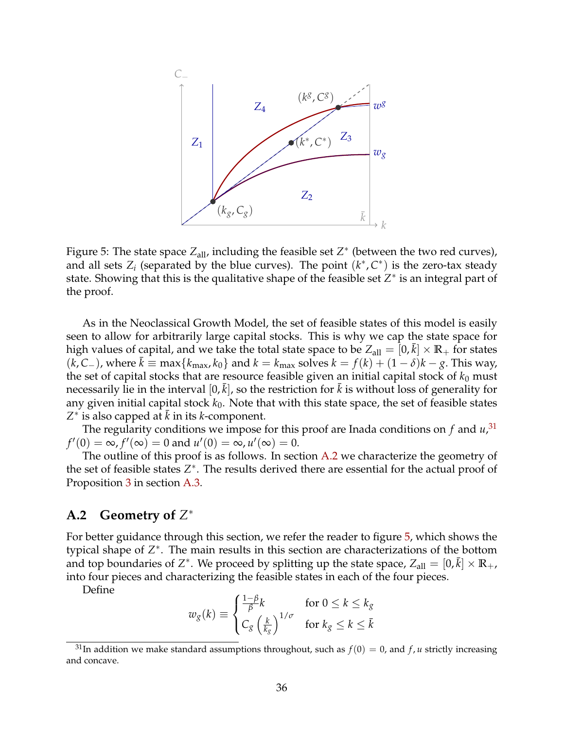Figure 5: The state space $Z_{\text{all}}$, including the feasible set $Z^*$ (between the two red curves), and all sets $Z_i$ (separated by the blue curves). The point $(k^*, C^*)$ is the zero-tax steady state. Showing that this is the qualitative shape of the feasible set $Z^*$ is an integral part of the proof.

As in the Neoclassical Growth Model, the set of feasible states of this model is easily seen to allow for arbitrarily large capital stocks. This is why we cap the state space for high values of capital, and we take the total state space to be $Z_{\text{all}} = [0, \bar{k}] \times \mathbb{R}_+$ for states $(k, C_-)$, where $\bar{k} \equiv \max\{k_{\max}, k_0\}$ and $k = k_{\max}$ solves $k = f(k) + (1-\delta)k - g$. This way, the set of capital stocks that are resource feasible given an initial capital stock of $k_0$ must necessarily lie in the interval $[0, \bar{k}]$, so the restriction for $\bar{k}$ is without loss of generality for any given initial capital stock $k_0$. Note that with this state space, the set of feasible states $Z^*$ is also capped at $\bar{k}$ in its $k$-component.

The regularity conditions we impose for this proof are Inada conditions on $f$ and $u$,[31] $f'(0) = \infty, f'(\infty) = 0$ and $u'(0) = \infty, u'(\infty) = 0$.

The outline of this proof is as follows. In section A.2 we characterize the geometry of the set of feasible states $Z^*$. The results derived there are essential for the actual proof of Proposition 3 in section A.3.

## A.2 Geometry of $Z^*$

For better guidance through this section, we refer the reader to figure 5, which shows the typical shape of $Z^*$. The main results in this section are characterizations of the bottom and top boundaries of $Z^*$. We proceed by splitting up the state space, $Z_{\text{all}} = [0, \bar{k}] \times \mathbb{R}_+$, into four pieces and characterizing the feasible states in each of the four pieces.

Define

$$w_g(k) \equiv \begin{cases} \frac{1-\beta}{\beta} k & \text{for } 0 \le k \le k_g \\ C_g \left(\frac{k}{k_g}\right)^{1/\sigma} & \text{for } k_g \le k \le \bar{k} \end{cases}$$

[31] In addition we make standard assumptions throughout, such as $f(0) = 0$, and $f, u$ strictly increasing and concave.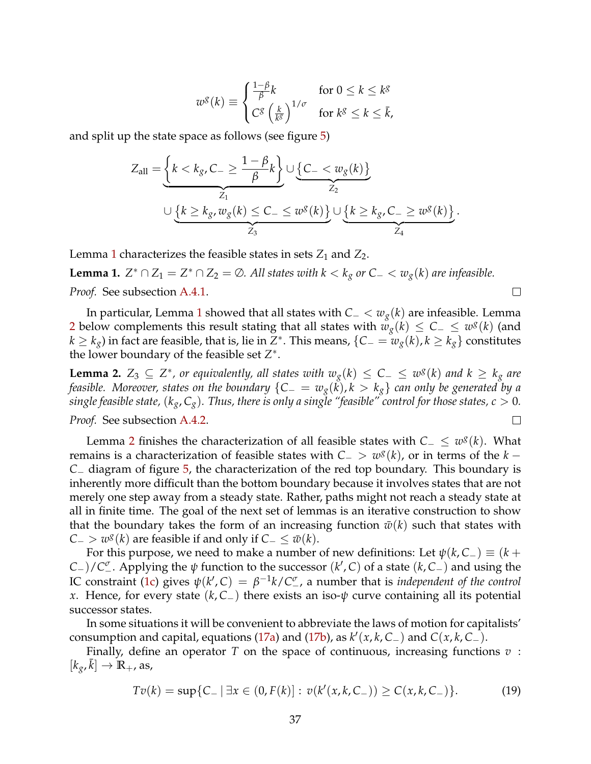$$
w^g(k) \equiv \begin{cases} \frac{1-\beta}{\beta} k & \text{for } 0 \leq k \leq k^g \\ C^g \left( \frac{k}{k^g} \right)^{1/\sigma} & \text{for } k^g \leq k \leq \bar{k}, \end{cases}
$$

and split up the state space as follows (see figure 5)

$$
Z_{\text{all}} = \underbrace{\left\{ k < k_g, C_- \geq \frac{1-\beta}{\beta} k \right\}}_{Z_1} \cup \underbrace{\left\{ C_- < w_g(k) \right\}}_{Z_2}
$$

$$
\cup \underbrace{\left\{ k \geq k_g, w_g(k) \leq C_- \leq w^g(k) \right\}}_{Z_3} \cup \underbrace{\left\{ k \geq k_g, C_- \geq w^g(k) \right\}}_{Z_4}.
$$

Lemma 1 characterizes the feasible states in sets $Z_1$ and $Z_2$.

**Lemma 1.** *$Z^* \cap Z_1 = Z^* \cap Z_2 = \emptyset$. All states with $k < k_g$ or $C_- < w_g(k)$ are infeasible.*

*Proof.* See subsection A.4.1. □

In particular, Lemma 1 showed that all states with $C_- < w_g(k)$ are infeasible. Lemma 2 below complements this result stating that all states with $w_g(k) \leq C_- \leq w^g(k)$ (and $k \geq k_g$) in fact are feasible, that is, lie in $Z^*$. This means, $\{C_- = w_g(k), k \geq k_g\}$ constitutes the lower boundary of the feasible set $Z^*$.

**Lemma 2.** *$Z_3 \subseteq Z^*$, or equivalently, all states with $w_g(k) \leq C_- \leq w^g(k)$ and $k \geq k_g$ are feasible. Moreover, states on the boundary $\{C_- = w_g(k), k > k_g\}$ can only be generated by a single feasible state, $(k_g, C_g)$. Thus, there is only a single "feasible" control for those states, $c > 0$.*

*Proof.* See subsection A.4.2. □

Lemma 2 finishes the characterization of all feasible states with $C_- \leq w^g(k)$. What remains is a characterization of feasible states with $C_- > w^g(k)$, or in terms of the $k - C_-$ diagram of figure 5, the characterization of the red top boundary. This boundary is inherently more difficult than the bottom boundary because it involves states that are not merely one step away from a steady state. Rather, paths might not reach a steady state at all in finite time. The goal of the next set of lemmas is an iterative construction to show that the boundary takes the form of an increasing function $\bar{w}(k)$ such that states with $C_- > w^g(k)$ are feasible if and only if $C_- \leq \bar{w}(k)$.

For this purpose, we need to make a number of new definitions: Let $\psi(k, C_-) \equiv (k + C_-)/C_-^\sigma$. Applying the $\psi$ function to the successor $(k', C)$ of a state $(k, C_-)$ and using the IC constraint (1c) gives $\psi(k', C) = \beta^{-1} k / C_-^\sigma$, a number that is *independent of the control* $x$. Hence, for every state $(k, C_-)$ there exists an iso-$\psi$ curve containing all its potential successor states.

In some situations it will be convenient to abbreviate the laws of motion for capitalists' consumption and capital, equations (17a) and (17b), as $k'(x, k, C_-)$ and $C(x, k, C_-)$.

Finally, define an operator $T$ on the space of continuous, increasing functions $v : [k_g, \bar{k}] \to \mathbb{R}_+$, as,

$$
Tv(k) = \sup\{C_- \mid \exists x \in (0, F(k)] : v(k'(x, k, C_-)) \geq C(x, k, C_-)\}. \tag{19}
$$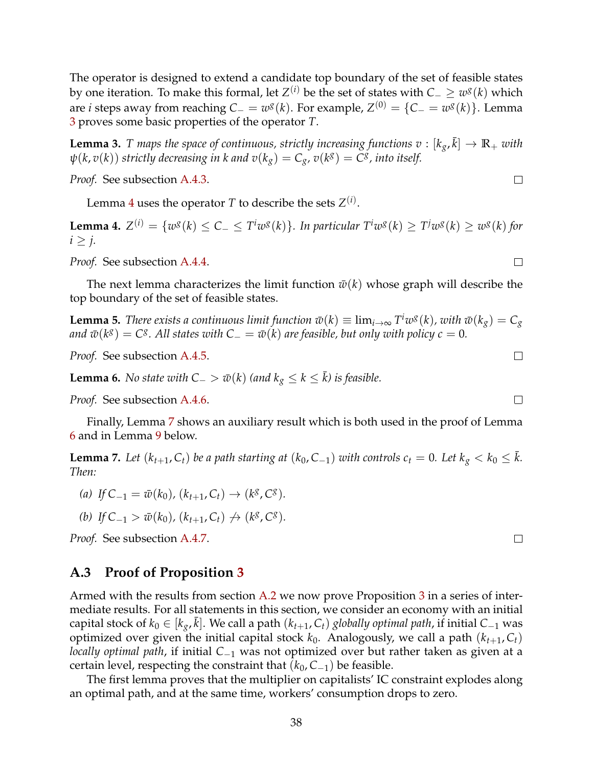The operator is designed to extend a candidate top boundary of the set of feasible states by one iteration. To make this formal, let $Z^{(i)}$ be the set of states with $C_- \geq w^g(k)$ which are $i$ steps away from reaching $C_- = w^g(k)$. For example, $Z^{(0)} = \{C_- = w^g(k)\}$. Lemma 3 proves some basic properties of the operator $T$.

**Lemma 3.** *$T$ maps the space of continuous, strictly increasing functions $v : [k_g, \bar{k}] \to \mathbb{R}_+$ with $\psi(k, v(k))$ strictly decreasing in $k$ and $v(k_g) = C_g$, $v(k^g) = C^g$, into itself.*

*Proof.* See subsection A.4.3. □

Lemma 4 uses the operator $T$ to describe the sets $Z^{(i)}$.

**Lemma 4.** *$Z^{(i)} = \{w^g(k) \leq C_- \leq T^i w^g(k)\}$. In particular $T^i w^g(k) \geq T^j w^g(k) \geq w^g(k)$ for $i \geq j$.*

*Proof.* See subsection A.4.4. □

The next lemma characterizes the limit function $\bar{w}(k)$ whose graph will describe the top boundary of the set of feasible states.

**Lemma 5.** *There exists a continuous limit function $\bar{w}(k) \equiv \lim_{i\to\infty} T^i w^g(k)$, with $\bar{w}(k_g) = C_g$ and $\bar{w}(k^g) = C^g$. All states with $C_- = \bar{w}(k)$ are feasible, but only with policy $c = 0$.*

*Proof.* See subsection A.4.5. □

**Lemma 6.** *No state with $C_- > \bar{w}(k)$ (and $k_g \leq k \leq \bar{k}$) is feasible.*

*Proof.* See subsection A.4.6. □

Finally, Lemma 7 shows an auxiliary result which is both used in the proof of Lemma 6 and in Lemma 9 below.

**Lemma 7.** *Let $(k_{t+1}, C_t)$ be a path starting at $(k_0, C_{-1})$ with controls $c_t = 0$. Let $k_g < k_0 \leq \bar{k}$. Then:*

*(a) If $C_{-1} = \bar{w}(k_0)$, $(k_{t+1}, C_t) \to (k^g, C^g)$.*

*(b) If $C_{-1} > \bar{w}(k_0)$, $(k_{t+1}, C_t) \not\to (k^g, C^g)$.*

*Proof.* See subsection A.4.7. □

## A.3 Proof of Proposition 3

Armed with the results from section A.2 we now prove Proposition 3 in a series of intermediate results. For all statements in this section, we consider an economy with an initial capital stock of $k_0 \in [k_g, \bar{k}]$. We call a path $(k_{t+1}, C_t)$ *globally optimal path*, if initial $C_{-1}$ was optimized over given the initial capital stock $k_0$. Analogously, we call a path $(k_{t+1}, C_t)$ *locally optimal path*, if initial $C_{-1}$ was not optimized over but rather taken as given at a certain level, respecting the constraint that $(k_0, C_{-1})$ be feasible.

The first lemma proves that the multiplier on capitalists' IC constraint explodes along an optimal path, and at the same time, workers' consumption drops to zero.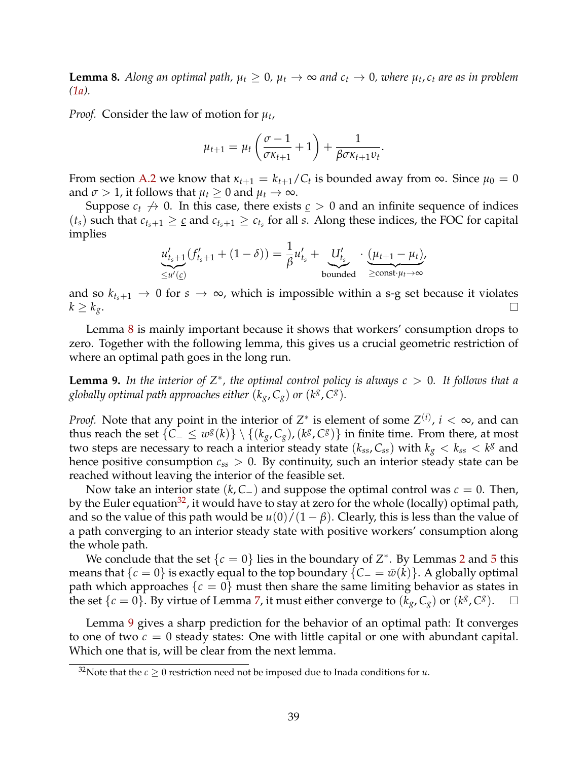**Lemma 8.** *Along an optimal path, $\mu_t \geq 0$, $\mu_t \to \infty$ and $c_t \to 0$, where $\mu_t, c_t$ are as in problem (1a).*

*Proof.* Consider the law of motion for $\mu_t$,

$$\mu_{t+1} = \mu_t \left( \frac{\sigma - 1}{\sigma \kappa_{t+1}} + 1 \right) + \frac{1}{\beta \sigma \kappa_{t+1} v_t}.$$

From section A.2 we know that $\kappa_{t+1} = k_{t+1}/C_t$ is bounded away from $\infty$. Since $\mu_0 = 0$ and $\sigma > 1$, it follows that $\mu_t \geq 0$ and $\mu_t \to \infty$.

Suppose $c_t \not\to 0$. In this case, there exists $\underline{c} > 0$ and an infinite sequence of indices $(t_s)$ such that $c_{t_s+1} \geq \underline{c}$ and $c_{t_s+1} \geq c_{t_s}$ for all $s$. Along these indices, the FOC for capital implies

$$\underbrace{u'_{t_s+1}}_{\leq u'(\underline{c})}(f'_{t_s+1} + (1-\delta)) = \frac{1}{\beta} u'_{t_s} + \underbrace{U'_{t_s}}_{\text{bounded}} \cdot \underbrace{(\mu_{t+1} - \mu_t)}_{\geq \text{const} \cdot \mu_t \to \infty},$$

and so $k_{t_s+1} \to 0$ for $s \to \infty$, which is impossible within a s-g set because it violates $k \geq k_g$. □

Lemma 8 is mainly important because it shows that workers' consumption drops to zero. Together with the following lemma, this gives us a crucial geometric restriction of where an optimal path goes in the long run.

**Lemma 9.** *In the interior of $Z^*$, the optimal control policy is always $c > 0$. It follows that a globally optimal path approaches either $(k_g, C_g)$ or $(k^g, C^g)$.*

*Proof.* Note that any point in the interior of $Z^*$ is element of some $Z^{(i)}$, $i < \infty$, and can thus reach the set $\{C_- \leq w^g(k)\} \setminus \{(k_g, C_g), (k^g, C^g)\}$ in finite time. From there, at most two steps are necessary to reach a interior steady state $(k_{ss}, C_{ss})$ with $k_g < k_{ss} < k^g$ and hence positive consumption $c_{ss} > 0$. By continuity, such an interior steady state can be reached without leaving the interior of the feasible set.

Now take an interior state $(k, C_-)$ and suppose the optimal control was $c = 0$. Then, by the Euler equation[32], it would have to stay at zero for the whole (locally) optimal path, and so the value of this path would be $u(0)/(1-\beta)$. Clearly, this is less than the value of a path converging to an interior steady state with positive workers' consumption along the whole path.

We conclude that the set $\{c = 0\}$ lies in the boundary of $Z^*$. By Lemmas 2 and 5 this means that $\{c = 0\}$ is exactly equal to the top boundary $\{C_- = \bar{w}(k)\}$. A globally optimal path which approaches $\{c = 0\}$ must then share the same limiting behavior as states in the set $\{c = 0\}$. By virtue of Lemma 7, it must either converge to $(k_g, C_g)$ or $(k^g, C^g)$. □

Lemma 9 gives a sharp prediction for the behavior of an optimal path: It converges to one of two $c = 0$ steady states: One with little capital or one with abundant capital. Which one that is, will be clear from the next lemma.

[32] Note that the $c \geq 0$ restriction need not be imposed due to Inada conditions for $u$.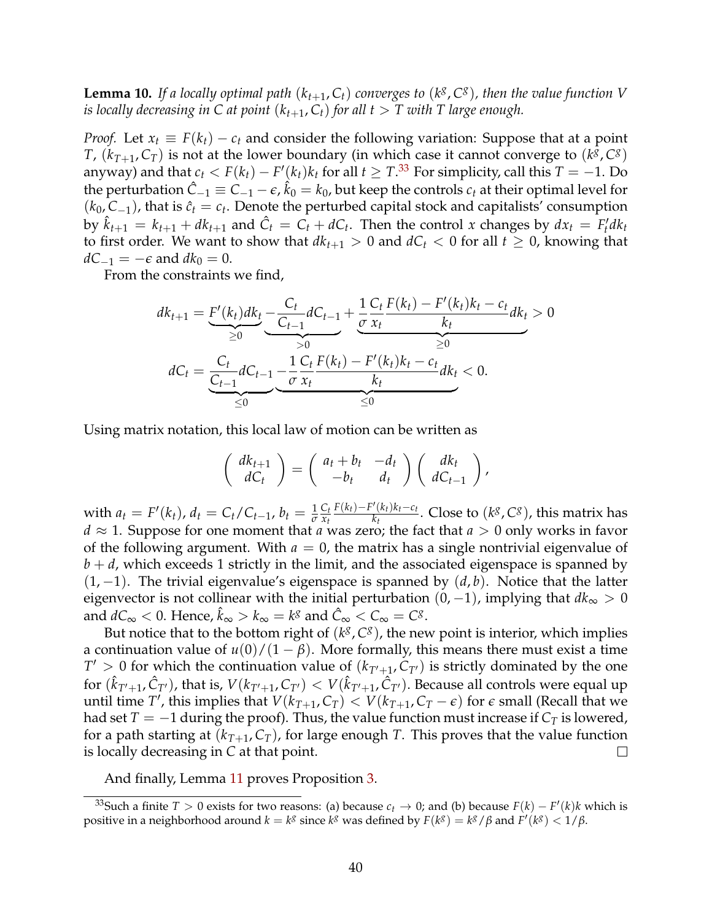**Lemma 10.** *If a locally optimal path $(k_{t+1}, C_t)$ converges to $(k^g, C^g)$, then the value function $V$ is locally decreasing in $C$ at point $(k_{t+1}, C_t)$ for all $t > T$ with $T$ large enough.*

*Proof.* Let $x_t \equiv F(k_t) - c_t$ and consider the following variation: Suppose that at a point $T$, $(k_{T+1}, C_T)$ is not at the lower boundary (in which case it cannot converge to $(k^g, C^g)$ anyway) and that $c_t < F(k_t) - F'(k_t)k_t$ for all $t \geq T$.[33] For simplicity, call this $T = -1$. Do the perturbation $\hat{C}_{-1} \equiv C_{-1} - \epsilon$, $\hat{k}_0 = k_0$, but keep the controls $c_t$ at their optimal level for $(k_0, C_{-1})$, that is $\hat{c}_t = c_t$. Denote the perturbed capital stock and capitalists' consumption by $\hat{k}_{t+1} = k_{t+1} + dk_{t+1}$ and $\hat{C}_t = C_t + dC_t$. Then the control $x$ changes by $dx_t = F'_t dk_t$ to first order. We want to show that $dk_{t+1} > 0$ and $dC_t < 0$ for all $t \geq 0$, knowing that $dC_{-1} = -\epsilon$ and $dk_0 = 0$.

From the constraints we find,

$$
\begin{aligned}
dk_{t+1} &= \underbrace{F'(k_t)dk_t}_{\geq 0} \underbrace{- \frac{C_t}{C_{t-1}} dC_{t-1}}_{>0} + \underbrace{\frac{1}{\sigma} \frac{C_t}{x_t} \frac{F(k_t) - F'(k_t)k_t - c_t}{k_t} dk_t}_{\geq 0} > 0 \\
dC_t &= \underbrace{\frac{C_t}{C_{t-1}} dC_{t-1}}_{\leq 0} \underbrace{- \frac{1}{\sigma} \frac{C_t}{x_t} \frac{F(k_t) - F'(k_t)k_t - c_t}{k_t} dk_t}_{\leq 0} < 0.
\end{aligned}
$$

Using matrix notation, this local law of motion can be written as

$$
\begin{pmatrix} dk_{t+1} \\ dC_t \end{pmatrix} = \begin{pmatrix} a_t + b_t & -d_t \\ -b_t & d_t \end{pmatrix} \begin{pmatrix} dk_t \\ dC_{t-1} \end{pmatrix},
$$

with $a_t = F'(k_t)$, $d_t = C_t / C_{t-1}$, $b_t = \frac{1}{\sigma} \frac{C_t}{x_t} \frac{F(k_t) - F'(k_t)k_t - c_t}{k_t}$. Close to $(k^g, C^g)$, this matrix has $d \approx 1$. Suppose for one moment that $a$ was zero; the fact that $a > 0$ only works in favor of the following argument. With $a = 0$, the matrix has a single nontrivial eigenvalue of $b + d$, which exceeds 1 strictly in the limit, and the associated eigenspace is spanned by $(1, -1)$. The trivial eigenvalue's eigenspace is spanned by $(d, b)$. Notice that the latter eigenvector is not collinear with the initial perturbation $(0, -1)$, implying that $dk_\infty > 0$ and $dC_\infty < 0$. Hence, $\hat{k}_\infty > k_\infty = k^g$ and $\hat{C}_\infty < C_\infty = C^g$.

But notice that to the bottom right of $(k^g, C^g)$, the new point is interior, which implies a continuation value of $u(0)/(1-\beta)$. More formally, this means there must exist a time $T' > 0$ for which the continuation value of $(k_{T'+1}, C_{T'})$ is strictly dominated by the one for $(\hat{k}_{T'+1}, \hat{C}_{T'})$, that is, $V(k_{T'+1}, C_{T'}) < V(\hat{k}_{T'+1}, \hat{C}_{T'})$. Because all controls were equal up until time $T'$, this implies that $V(k_{T+1}, C_T) < V(k_{T+1}, C_T - \epsilon)$ for $\epsilon$ small (Recall that we had set $T = -1$ during the proof). Thus, the value function must increase if $C_T$ is lowered, for a path starting at $(k_{T+1}, C_T)$, for large enough $T$. This proves that the value function is locally decreasing in $C$ at that point. $\square$

And finally, Lemma 11 proves Proposition 3.

---

[33] Such a finite $T > 0$ exists for two reasons: (a) because $c_t \to 0$; and (b) because $F(k) - F'(k)k$ which is positive in a neighborhood around $k = k^g$ since $k^g$ was defined by $F(k^g) = k^g/\beta$ and $F'(k^g) < 1/\beta$.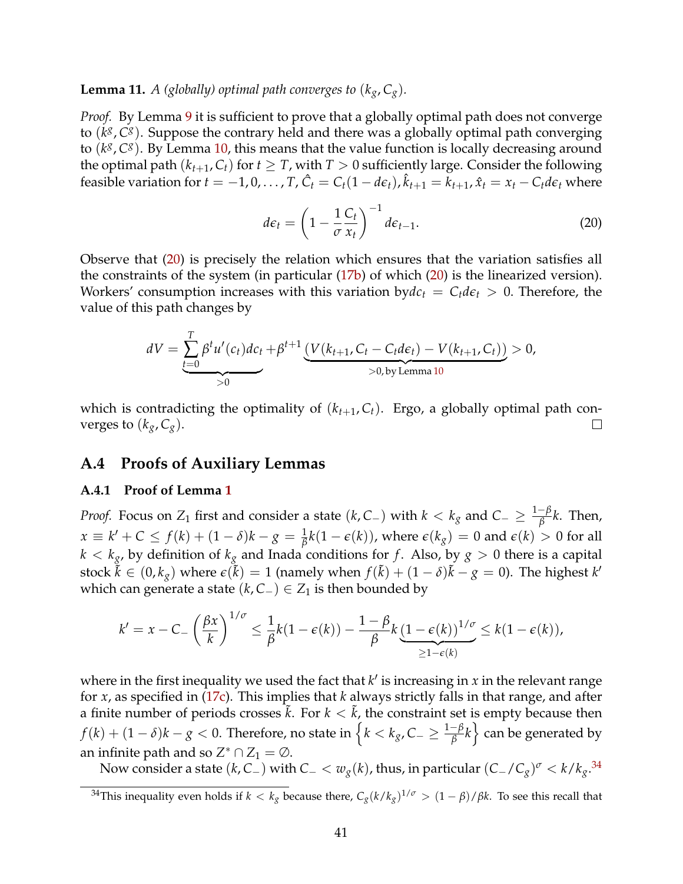**Lemma 11.** *A (globally) optimal path converges to $(k_g, C_g)$.*

*Proof.* By Lemma 9 it is sufficient to prove that a globally optimal path does not converge to $(k^g, C^g)$. Suppose the contrary held and there was a globally optimal path converging to $(k^g, C^g)$. By Lemma 10, this means that the value function is locally decreasing around the optimal path $(k_{t+1}, C_t)$ for $t \geq T$, with $T > 0$ sufficiently large. Consider the following feasible variation for $t = -1, 0, \ldots, T$, $\hat{C}_t = C_t(1 - d\epsilon_t), \hat{k}_{t+1} = k_{t+1}, \hat{x}_t = x_t - C_t d\epsilon_t$ where

$$d\epsilon_t = \left(1 - \frac{1}{\sigma}\frac{C_t}{x_t}\right)^{-1} d\epsilon_{t-1}. \tag{20}$$

Observe that (20) is precisely the relation which ensures that the variation satisfies all the constraints of the system (in particular (17b) of which (20) is the linearized version). Workers' consumption increases with this variation by$dc_t = C_t d\epsilon_t > 0$. Therefore, the value of this path changes by

$$dV = \underbrace{\sum_{t=0}^{T} \beta^t u'(c_t) dc_t}_{>0} + \beta^{t+1} \underbrace{\left(V(k_{t+1}, C_t - C_t d\epsilon_t) - V(k_{t+1}, C_t)\right)}_{>0, \text{ by Lemma 10}} > 0,$$

which is contradicting the optimality of $(k_{t+1}, C_t)$. Ergo, a globally optimal path converges to $(k_g, C_g)$. □

## A.4 Proofs of Auxiliary Lemmas

### A.4.1 Proof of Lemma 1

*Proof.* Focus on $Z_1$ first and consider a state $(k, C_-)$ with $k < k_g$ and $C_- \geq \frac{1-\beta}{\beta}k$. Then, $x \equiv k' + C \leq f(k) + (1-\delta)k - g = \frac{1}{\beta}k(1 - \epsilon(k))$, where $\epsilon(k_g) = 0$ and $\epsilon(k) > 0$ for all $k < k_g$, by definition of $k_g$ and Inada conditions for $f$. Also, by $g > 0$ there is a capital stock $\tilde{k} \in (0, k_g)$ where $\epsilon(\tilde{k}) = 1$ (namely when $f(\tilde{k}) + (1-\delta)\tilde{k} - g = 0$). The highest $k'$ which can generate a state $(k, C_-) \in Z_1$ is then bounded by

$$k' = x - C_- \left(\frac{\beta x}{k}\right)^{1/\sigma} \leq \frac{1}{\beta}k(1 - \epsilon(k)) - \frac{1-\beta}{\beta}k \underbrace{(1 - \epsilon(k))^{1/\sigma}}_{\geq 1 - \epsilon(k)} \leq k(1 - \epsilon(k)),$$

where in the first inequality we used the fact that $k'$ is increasing in $x$ in the relevant range for $x$, as specified in (17c). This implies that $k$ always strictly falls in that range, and after a finite number of periods crosses $\tilde{k}$. For $k < \tilde{k}$, the constraint set is empty because then $f(k) + (1-\delta)k - g < 0$. Therefore, no state in $\left\{k < k_g, C_- \geq \frac{1-\beta}{\beta}k\right\}$ can be generated by an infinite path and so $Z^* \cap Z_1 = \emptyset$.

Now consider a state $(k, C_-)$ with $C_- < w_g(k)$, thus, in particular $(C_-/C_g)^\sigma < k/k_g$.[34]

[34] This inequality even holds if $k < k_g$ because there, $C_g(k/k_g)^{1/\sigma} > (1-\beta)/\beta k$. To see this recall that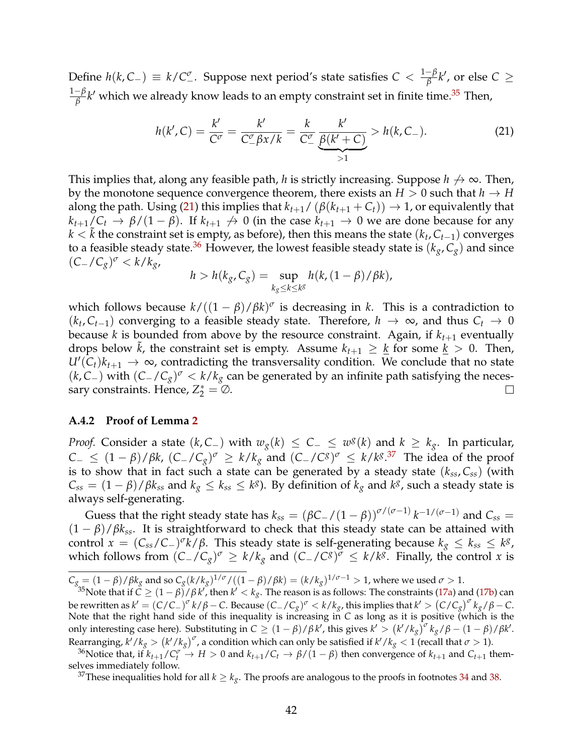Define $h(k, C_-) \equiv k/C_-^\sigma$. Suppose next period's state satisfies $C < \frac{1-\beta}{\beta}k'$, or else $C \geq \frac{1-\beta}{\beta}k'$ which we already know leads to an empty constraint set in finite time.[35] Then,

$$h(k', C) = \frac{k'}{C^\sigma} = \frac{k'}{C_-^\sigma \beta x/k} = \frac{k}{C_-^\sigma} \underbrace{\frac{k'}{\beta(k'+C)}}_{>1} > h(k, C_-). \tag{21}$$

This implies that, along any feasible path, $h$ is strictly increasing. Suppose $h \not\to \infty$. Then, by the monotone sequence convergence theorem, there exists an $H > 0$ such that $h \to H$ along the path. Using (21) this implies that $k_{t+1}/\left(\beta(k_{t+1}+C_t)\right) \to 1$, or equivalently that $k_{t+1}/C_t \to \beta/(1-\beta)$. If $k_{t+1} \not\to 0$ (in the case $k_{t+1} \to 0$ we are done because for any $k < \tilde{k}$ the constraint set is empty, as before), then this means the state $(k_t, C_{t-1})$ converges to a feasible steady state.[36] However, the lowest feasible steady state is $(k_g, C_g)$ and since $(C_-/C_g)^\sigma < k/k_g$,

$$h > h(k_g, C_g) = \sup_{k_g \leq k \leq k^g} h(k, (1-\beta)/\beta k),$$

which follows because $k/((1-\beta)/\beta k)^\sigma$ is decreasing in $k$. This is a contradiction to $(k_t, C_{t-1})$ converging to a feasible steady state. Therefore, $h \to \infty$, and thus $C_t \to 0$ because $k$ is bounded from above by the resource constraint. Again, if $k_{t+1}$ eventually drops below $\tilde{k}$, the constraint set is empty. Assume $k_{t+1} \geq \underline{k}$ for some $\underline{k} > 0$. Then, $U'(C_t)k_{t+1} \to \infty$, contradicting the transversality condition. We conclude that no state $(k, C_-)$ with $(C_-/C_g)^\sigma < k/k_g$ can be generated by an infinite path satisfying the necessary constraints. Hence, $Z_2^* = \emptyset$. □

#### A.4.2 Proof of Lemma 2

*Proof.* Consider a state $(k, C_-)$ with $w_g(k) \leq C_- \leq w^g(k)$ and $k \geq k_g$. In particular, $C_- \leq (1-\beta)/\beta k$, $(C_-/C_g)^\sigma \geq k/k_g$ and $(C_-/C^g)^\sigma \leq k/k^g$.[37] The idea of the proof is to show that in fact such a state can be generated by a steady state $(k_{ss}, C_{ss})$ (with $C_{ss} = (1-\beta)/\beta k_{ss}$ and $k_g \leq k_{ss} \leq k^g$). By definition of $k_g$ and $k^g$, such a steady state is always self-generating.

Guess that the right steady state has $k_{ss} = \left(\beta C_-/(1-\beta)\right)^{\sigma/(\sigma-1)} k^{-1/(\sigma-1)}$ and $C_{ss} = (1-\beta)/\beta k_{ss}$. It is straightforward to check that this steady state can be attained with control $x = (C_{ss}/C_-)^\sigma k/\beta$. This steady state is self-generating because $k_g \leq k_{ss} \leq k^g$, which follows from $(C_-/C_g)^\sigma \geq k/k_g$ and $(C_-/C^g)^\sigma \leq k/k^g$. Finally, the control $x$ is

---

$C_g = (1-\beta)/\beta k_g$ and so $C_g(k/k_g)^{1/\sigma}/((1-\beta)/\beta k) = (k/k_g)^{1/\sigma - 1} > 1$, where we used $\sigma > 1$.

[35] Note that if $C \geq (1-\beta)/\beta k'$, then $k' < k_g$. The reason is as follows: The constraints (17a) and (17b) can be rewritten as $k' = (C/C_-)^\sigma k/\beta - C$. Because $(C_-/C_g)^\sigma < k/k_g$, this implies that $k' > \left(C/C_g\right)^\sigma k_g/\beta - C$. Note that the right hand side of this inequality is increasing in $C$ as long as it is positive (which is the only interesting case here). Substituting in $C \geq (1-\beta)/\beta k'$, this gives $k' > \left(k'/k_g\right)^\sigma k_g/\beta - (1-\beta)/\beta k'$. Rearranging, $k'/k_g > \left(k'/k_g\right)^\sigma$, a condition which can only be satisfied if $k'/k_g < 1$ (recall that $\sigma > 1$).

[36] Notice that, if $k_{t+1}/C_t^\sigma \to H > 0$ and $k_{t+1}/C_t \to \beta/(1-\beta)$ then convergence of $k_{t+1}$ and $C_{t+1}$ themselves immediately follow.

[37] These inequalities hold for all $k \geq k_g$. The proofs are analogous to the proofs in footnotes 34 and 38.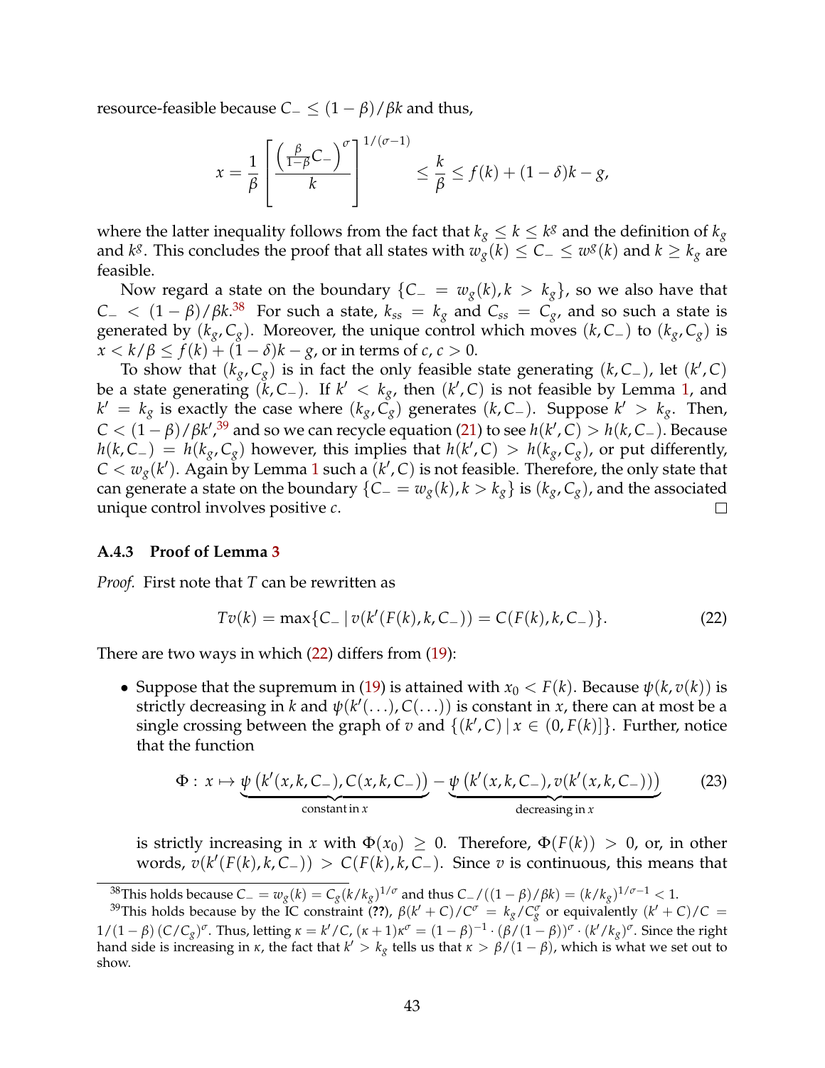resource-feasible because $C_- \leq (1-\beta)/\beta k$ and thus,

$$x = \frac{1}{\beta}\left[\frac{\left(\frac{\beta}{1-\beta}C_-\right)^{\sigma}}{k}\right]^{1/(\sigma-1)} \leq \frac{k}{\beta} \leq f(k) + (1-\delta)k - g,$$

where the latter inequality follows from the fact that $k_g \leq k \leq k^g$ and the definition of $k_g$ and $k^g$. This concludes the proof that all states with $w_g(k) \leq C_- \leq w^g(k)$ and $k \geq k_g$ are feasible.

Now regard a state on the boundary $\{C_- = w_g(k), k > k_g\}$, so we also have that $C_- < (1-\beta)/\beta k$.[38] For such a state, $k_{ss} = k_g$ and $C_{ss} = C_g$, and so such a state is generated by $(k_g, C_g)$. Moreover, the unique control which moves $(k, C_-)$ to $(k_g, C_g)$ is $x < k/\beta \leq f(k) + (1-\delta)k - g$, or in terms of $c$, $c > 0$.

To show that $(k_g, C_g)$ is in fact the only feasible state generating $(k, C_-)$, let $(k', C)$ be a state generating $(k, C_-)$. If $k' < k_g$, then $(k', C)$ is not feasible by Lemma 1, and $k' = k_g$ is exactly the case where $(k_g, C_g)$ generates $(k, C_-)$. Suppose $k' > k_g$. Then, $C < (1-\beta)/\beta k'$,[39] and so we can recycle equation (21) to see $h(k', C) > h(k, C_-)$. Because $h(k, C_-) = h(k_g, C_g)$ however, this implies that $h(k', C) > h(k_g, C_g)$, or put differently, $C < w_g(k')$. Again by Lemma 1 such a $(k', C)$ is not feasible. Therefore, the only state that can generate a state on the boundary $\{C_- = w_g(k), k > k_g\}$ is $(k_g, C_g)$, and the associated unique control involves positive $c$. □

### A.4.3 Proof of Lemma 3

*Proof.* First note that $T$ can be rewritten as

$$Tv(k) = \max\{C_- \mid v(k'(F(k), k, C_-)) = C(F(k), k, C_-)\}. \tag{22}$$

There are two ways in which (22) differs from (19):

- Suppose that the supremum in (19) is attained with $x_0 < F(k)$. Because $\psi(k, v(k))$ is strictly decreasing in $k$ and $\psi(k'(\ldots), C(\ldots))$ is constant in $x$, there can at most be a single crossing between the graph of $v$ and $\{(k', C) \mid x \in (0, F(k)]\}$. Further, notice that the function

$$\Phi:\ x \mapsto \underbrace{\psi\left(k'(x,k,C_-), C(x,k,C_-)\right)}_{\text{constant in } x} - \underbrace{\psi\left(k'(x,k,C_-), v(k'(x,k,C_-))\right)}_{\text{decreasing in } x} \tag{23}$$

  is strictly increasing in $x$ with $\Phi(x_0) \geq 0$. Therefore, $\Phi(F(k)) > 0$, or, in other words, $v(k'(F(k), k, C_-)) > C(F(k), k, C_-)$. Since $v$ is continuous, this means that

[38] This holds because $C_- = w_g(k) = C_g(k/k_g)^{1/\sigma}$ and thus $C_-/((1-\beta)/\beta k) = (k/k_g)^{1/\sigma - 1} < 1$.

[39] This holds because by the IC constraint (**??**), $\beta(k' + C)/C^{\sigma} = k_g/C_g^{\sigma}$ or equivalently $(k' + C)/C = 1/(1-\beta)\,(C/C_g)^{\sigma}$. Thus, letting $\kappa = k'/C$, $(\kappa + 1)\kappa^{\sigma} = (1-\beta)^{-1} \cdot (\beta/(1-\beta))^{\sigma} \cdot (k'/k_g)^{\sigma}$. Since the right hand side is increasing in $\kappa$, the fact that $k' > k_g$ tells us that $\kappa > \beta/(1-\beta)$, which is what we set out to show.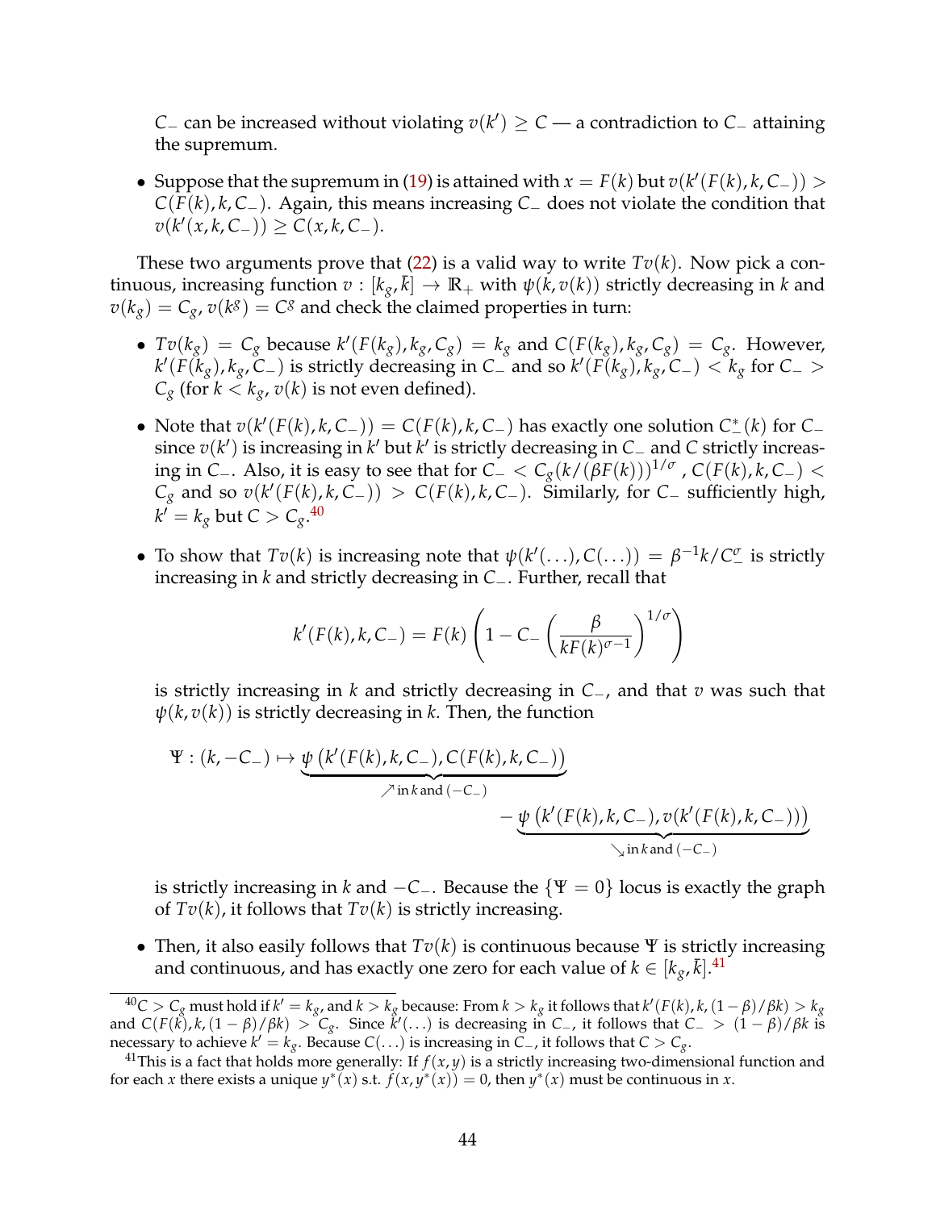$C_-$ can be increased without violating $v(k') \geq C$ — a contradiction to $C_-$ attaining the supremum.

- Suppose that the supremum in (19) is attained with $x = F(k)$ but $v(k'(F(k), k, C_-)) > C(F(k), k, C_-)$. Again, this means increasing $C_-$ does not violate the condition that $v(k'(x, k, C_-)) \geq C(x, k, C_-)$.

These two arguments prove that (22) is a valid way to write $Tv(k)$. Now pick a continuous, increasing function $v : [k_g, \bar{k}] \to \mathbb{R}_+$ with $\psi(k, v(k))$ strictly decreasing in $k$ and $v(k_g) = C_g$, $v(k^g) = C^g$ and check the claimed properties in turn:

- $Tv(k_g) = C_g$ because $k'(F(k_g), k_g, C_g) = k_g$ and $C(F(k_g), k_g, C_g) = C_g$. However, $k'(F(k_g), k_g, C_-)$ is strictly decreasing in $C_-$ and so $k'(F(k_g), k_g, C_-) < k_g$ for $C_- > C_g$ (for $k < k_g$, $v(k)$ is not even defined).

- Note that $v(k'(F(k), k, C_-)) = C(F(k), k, C_-)$ has exactly one solution $C_-^*(k)$ for $C_-$ since $v(k')$ is increasing in $k'$ but $k'$ is strictly decreasing in $C_-$ and $C$ strictly increasing in $C_-$. Also, it is easy to see that for $C_- < C_g(k/(\beta F(k)))^{1/\sigma}$, $C(F(k), k, C_-) < C_g$ and so $v(k'(F(k), k, C_-)) > C(F(k), k, C_-)$. Similarly, for $C_-$ sufficiently high, $k' = k_g$ but $C > C_g$.[40]

- To show that $Tv(k)$ is increasing note that $\psi(k'(\ldots), C(\ldots)) = \beta^{-1}k/C_-^\sigma$ is strictly increasing in $k$ and strictly decreasing in $C_-$. Further, recall that

$$k'(F(k), k, C_-) = F(k)\left(1 - C_-\left(\frac{\beta}{kF(k)^{\sigma-1}}\right)^{1/\sigma}\right)$$

is strictly increasing in $k$ and strictly decreasing in $C_-$, and that $v$ was such that $\psi(k, v(k))$ is strictly decreasing in $k$. Then, the function

$$\Psi : (k, -C_-) \mapsto \underbrace{\psi\left(k'(F(k), k, C_-), C(F(k), k, C_-)\right)}_{\nearrow \text{ in } k \text{ and } (-C_-)} - \underbrace{\psi\left(k'(F(k), k, C_-), v(k'(F(k), k, C_-))\right)}_{\searrow \text{ in } k \text{ and } (-C_-)}$$

is strictly increasing in $k$ and $-C_-$. Because the $\{\Psi = 0\}$ locus is exactly the graph of $Tv(k)$, it follows that $Tv(k)$ is strictly increasing.

- Then, it also easily follows that $Tv(k)$ is continuous because $\Psi$ is strictly increasing and continuous, and has exactly one zero for each value of $k \in [k_g, \bar{k}]$.[41]

---

[40] $C > C_g$ must hold if $k' = k_g$, and $k > k_g$ because: From $k > k_g$ it follows that $k'(F(k), k, (1-\beta)/\beta k) > k_g$ and $C(F(k), k, (1-\beta)/\beta k) > C_g$. Since $k'(\ldots)$ is decreasing in $C_-$, it follows that $C_- > (1-\beta)/\beta k$ is necessary to achieve $k' = k_g$. Because $C(\ldots)$ is increasing in $C_-$, it follows that $C > C_g$.

[41] This is a fact that holds more generally: If $f(x, y)$ is a strictly increasing two-dimensional function and for each $x$ there exists a unique $y^*(x)$ s.t. $f(x, y^*(x)) = 0$, then $y^*(x)$ must be continuous in $x$.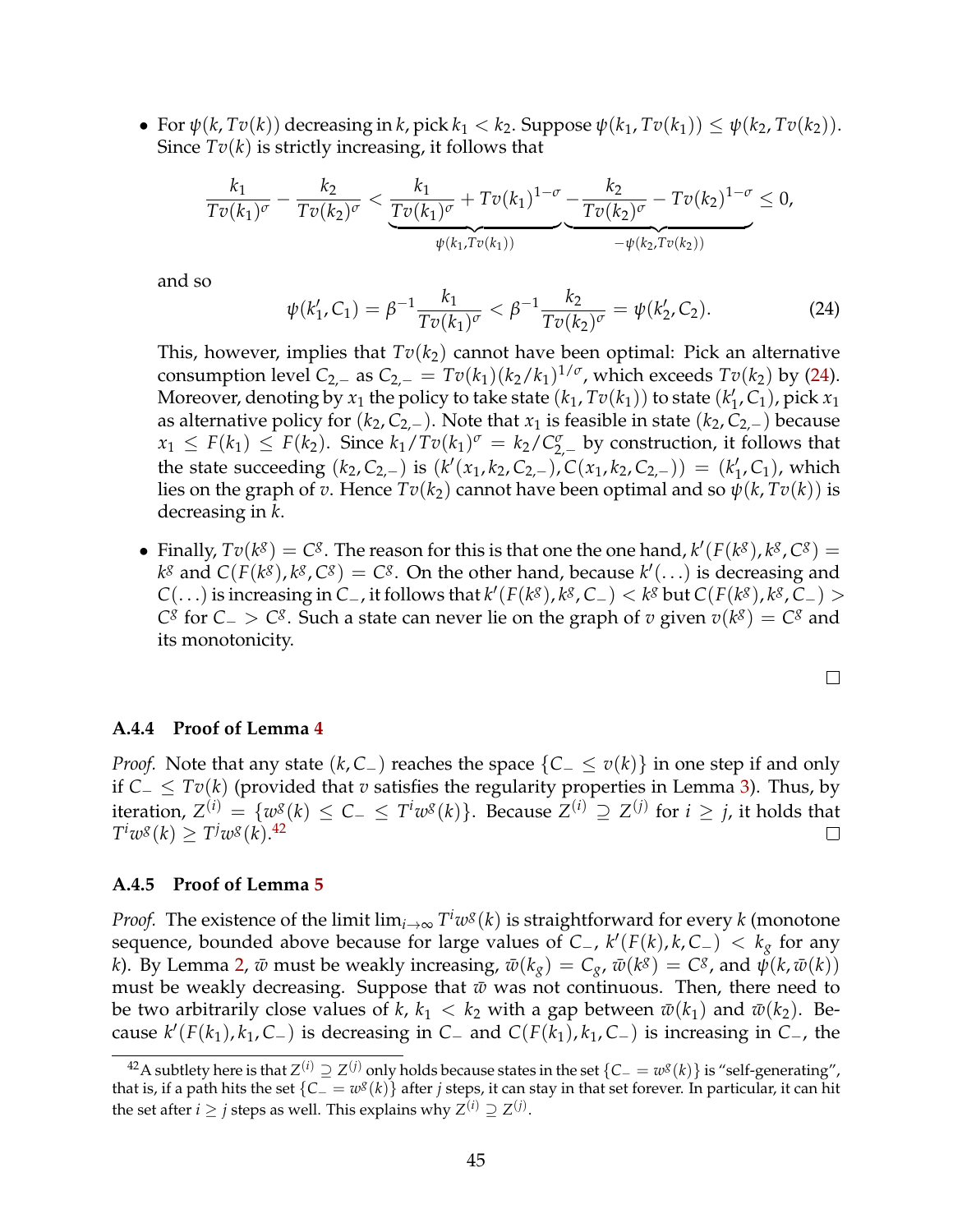- For $\psi(k, Tv(k))$ decreasing in $k$, pick $k_1 < k_2$. Suppose $\psi(k_1, Tv(k_1)) \leq \psi(k_2, Tv(k_2))$. Since $Tv(k)$ is strictly increasing, it follows that

$$\frac{k_1}{Tv(k_1)^\sigma} - \frac{k_2}{Tv(k_2)^\sigma} < \underbrace{\frac{k_1}{Tv(k_1)^\sigma} + Tv(k_1)^{1-\sigma}}_{\psi(k_1, Tv(k_1))} \underbrace{- \frac{k_2}{Tv(k_2)^\sigma} - Tv(k_2)^{1-\sigma}}_{-\psi(k_2, Tv(k_2))} \leq 0,$$

  and so

$$\psi(k_1', C_1) = \beta^{-1} \frac{k_1}{Tv(k_1)^\sigma} < \beta^{-1} \frac{k_2}{Tv(k_2)^\sigma} = \psi(k_2', C_2). \tag{24}$$

  This, however, implies that $Tv(k_2)$ cannot have been optimal: Pick an alternative consumption level $C_{2,-}$ as $C_{2,-} = Tv(k_1)(k_2/k_1)^{1/\sigma}$, which exceeds $Tv(k_2)$ by (24). Moreover, denoting by $x_1$ the policy to take state $(k_1, Tv(k_1))$ to state $(k_1', C_1)$, pick $x_1$ as alternative policy for $(k_2, C_{2,-})$. Note that $x_1$ is feasible in state $(k_2, C_{2,-})$ because $x_1 \leq F(k_1) \leq F(k_2)$. Since $k_1/Tv(k_1)^\sigma = k_2/C_{2,-}^\sigma$ by construction, it follows that the state succeeding $(k_2, C_{2,-})$ is $(k'(x_1, k_2, C_{2,-}), C(x_1, k_2, C_{2,-})) = (k_1', C_1)$, which lies on the graph of $v$. Hence $Tv(k_2)$ cannot have been optimal and so $\psi(k, Tv(k))$ is decreasing in $k$.

- Finally, $Tv(k^g) = C^g$. The reason for this is that one the one hand, $k'(F(k^g), k^g, C^g) = k^g$ and $C(F(k^g), k^g, C^g) = C^g$. On the other hand, because $k'(\ldots)$ is decreasing and $C(\ldots)$ is increasing in $C_-$, it follows that $k'(F(k^g), k^g, C_-) < k^g$ but $C(F(k^g), k^g, C_-) > C^g$ for $C_- > C^g$. Such a state can never lie on the graph of $v$ given $v(k^g) = C^g$ and its monotonicity.

□

### A.4.4 Proof of Lemma 4

*Proof.* Note that any state $(k, C_-)$ reaches the space $\{C_- \leq v(k)\}$ in one step if and only if $C_- \leq Tv(k)$ (provided that $v$ satisfies the regularity properties in Lemma 3). Thus, by iteration, $Z^{(i)} = \{w^g(k) \leq C_- \leq T^i w^g(k)\}$. Because $Z^{(i)} \supseteq Z^{(j)}$ for $i \geq j$, it holds that $T^i w^g(k) \geq T^j w^g(k)$.[42] □

### A.4.5 Proof of Lemma 5

*Proof.* The existence of the limit $\lim_{i \to \infty} T^i w^g(k)$ is straightforward for every $k$ (monotone sequence, bounded above because for large values of $C_-$, $k'(F(k), k, C_-) < k_g$ for any $k$). By Lemma 2, $\bar{w}$ must be weakly increasing, $\bar{w}(k_g) = C_g$, $\bar{w}(k^g) = C^g$, and $\psi(k, \bar{w}(k))$ must be weakly decreasing. Suppose that $\bar{w}$ was not continuous. Then, there need to be two arbitrarily close values of $k$, $k_1 < k_2$ with a gap between $\bar{w}(k_1)$ and $\bar{w}(k_2)$. Because $k'(F(k_1), k_1, C_-)$ is decreasing in $C_-$ and $C(F(k_1), k_1, C_-)$ is increasing in $C_-$, the

---

[42] A subtlety here is that $Z^{(i)} \supseteq Z^{(j)}$ only holds because states in the set $\{C_- = w^g(k)\}$ is "self-generating", that is, if a path hits the set $\{C_- = w^g(k)\}$ after $j$ steps, it can stay in that set forever. In particular, it can hit the set after $i \geq j$ steps as well. This explains why $Z^{(i)} \supseteq Z^{(j)}$.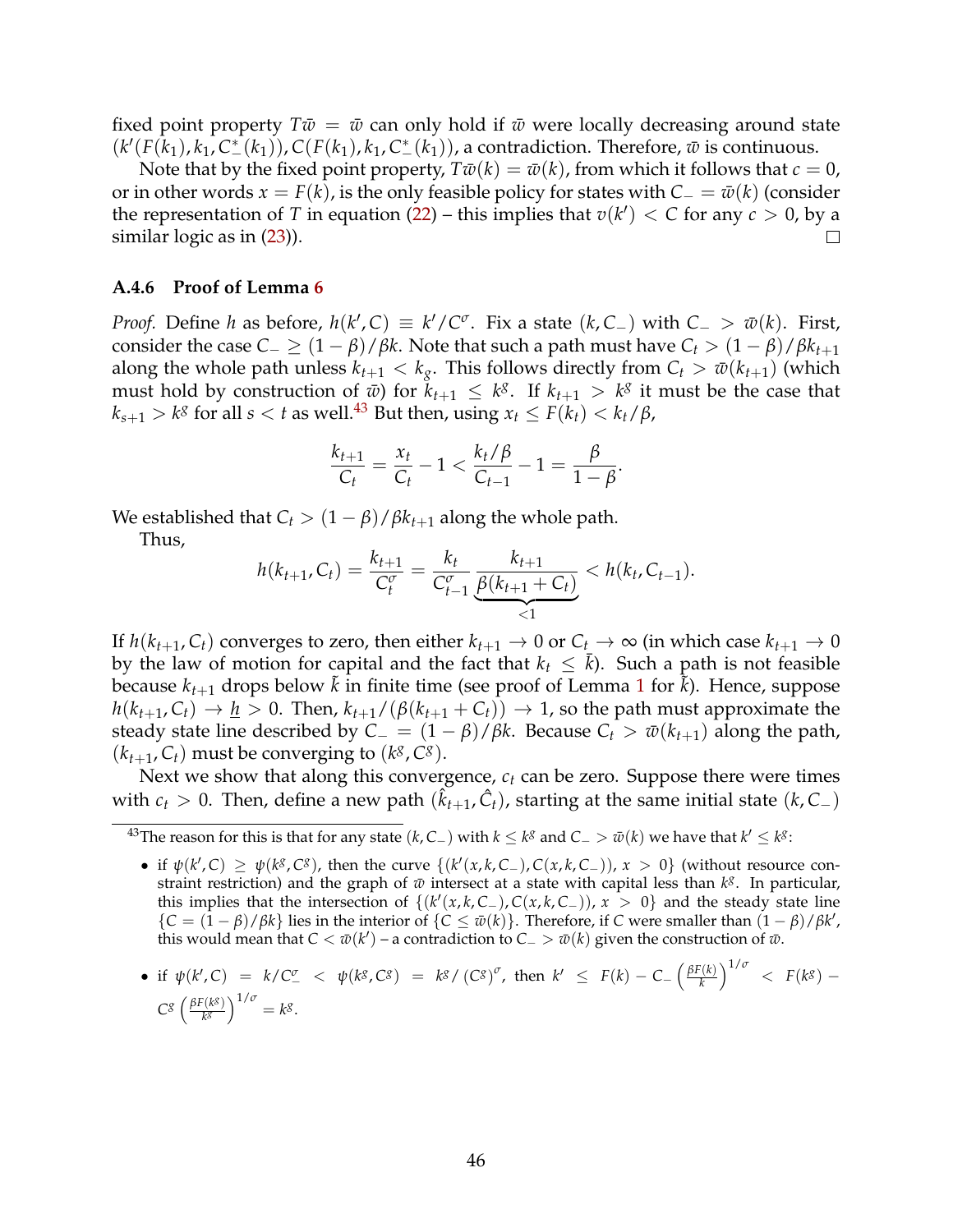fixed point property $T\bar{w} = \bar{w}$ can only hold if $\bar{w}$ were locally decreasing around state $(k'(F(k_1), k_1, C_-^*(k_1)), C(F(k_1), k_1, C_-^*(k_1))$, a contradiction. Therefore, $\bar{w}$ is continuous.

Note that by the fixed point property, $T\bar{w}(k) = \bar{w}(k)$, from which it follows that $c = 0$, or in other words $x = F(k)$, is the only feasible policy for states with $C_- = \bar{w}(k)$ (consider the representation of $T$ in equation (22) – this implies that $v(k') < C$ for any $c > 0$, by a similar logic as in (23)). □

### A.4.6 Proof of Lemma 6

*Proof.* Define $h$ as before, $h(k', C) \equiv k'/C^\sigma$. Fix a state $(k, C_-)$ with $C_- > \bar{w}(k)$. First, consider the case $C_- \geq (1-\beta)/\beta k$. Note that such a path must have $C_t > (1-\beta)/\beta k_{t+1}$ along the whole path unless $k_{t+1} < k_g$. This follows directly from $C_t > \bar{w}(k_{t+1})$ (which must hold by construction of $\bar{w}$) for $k_{t+1} \leq k^g$. If $k_{t+1} > k^g$ it must be the case that $k_{s+1} > k^g$ for all $s < t$ as well.[43] But then, using $x_t \leq F(k_t) < k_t/\beta$,

$$\frac{k_{t+1}}{C_t} = \frac{x_t}{C_t} - 1 < \frac{k_t/\beta}{C_{t-1}} - 1 = \frac{\beta}{1-\beta}.$$

We established that $C_t > (1-\beta)/\beta k_{t+1}$ along the whole path.

Thus,

$$h(k_{t+1}, C_t) = \frac{k_{t+1}}{C_t^\sigma} = \frac{k_t}{C_{t-1}^\sigma} \underbrace{\frac{k_{t+1}}{\beta(k_{t+1} + C_t)}}_{<1} < h(k_t, C_{t-1}).$$

If $h(k_{t+1}, C_t)$ converges to zero, then either $k_{t+1} \to 0$ or $C_t \to \infty$ (in which case $k_{t+1} \to 0$ by the law of motion for capital and the fact that $k_t \leq \bar{k}$). Such a path is not feasible because $k_{t+1}$ drops below $\tilde{k}$ in finite time (see proof of Lemma 1 for $\tilde{k}$). Hence, suppose $h(k_{t+1}, C_t) \to \underline{h} > 0$. Then, $k_{t+1}/(\beta(k_{t+1} + C_t)) \to 1$, so the path must approximate the steady state line described by $C_- = (1-\beta)/\beta k$. Because $C_t > \bar{w}(k_{t+1})$ along the path, $(k_{t+1}, C_t)$ must be converging to $(k^g, C^g)$.

Next we show that along this convergence, $c_t$ can be zero. Suppose there were times with $c_t > 0$. Then, define a new path $(\hat{k}_{t+1}, \hat{C}_t)$, starting at the same initial state $(k, C_-)$

---

[43] The reason for this is that for any state $(k, C_-)$ with $k \leq k^g$ and $C_- > \bar{w}(k)$ we have that $k' \leq k^g$:

- if $\psi(k', C) \geq \psi(k^g, C^g)$, then the curve $\{(k'(x, k, C_-), C(x, k, C_-)),\ x > 0\}$ (without resource constraint restriction) and the graph of $\bar{w}$ intersect at a state with capital less than $k^g$. In particular, this implies that the intersection of $\{(k'(x, k, C_-), C(x, k, C_-)),\ x > 0\}$ and the steady state line $\{C = (1-\beta)/\beta k\}$ lies in the interior of $\{C \leq \bar{w}(k)\}$. Therefore, if $C$ were smaller than $(1-\beta)/\beta k'$, this would mean that $C < \bar{w}(k')$ – a contradiction to $C_- > \bar{w}(k)$ given the construction of $\bar{w}$.

- if $\psi(k', C) = k/C_-^\sigma < \psi(k^g, C^g) = k^g/(C^g)^\sigma$, then $k' \leq F(k) - C_- \left(\frac{\beta F(k)}{k}\right)^{1/\sigma} < F(k^g) - C^g \left(\frac{\beta F(k^g)}{k^g}\right)^{1/\sigma} = k^g$.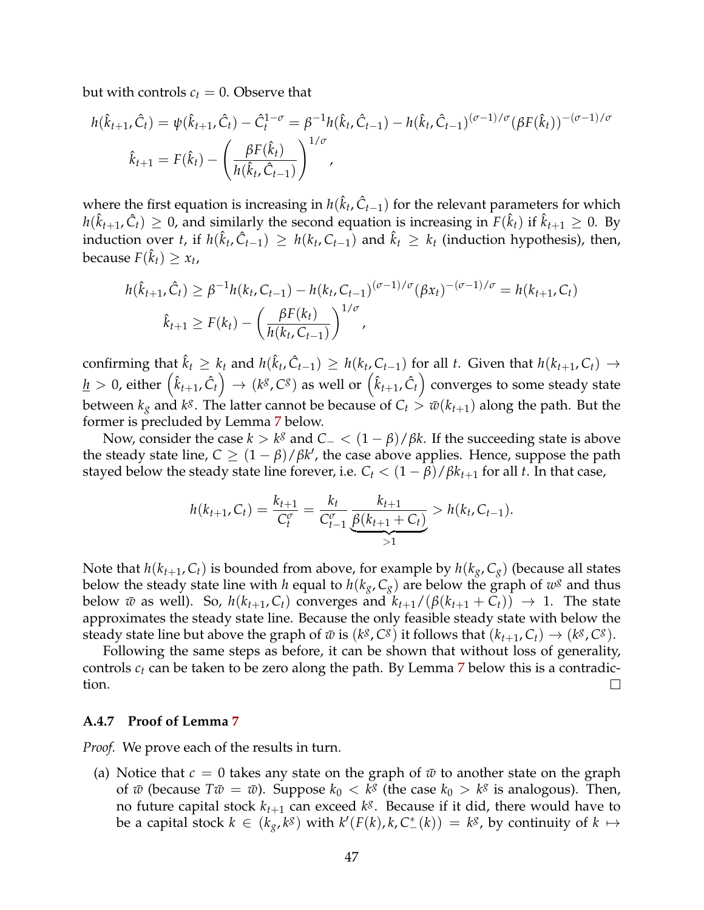but with controls $c_t = 0$. Observe that

$$h(\hat{k}_{t+1}, \hat{C}_t) = \psi(\hat{k}_{t+1}, \hat{C}_t) - \hat{C}_t^{1-\sigma} = \beta^{-1} h(\hat{k}_t, \hat{C}_{t-1}) - h(\hat{k}_t, \hat{C}_{t-1})^{(\sigma-1)/\sigma} (\beta F(\hat{k}_t))^{-(\sigma-1)/\sigma}$$

$$\hat{k}_{t+1} = F(\hat{k}_t) - \left( \frac{\beta F(\hat{k}_t)}{h(\hat{k}_t, \hat{C}_{t-1})} \right)^{1/\sigma},$$

where the first equation is increasing in $h(\hat{k}_t, \hat{C}_{t-1})$ for the relevant parameters for which $h(\hat{k}_{t+1}, \hat{C}_t) \geq 0$, and similarly the second equation is increasing in $F(\hat{k}_t)$ if $\hat{k}_{t+1} \geq 0$. By induction over $t$, if $h(\hat{k}_t, \hat{C}_{t-1}) \geq h(k_t, C_{t-1})$ and $\hat{k}_t \geq k_t$ (induction hypothesis), then, because $F(\hat{k}_t) \geq x_t$,

$$h(\hat{k}_{t+1}, \hat{C}_t) \geq \beta^{-1} h(k_t, C_{t-1}) - h(k_t, C_{t-1})^{(\sigma-1)/\sigma} (\beta x_t)^{-(\sigma-1)/\sigma} = h(k_{t+1}, C_t)$$

$$\hat{k}_{t+1} \geq F(k_t) - \left( \frac{\beta F(k_t)}{h(k_t, C_{t-1})} \right)^{1/\sigma},$$

confirming that $\hat{k}_t \geq k_t$ and $h(\hat{k}_t, \hat{C}_{t-1}) \geq h(k_t, C_{t-1})$ for all $t$. Given that $h(k_{t+1}, C_t) \to \underline{h} > 0$, either $\left(\hat{k}_{t+1}, \hat{C}_t\right) \to (k^g, C^g)$ as well or $\left(\hat{k}_{t+1}, \hat{C}_t\right)$ converges to some steady state between $k_g$ and $k^g$. The latter cannot be because of $C_t > \bar{w}(k_{t+1})$ along the path. But the former is precluded by Lemma 7 below.

Now, consider the case $k > k^g$ and $C_- < (1-\beta)/\beta k$. If the succeeding state is above the steady state line, $C \geq (1-\beta)/\beta k'$, the case above applies. Hence, suppose the path stayed below the steady state line forever, i.e. $C_t < (1-\beta)/\beta k_{t+1}$ for all $t$. In that case,

$$h(k_{t+1}, C_t) = \frac{k_{t+1}}{C_t^\sigma} = \frac{k_t}{C_{t-1}^\sigma} \underbrace{\frac{k_{t+1}}{\beta(k_{t+1} + C_t)}}_{>1} > h(k_t, C_{t-1}).$$

Note that $h(k_{t+1}, C_t)$ is bounded from above, for example by $h(k_g, C_g)$ (because all states below the steady state line with $h$ equal to $h(k_g, C_g)$ are below the graph of $w^g$ and thus below $\bar{w}$ as well). So, $h(k_{t+1}, C_t)$ converges and $k_{t+1}/(\beta(k_{t+1} + C_t)) \to 1$. The state approximates the steady state line. Because the only feasible steady state with below the steady state line but above the graph of $\bar{w}$ is $(k^g, C^g)$ it follows that $(k_{t+1}, C_t) \to (k^g, C^g)$.

Following the same steps as before, it can be shown that without loss of generality, controls $c_t$ can be taken to be zero along the path. By Lemma 7 below this is a contradiction. □

### A.4.7 Proof of Lemma 7

*Proof.* We prove each of the results in turn.

(a) Notice that $c = 0$ takes any state on the graph of $\bar{w}$ to another state on the graph of $\bar{w}$ (because $T\bar{w} = \bar{w}$). Suppose $k_0 < k^g$ (the case $k_0 > k^g$ is analogous). Then, no future capital stock $k_{t+1}$ can exceed $k^g$. Because if it did, there would have to be a capital stock $k \in (k_g, k^g)$ with $k'(F(k), k, C_-^*(k)) = k^g$, by continuity of $k \mapsto$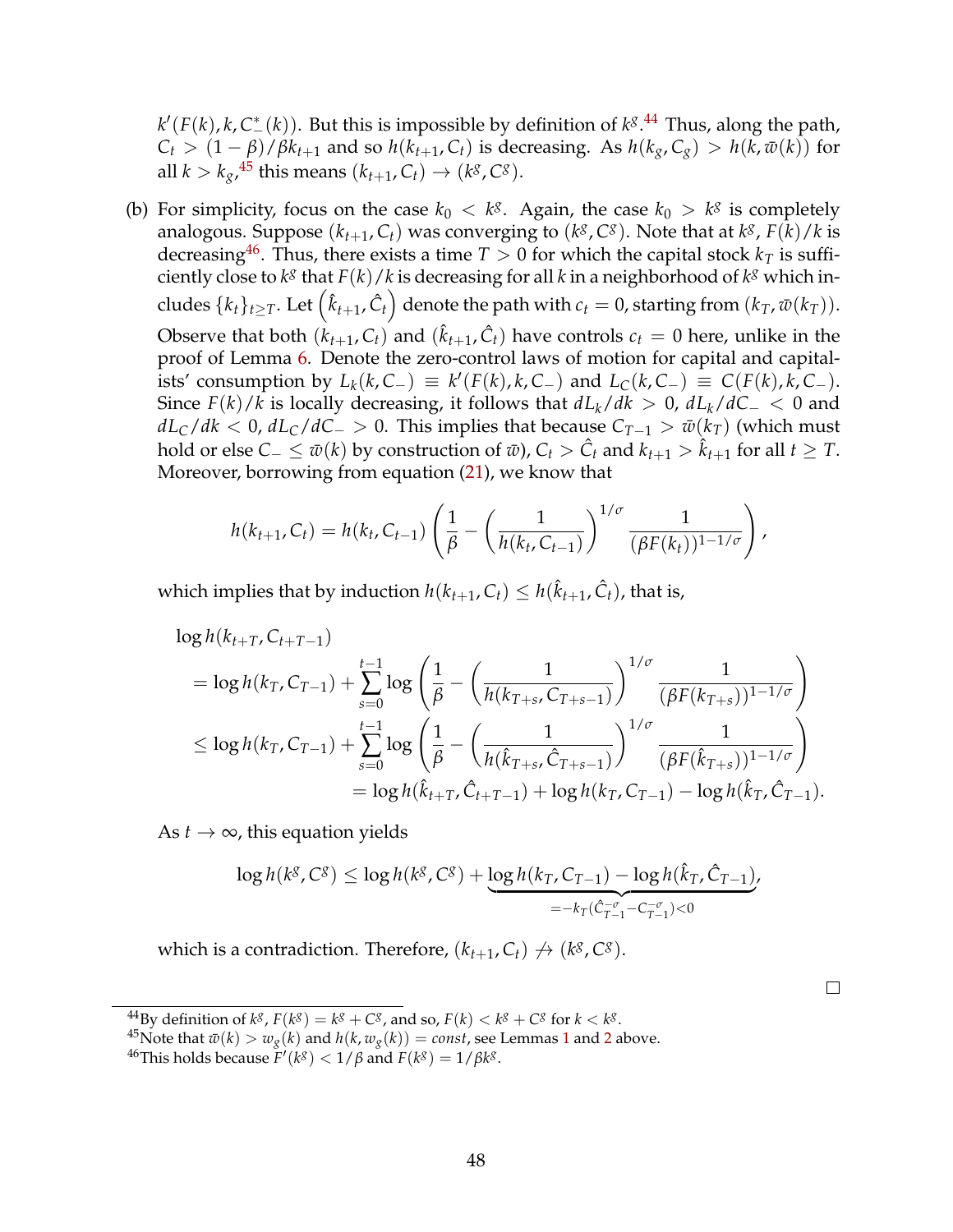$k'(F(k), k, C^*_-(k))$. But this is impossible by definition of $k^g$.[44] Thus, along the path, $C_t > (1-\beta)/\beta k_{t+1}$ and so $h(k_{t+1}, C_t)$ is decreasing. As $h(k_g, C_g) > h(k, \bar{w}(k))$ for all $k > k_g$,[45] this means $(k_{t+1}, C_t) \to (k^g, C^g)$.

(b) For simplicity, focus on the case $k_0 < k^g$. Again, the case $k_0 > k^g$ is completely analogous. Suppose $(k_{t+1}, C_t)$ was converging to $(k^g, C^g)$. Note that at $k^g$, $F(k)/k$ is decreasing[46]. Thus, there exists a time $T > 0$ for which the capital stock $k_T$ is sufficiently close to $k^g$ that $F(k)/k$ is decreasing for all $k$ in a neighborhood of $k^g$ which includes $\{k_t\}_{t \geq T}$. Let $\left(\hat{k}_{t+1}, \hat{C}_t\right)$ denote the path with $c_t = 0$, starting from $(k_T, \bar{w}(k_T))$. Observe that both $(k_{t+1}, C_t)$ and $(\hat{k}_{t+1}, \hat{C}_t)$ have controls $c_t = 0$ here, unlike in the proof of Lemma 6. Denote the zero-control laws of motion for capital and capitalists' consumption by $L_k(k, C_-) \equiv k'(F(k), k, C_-)$ and $L_C(k, C_-) \equiv C(F(k), k, C_-)$. Since $F(k)/k$ is locally decreasing, it follows that $dL_k/dk > 0$, $dL_k/dC_- < 0$ and $dL_C/dk < 0$, $dL_C/dC_- > 0$. This implies that because $C_{T-1} > \bar{w}(k_T)$ (which must hold or else $C_- \leq \bar{w}(k)$ by construction of $\bar{w}$), $C_t > \hat{C}_t$ and $k_{t+1} > \hat{k}_{t+1}$ for all $t \geq T$. Moreover, borrowing from equation (21), we know that

$$h(k_{t+1}, C_t) = h(k_t, C_{t-1}) \left( \frac{1}{\beta} - \left( \frac{1}{h(k_t, C_{t-1})} \right)^{1/\sigma} \frac{1}{(\beta F(k_t))^{1-1/\sigma}} \right),$$

which implies that by induction $h(k_{t+1}, C_t) \leq h(\hat{k}_{t+1}, \hat{C}_t)$, that is,

$$\begin{aligned}
&\log h(k_{t+T}, C_{t+T-1}) \\
&= \log h(k_T, C_{T-1}) + \sum_{s=0}^{t-1} \log \left( \frac{1}{\beta} - \left( \frac{1}{h(k_{T+s}, C_{T+s-1})} \right)^{1/\sigma} \frac{1}{(\beta F(k_{T+s}))^{1-1/\sigma}} \right) \\
&\leq \log h(k_T, C_{T-1}) + \sum_{s=0}^{t-1} \log \left( \frac{1}{\beta} - \left( \frac{1}{h(\hat{k}_{T+s}, \hat{C}_{T+s-1})} \right)^{1/\sigma} \frac{1}{(\beta F(\hat{k}_{T+s}))^{1-1/\sigma}} \right) \\
&\qquad\qquad = \log h(\hat{k}_{t+T}, \hat{C}_{t+T-1}) + \log h(k_T, C_{T-1}) - \log h(\hat{k}_T, \hat{C}_{T-1}).
\end{aligned}$$

As $t \to \infty$, this equation yields

$$\log h(k^g, C^g) \leq \log h(k^g, C^g) + \underbrace{\log h(k_T, C_{T-1}) - \log h(\hat{k}_T, \hat{C}_{T-1})}_{= -k_T(\hat{C}_{T-1}^{-\sigma} - C_{T-1}^{-\sigma}) < 0},$$

which is a contradiction. Therefore, $(k_{t+1}, C_t) \not\to (k^g, C^g)$.

□

[44] By definition of $k^g$, $F(k^g) = k^g + C^g$, and so, $F(k) < k^g + C^g$ for $k < k^g$.

[45] Note that $\bar{w}(k) > w_g(k)$ and $h(k, w_g(k)) = const$, see Lemmas 1 and 2 above.

[46] This holds because $F'(k^g) < 1/\beta$ and $F(k^g) = 1/\beta k^g$.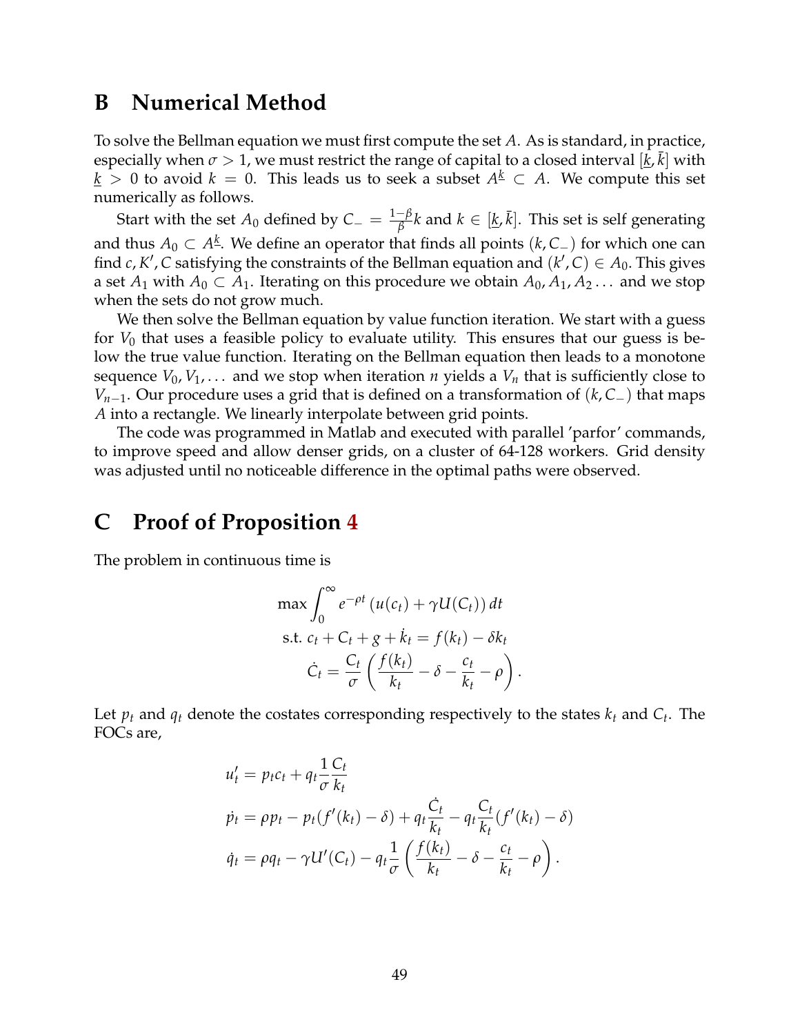# B Numerical Method

To solve the Bellman equation we must first compute the set $A$. As is standard, in practice, especially when $\sigma > 1$, we must restrict the range of capital to a closed interval $[\underline{k}, \bar{k}]$ with $\underline{k} > 0$ to avoid $k = 0$. This leads us to seek a subset $A^{\underline{k}} \subset A$. We compute this set numerically as follows.

Start with the set $A_0$ defined by $C_- = \frac{1-\beta}{\beta}k$ and $k \in [\underline{k}, \bar{k}]$. This set is self generating and thus $A_0 \subset A^{\underline{k}}$. We define an operator that finds all points $(k, C_-)$ for which one can find $c, K', C$ satisfying the constraints of the Bellman equation and $(k', C) \in A_0$. This gives a set $A_1$ with $A_0 \subset A_1$. Iterating on this procedure we obtain $A_0, A_1, A_2 \ldots$ and we stop when the sets do not grow much.

We then solve the Bellman equation by value function iteration. We start with a guess for $V_0$ that uses a feasible policy to evaluate utility. This ensures that our guess is below the true value function. Iterating on the Bellman equation then leads to a monotone sequence $V_0, V_1, \ldots$ and we stop when iteration $n$ yields a $V_n$ that is sufficiently close to $V_{n-1}$. Our procedure uses a grid that is defined on a transformation of $(k, C_-)$ that maps $A$ into a rectangle. We linearly interpolate between grid points.

The code was programmed in Matlab and executed with parallel 'parfor' commands, to improve speed and allow denser grids, on a cluster of 64-128 workers. Grid density was adjusted until no noticeable difference in the optimal paths were observed.

# C Proof of Proposition 4

The problem in continuous time is

$$
\begin{aligned}
\max \int_0^\infty & e^{-\rho t} \left( u(c_t) + \gamma U(C_t) \right) dt \\
\text{s.t. } & c_t + C_t + g + \dot{k}_t = f(k_t) - \delta k_t \\
& \dot{C}_t = \frac{C_t}{\sigma} \left( \frac{f(k_t)}{k_t} - \delta - \frac{c_t}{k_t} - \rho \right).
\end{aligned}
$$

Let $p_t$ and $q_t$ denote the costates corresponding respectively to the states $k_t$ and $C_t$. The FOCs are,

$$
\begin{aligned}
u'_t &= p_t c_t + q_t \frac{1}{\sigma} \frac{C_t}{k_t} \\
\dot{p}_t &= \rho p_t - p_t (f'(k_t) - \delta) + q_t \frac{\dot{C}_t}{k_t} - q_t \frac{C_t}{k_t} (f'(k_t) - \delta) \\
\dot{q}_t &= \rho q_t - \gamma U'(C_t) - q_t \frac{1}{\sigma} \left( \frac{f(k_t)}{k_t} - \delta - \frac{c_t}{k_t} - \rho \right).
\end{aligned}
$$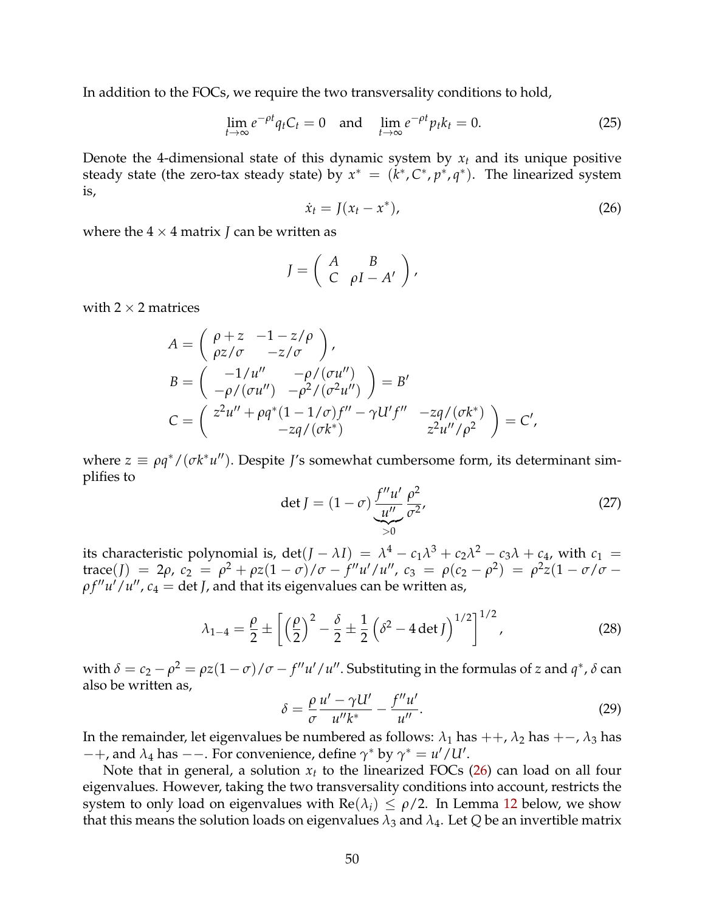In addition to the FOCs, we require the two transversality conditions to hold,

$$\lim_{t\to\infty} e^{-\rho t} q_t C_t = 0 \quad \text{and} \quad \lim_{t\to\infty} e^{-\rho t} p_t k_t = 0. \tag{25}$$

Denote the 4-dimensional state of this dynamic system by $x_t$ and its unique positive steady state (the zero-tax steady state) by $x^* = (k^*, C^*, p^*, q^*)$. The linearized system is,

$$\dot{x}_t = J(x_t - x^*), \tag{26}$$

where the $4 \times 4$ matrix $J$ can be written as

$$J = \begin{pmatrix} A & B \\ C & \rho I - A' \end{pmatrix},$$

with $2 \times 2$ matrices

$$
\begin{aligned}
A &= \begin{pmatrix} \rho + z & -1 - z/\rho \\ \rho z/\sigma & -z/\sigma \end{pmatrix}, \\
B &= \begin{pmatrix} -1/u'' & -\rho/(\sigma u'') \\ -\rho/(\sigma u'') & -\rho^2/(\sigma^2 u'') \end{pmatrix} = B' \\
C &= \begin{pmatrix} z^2 u'' + \rho q^*(1 - 1/\sigma) f'' - \gamma U' f'' & -zq/(\sigma k^*) \\ -zq/(\sigma k^*) & z^2 u''/\rho^2 \end{pmatrix} = C',
\end{aligned}
$$

where $z \equiv \rho q^*/(\sigma k^* u'')$. Despite $J$'s somewhat cumbersome form, its determinant simplifies to

$$\det J = (1 - \sigma) \underbrace{\frac{f'' u'}{u''}}_{>0} \frac{\rho^2}{\sigma^2}, \tag{27}$$

its characteristic polynomial is, $\det(J - \lambda I) = \lambda^4 - c_1 \lambda^3 + c_2 \lambda^2 - c_3 \lambda + c_4$, with $c_1 = \text{trace}(J) = 2\rho$, $c_2 = \rho^2 + \rho z(1 - \sigma)/\sigma - f'' u'/u''$, $c_3 = \rho(c_2 - \rho^2) = \rho^2 z(1 - \sigma/\sigma - \rho f'' u'/u''$, $c_4 = \det J$, and that its eigenvalues can be written as,

$$\lambda_{1-4} = \frac{\rho}{2} \pm \left[ \left(\frac{\rho}{2}\right)^2 - \frac{\delta}{2} \pm \frac{1}{2} \left( \delta^2 - 4 \det J \right)^{1/2} \right]^{1/2}, \tag{28}$$

with $\delta = c_2 - \rho^2 = \rho z(1 - \sigma)/\sigma - f'' u'/u''$. Substituting in the formulas of $z$ and $q^*$, $\delta$ can also be written as,

$$\delta = \frac{\rho}{\sigma} \frac{u' - \gamma U'}{u'' k^*} - \frac{f'' u'}{u''}. \tag{29}$$

In the remainder, let eigenvalues be numbered as follows: $\lambda_1$ has $++$, $\lambda_2$ has $+-$, $\lambda_3$ has $-+$, and $\lambda_4$ has $--$. For convenience, define $\gamma^*$ by $\gamma^* = u'/U'$.

Note that in general, a solution $x_t$ to the linearized FOCs (26) can load on all four eigenvalues. However, taking the two transversality conditions into account, restricts the system to only load on eigenvalues with $\text{Re}(\lambda_i) \leq \rho/2$. In Lemma 12 below, we show that this means the solution loads on eigenvalues $\lambda_3$ and $\lambda_4$. Let $Q$ be an invertible matrix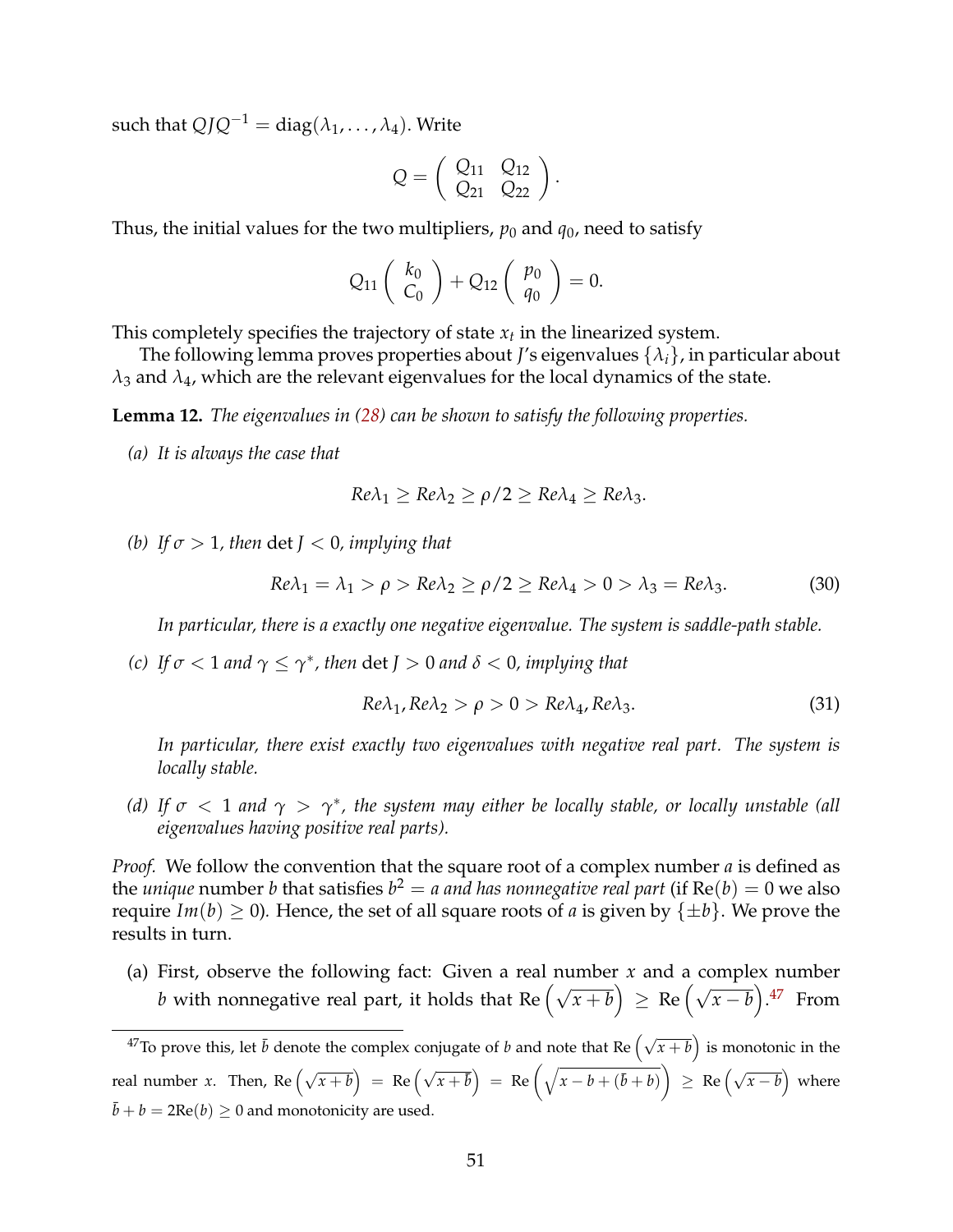such that $QJQ^{-1} = \text{diag}(\lambda_1, \ldots, \lambda_4)$. Write

$$Q = \begin{pmatrix} Q_{11} & Q_{12} \\ Q_{21} & Q_{22} \end{pmatrix}.$$

Thus, the initial values for the two multipliers, $p_0$ and $q_0$, need to satisfy

$$Q_{11} \begin{pmatrix} k_0 \\ C_0 \end{pmatrix} + Q_{12} \begin{pmatrix} p_0 \\ q_0 \end{pmatrix} = 0.$$

This completely specifies the trajectory of state $x_t$ in the linearized system.

The following lemma proves properties about $J$'s eigenvalues $\{\lambda_i\}$, in particular about $\lambda_3$ and $\lambda_4$, which are the relevant eigenvalues for the local dynamics of the state.

**Lemma 12.** *The eigenvalues in (28) can be shown to satisfy the following properties.*

*(a) It is always the case that*

$$Re\lambda_1 \geq Re\lambda_2 \geq \rho/2 \geq Re\lambda_4 \geq Re\lambda_3.$$

*(b) If $\sigma > 1$, then $\det J < 0$, implying that*

$$Re\lambda_1 = \lambda_1 > \rho > Re\lambda_2 \geq \rho/2 \geq Re\lambda_4 > 0 > \lambda_3 = Re\lambda_3. \tag{30}$$

*In particular, there is a exactly one negative eigenvalue. The system is saddle-path stable.*

*(c) If $\sigma < 1$ and $\gamma \leq \gamma^*$, then $\det J > 0$ and $\delta < 0$, implying that*

$$Re\lambda_1, Re\lambda_2 > \rho > 0 > Re\lambda_4, Re\lambda_3. \tag{31}$$

*In particular, there exist exactly two eigenvalues with negative real part. The system is locally stable.*

*(d) If $\sigma < 1$ and $\gamma > \gamma^*$, the system may either be locally stable, or locally unstable (all eigenvalues having positive real parts).*

*Proof.* We follow the convention that the square root of a complex number $a$ is defined as the *unique* number $b$ that satisfies $b^2 = a$ *and has nonnegative real part* (if $\text{Re}(b) = 0$ we also require $Im(b) \geq 0$). Hence, the set of all square roots of $a$ is given by $\{\pm b\}$. We prove the results in turn.

(a) First, observe the following fact: Given a real number $x$ and a complex number $b$ with nonnegative real part, it holds that $\text{Re}\left(\sqrt{x+b}\right) \geq \text{Re}\left(\sqrt{x-b}\right)$.[47] From

[47] To prove this, let $\bar{b}$ denote the complex conjugate of $b$ and note that $\text{Re}\left(\sqrt{x+b}\right)$ is monotonic in the real number $x$. Then, $\text{Re}\left(\sqrt{x+b}\right) = \text{Re}\left(\sqrt{x+\bar{b}}\right) = \text{Re}\left(\sqrt{x-b+(\bar{b}+b)}\right) \geq \text{Re}\left(\sqrt{x-b}\right)$ where $\bar{b}+b = 2\text{Re}(b) \geq 0$ and monotonicity are used.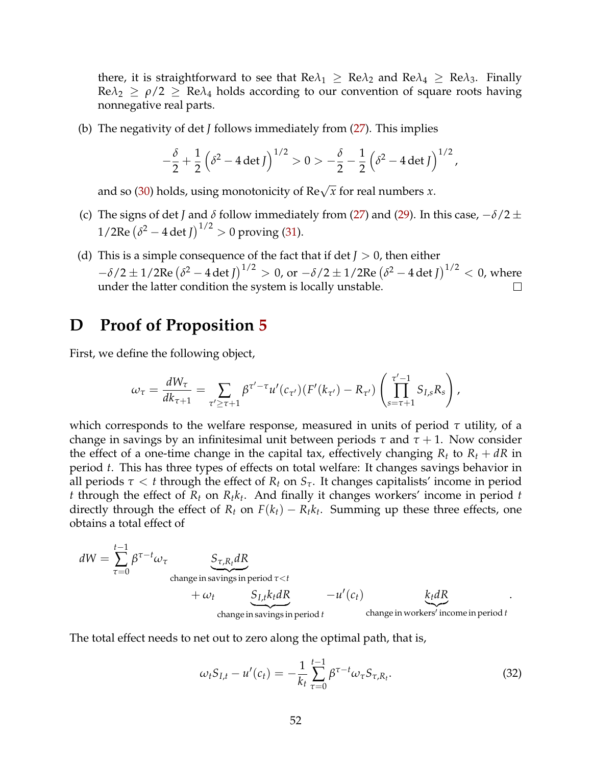there, it is straightforward to see that $\text{Re}\lambda_1 \geq \text{Re}\lambda_2$ and $\text{Re}\lambda_4 \geq \text{Re}\lambda_3$. Finally $\text{Re}\lambda_2 \geq \rho/2 \geq \text{Re}\lambda_4$ holds according to our convention of square roots having nonnegative real parts.

(b) The negativity of $\det J$ follows immediately from (27). This implies

$$-\frac{\delta}{2} + \frac{1}{2}\left(\delta^2 - 4\det J\right)^{1/2} > 0 > -\frac{\delta}{2} - \frac{1}{2}\left(\delta^2 - 4\det J\right)^{1/2},$$

and so (30) holds, using monotonicity of $\text{Re}\sqrt{x}$ for real numbers $x$.

(c) The signs of $\det J$ and $\delta$ follow immediately from (27) and (29). In this case, $-\delta/2 \pm 1/2\text{Re}\left(\delta^2 - 4\det J\right)^{1/2} > 0$ proving (31).

(d) This is a simple consequence of the fact that if $\det J > 0$, then either $-\delta/2 \pm 1/2\text{Re}\left(\delta^2 - 4\det J\right)^{1/2} > 0$, or $-\delta/2 \pm 1/2\text{Re}\left(\delta^2 - 4\det J\right)^{1/2} < 0$, where under the latter condition the system is locally unstable. □

# D Proof of Proposition 5

First, we define the following object,

$$\omega_\tau = \frac{dW_\tau}{dk_{\tau+1}} = \sum_{\tau' \geq \tau+1} \beta^{\tau'-\tau} u'(c_{\tau'})(F'(k_{\tau'}) - R_{\tau'}) \left( \prod_{s=\tau+1}^{\tau'-1} S_{I,s} R_s \right),$$

which corresponds to the welfare response, measured in units of period $\tau$ utility, of a change in savings by an infinitesimal unit between periods $\tau$ and $\tau+1$. Now consider the effect of a one-time change in the capital tax, effectively changing $R_t$ to $R_t + dR$ in period $t$. This has three types of effects on total welfare: It changes savings behavior in all periods $\tau < t$ through the effect of $R_t$ on $S_\tau$. It changes capitalists' income in period $t$ through the effect of $R_t$ on $R_t k_t$. And finally it changes workers' income in period $t$ directly through the effect of $R_t$ on $F(k_t) - R_t k_t$. Summing up these three effects, one obtains a total effect of

$$dW = \sum_{\tau=0}^{t-1} \beta^{\tau-t} \omega_\tau \underbrace{S_{\tau,R_t} dR}_{\text{change in savings in period } \tau<t} + \omega_t \underbrace{S_{I,t} k_t dR}_{\text{change in savings in period } t} - u'(c_t) \underbrace{k_t dR}_{\text{change in workers' income in period } t}.$$

The total effect needs to net out to zero along the optimal path, that is,

$$\omega_t S_{I,t} - u'(c_t) = -\frac{1}{k_t} \sum_{\tau=0}^{t-1} \beta^{\tau-t} \omega_\tau S_{\tau,R_t}. \tag{32}$$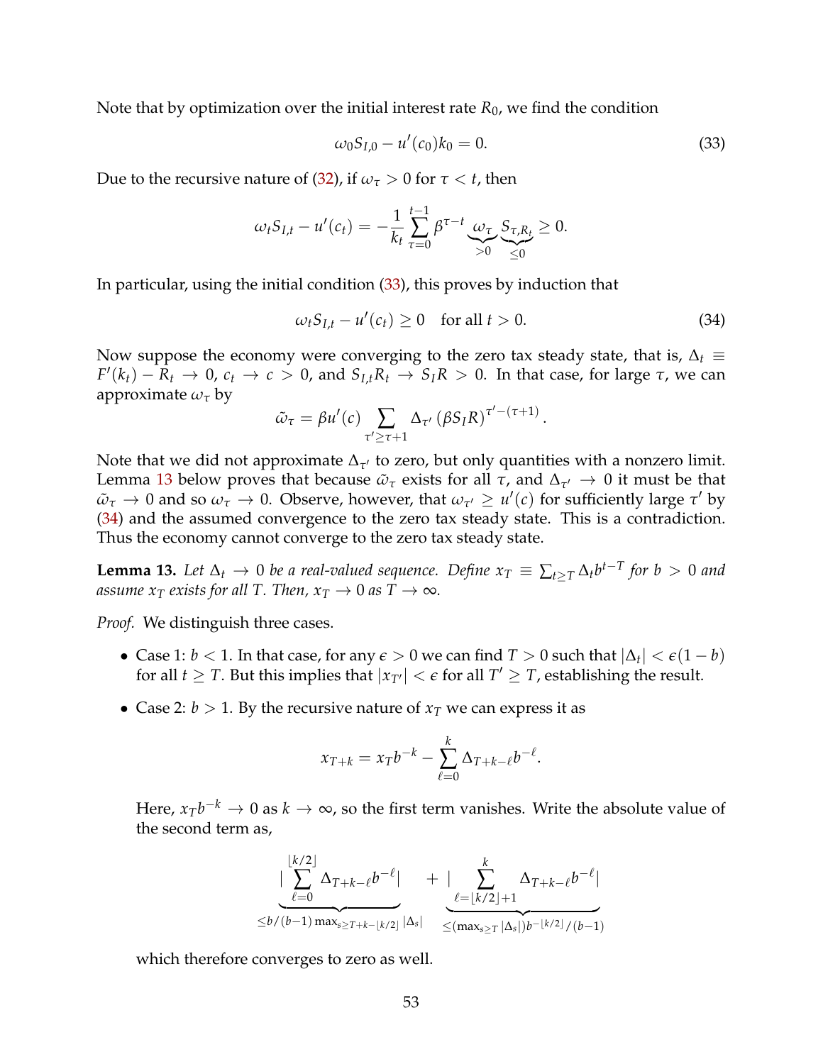Note that by optimization over the initial interest rate $R_0$, we find the condition

$$\omega_0 S_{I,0} - u'(c_0) k_0 = 0. \tag{33}$$

Due to the recursive nature of (32), if $\omega_\tau > 0$ for $\tau < t$, then

$$\omega_t S_{I,t} - u'(c_t) = -\frac{1}{k_t} \sum_{\tau=0}^{t-1} \beta^{\tau - t} \underbrace{\omega_\tau}_{>0} \underbrace{S_{\tau, R_t}}_{\leq 0} \geq 0.$$

In particular, using the initial condition (33), this proves by induction that

$$\omega_t S_{I,t} - u'(c_t) \geq 0 \quad \text{for all } t > 0. \tag{34}$$

Now suppose the economy were converging to the zero tax steady state, that is, $\Delta_t \equiv F'(k_t) - R_t \to 0$, $c_t \to c > 0$, and $S_{I,t} R_t \to S_I R > 0$. In that case, for large $\tau$, we can approximate $\omega_\tau$ by

$$\tilde{\omega}_\tau = \beta u'(c) \sum_{\tau' \geq \tau+1} \Delta_{\tau'} \left(\beta S_I R\right)^{\tau' - (\tau+1)}.$$

Note that we did not approximate $\Delta_{\tau'}$ to zero, but only quantities with a nonzero limit. Lemma 13 below proves that because $\tilde{\omega}_\tau$ exists for all $\tau$, and $\Delta_{\tau'} \to 0$ it must be that $\tilde{\omega}_\tau \to 0$ and so $\omega_\tau \to 0$. Observe, however, that $\omega_{\tau'} \geq u'(c)$ for sufficiently large $\tau'$ by (34) and the assumed convergence to the zero tax steady state. This is a contradiction. Thus the economy cannot converge to the zero tax steady state.

**Lemma 13.** *Let $\Delta_t \to 0$ be a real-valued sequence. Define $x_T \equiv \sum_{t \geq T} \Delta_t b^{t-T}$ for $b > 0$ and assume $x_T$ exists for all $T$. Then, $x_T \to 0$ as $T \to \infty$.*

*Proof.* We distinguish three cases.

- Case 1: $b < 1$. In that case, for any $\epsilon > 0$ we can find $T > 0$ such that $|\Delta_t| < \epsilon(1-b)$ for all $t \geq T$. But this implies that $|x_{T'}| < \epsilon$ for all $T' \geq T$, establishing the result.

- Case 2: $b > 1$. By the recursive nature of $x_T$ we can express it as

$$x_{T+k} = x_T b^{-k} - \sum_{\ell=0}^{k} \Delta_{T+k-\ell} b^{-\ell}.$$

Here, $x_T b^{-k} \to 0$ as $k \to \infty$, so the first term vanishes. Write the absolute value of the second term as,

$$\underbrace{\left|\sum_{\ell=0}^{\lfloor k/2 \rfloor} \Delta_{T+k-\ell} b^{-\ell}\right|}_{\leq b/(b-1) \max_{s \geq T+k-\lfloor k/2 \rfloor} |\Delta_s|} + \underbrace{\left|\sum_{\ell=\lfloor k/2 \rfloor+1}^{k} \Delta_{T+k-\ell} b^{-\ell}\right|}_{\leq (\max_{s \geq T} |\Delta_s|) b^{-\lfloor k/2 \rfloor}/(b-1)}$$

which therefore converges to zero as well.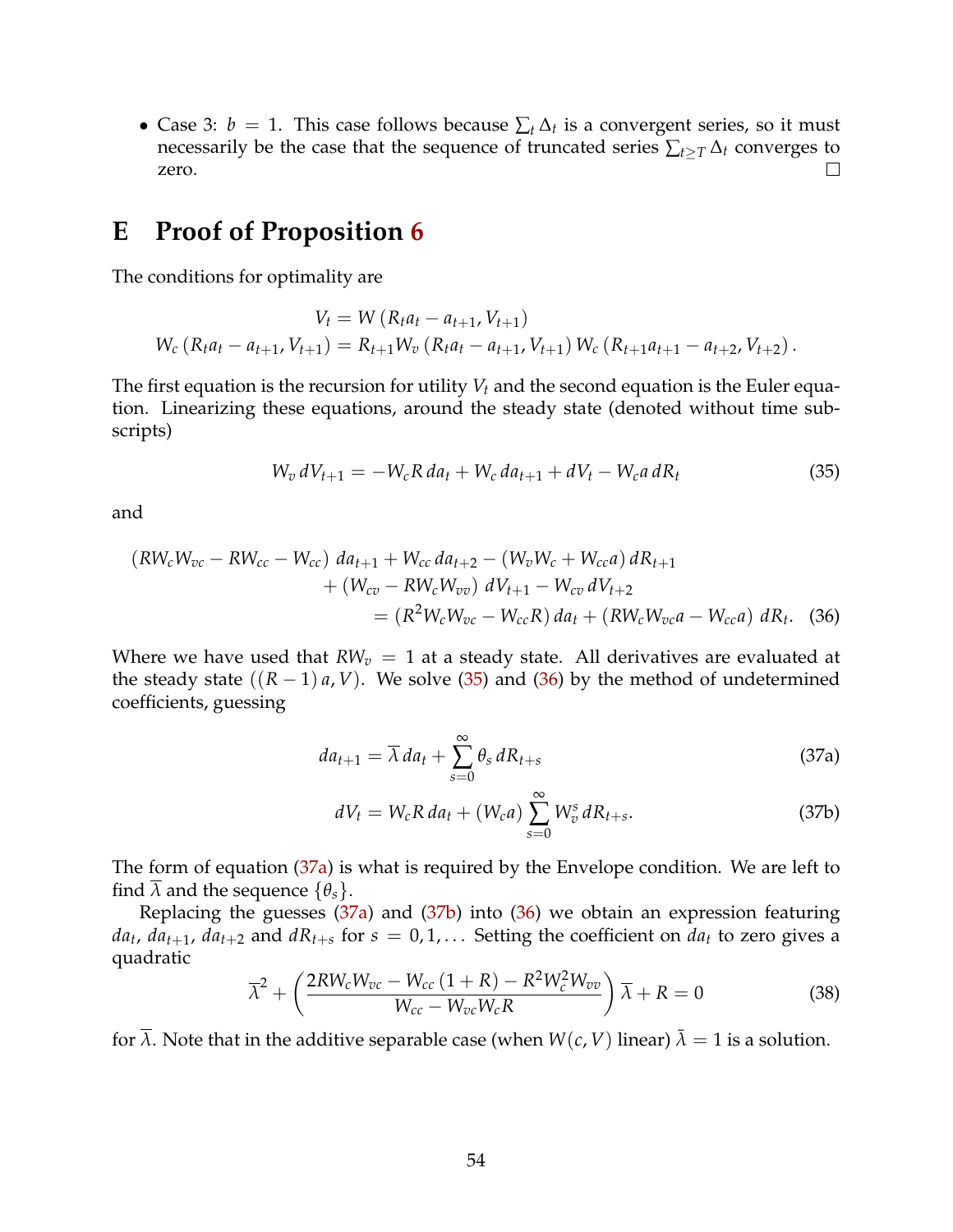- Case 3: $b = 1$. This case follows because $\sum_t \Delta_t$ is a convergent series, so it must necessarily be the case that the sequence of truncated series $\sum_{t \geq T} \Delta_t$ converges to zero. □

# E Proof of Proposition 6

The conditions for optimality are

$$V_t = W\left(R_t a_t - a_{t+1}, V_{t+1}\right)$$
$$W_c\left(R_t a_t - a_{t+1}, V_{t+1}\right) = R_{t+1} W_v\left(R_t a_t - a_{t+1}, V_{t+1}\right) W_c\left(R_{t+1} a_{t+1} - a_{t+2}, V_{t+2}\right).$$

The first equation is the recursion for utility $V_t$ and the second equation is the Euler equation. Linearizing these equations, around the steady state (denoted without time subscripts)

$$W_v \, dV_{t+1} = -W_c R \, da_t + W_c \, da_{t+1} + dV_t - W_c a \, dR_t \tag{35}$$

and

$$\begin{aligned}\left(RW_cW_{vc} - RW_{cc} - W_{cc}\right) da_{t+1} + W_{cc}\, da_{t+2} - \left(W_v W_c + W_{cc} a\right) dR_{t+1} \\ + \left(W_{cv} - RW_c W_{vv}\right) dV_{t+1} - W_{cv}\, dV_{t+2} \\ = \left(R^2 W_c W_{vc} - W_{cc} R\right) da_t + \left(RW_c W_{vc} a - W_{cc} a\right) dR_t.\end{aligned} \tag{36}$$

Where we have used that $RW_v = 1$ at a steady state. All derivatives are evaluated at the steady state $((R-1)\,a, V)$. We solve (35) and (36) by the method of undetermined coefficients, guessing

$$da_{t+1} = \overline{\lambda}\, da_t + \sum_{s=0}^{\infty} \theta_s \, dR_{t+s} \tag{37a}$$

$$dV_t = W_c R \, da_t + (W_c a) \sum_{s=0}^{\infty} W_v^s \, dR_{t+s}. \tag{37b}$$

The form of equation (37a) is what is required by the Envelope condition. We are left to find $\overline{\lambda}$ and the sequence $\{\theta_s\}$.

Replacing the guesses (37a) and (37b) into (36) we obtain an expression featuring $da_t$, $da_{t+1}$, $da_{t+2}$ and $dR_{t+s}$ for $s = 0, 1, \ldots$ Setting the coefficient on $da_t$ to zero gives a quadratic

$$\overline{\lambda}^2 + \left(\frac{2RW_cW_{vc} - W_{cc}\left(1+R\right) - R^2 W_c^2 W_{vv}}{W_{cc} - W_{vc} W_c R}\right)\overline{\lambda} + R = 0 \tag{38}$$

for $\overline{\lambda}$. Note that in the additive separable case (when $W(c, V)$ linear) $\bar{\lambda} = 1$ is a solution.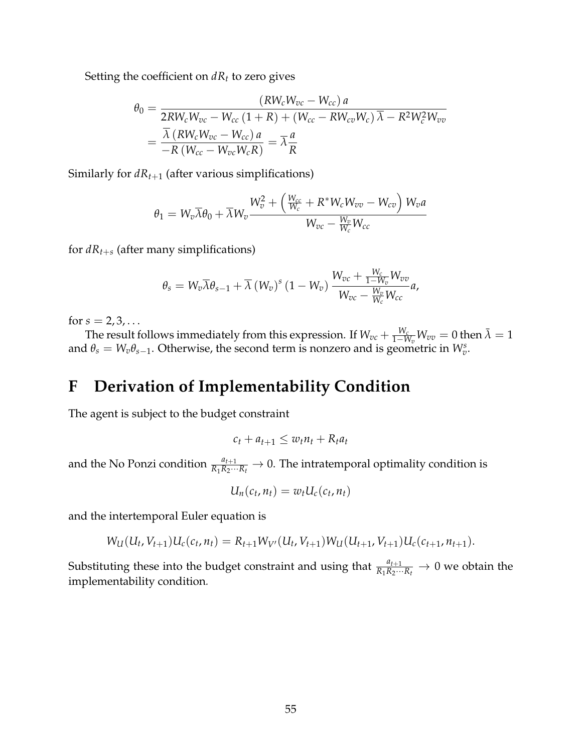Setting the coefficient on $dR_t$ to zero gives

$$
\begin{aligned}
\theta_0 &= \frac{\left(RW_cW_{vc} - W_{cc}\right)a}{2RW_cW_{vc} - W_{cc}\left(1+R\right) + \left(W_{cc} - RW_{cv}W_c\right)\overline{\lambda} - R^2W_c^2W_{vv}} \\
&= \frac{\overline{\lambda}\left(RW_cW_{vc} - W_{cc}\right)a}{-R\left(W_{cc} - W_{vc}W_cR\right)} = \overline{\lambda}\frac{a}{R}
\end{aligned}
$$

Similarly for $dR_{t+1}$ (after various simplifications)

$$
\theta_1 = W_v\overline{\lambda}\theta_0 + \overline{\lambda}W_v\frac{W_v^2 + \left(\frac{W_{cc}}{W_c} + R^*W_cW_{vv} - W_{cv}\right)W_va}{W_{vc} - \frac{W_v}{W_c}W_{cc}}
$$

for $dR_{t+s}$ (after many simplifications)

$$
\theta_s = W_v\overline{\lambda}\theta_{s-1} + \overline{\lambda}\left(W_v\right)^s\left(1 - W_v\right)\frac{W_{vc} + \frac{W_c}{1-W_v}W_{vv}}{W_{vc} - \frac{W_v}{W_c}W_{cc}}a,
$$

for $s = 2, 3, \ldots$

The result follows immediately from this expression. If $W_{vc} + \frac{W_c}{1-W_v}W_{vv} = 0$ then $\bar{\lambda} = 1$ and $\theta_s = W_v\theta_{s-1}$. Otherwise, the second term is nonzero and is geometric in $W_v^s$.

# F Derivation of Implementability Condition

The agent is subject to the budget constraint

$$
c_t + a_{t+1} \leq w_tn_t + R_ta_t
$$

and the No Ponzi condition $\frac{a_{t+1}}{R_1R_2\cdots R_t} \to 0$. The intratemporal optimality condition is

$$
U_n(c_t, n_t) = w_tU_c(c_t, n_t)
$$

and the intertemporal Euler equation is

$$
W_U(U_t, V_{t+1})U_c(c_t, n_t) = R_{t+1}W_{V'}(U_t, V_{t+1})W_U(U_{t+1}, V_{t+1})U_c(c_{t+1}, n_{t+1}).
$$

Substituting these into the budget constraint and using that $\frac{a_{t+1}}{R_1R_2\cdots R_t} \to 0$ we obtain the implementability condition.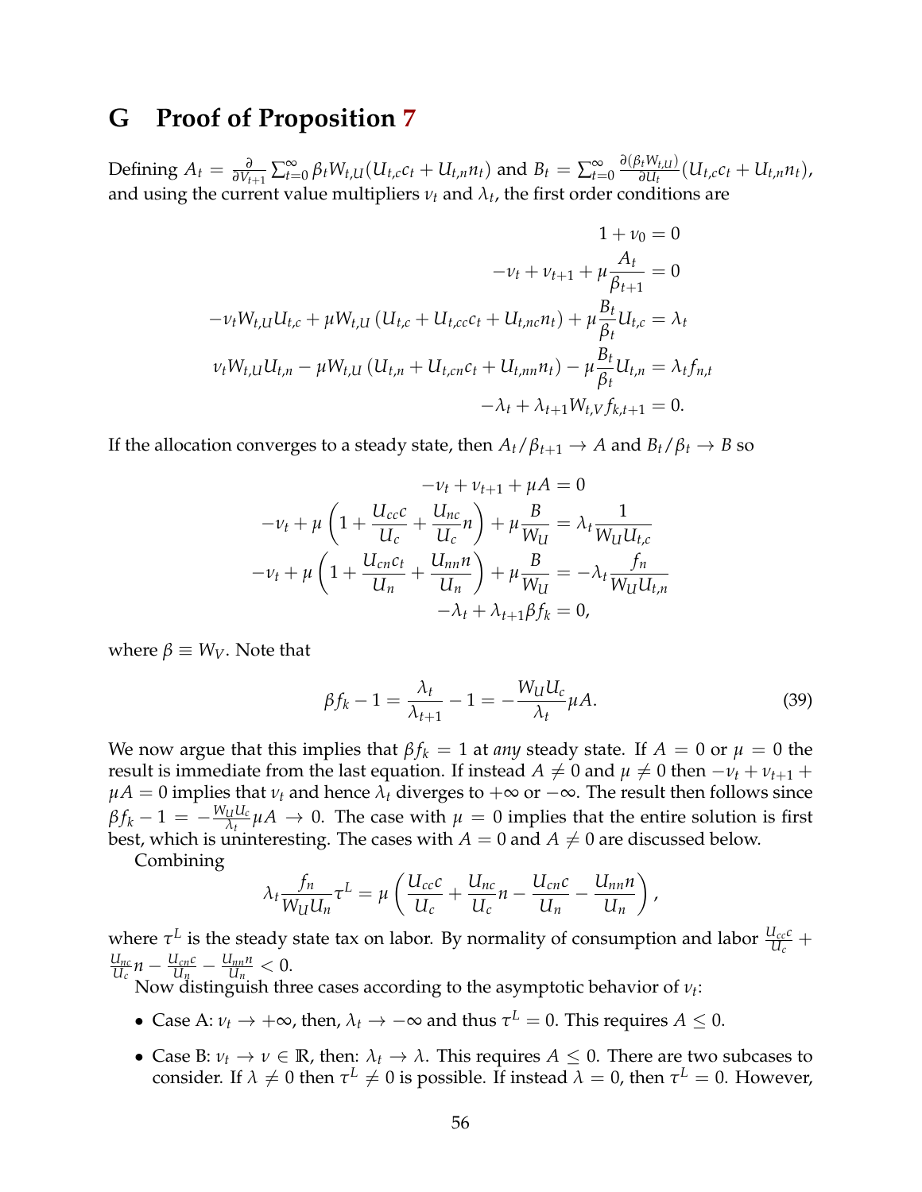# G Proof of Proposition 7

Defining $A_t = \frac{\partial}{\partial V_{t+1}} \sum_{t=0}^{\infty} \beta_t W_{t,U}(U_{t,c}c_t + U_{t,n}n_t)$ and $B_t = \sum_{t=0}^{\infty} \frac{\partial(\beta_t W_{t,U})}{\partial U_t}(U_{t,c}c_t + U_{t,n}n_t)$, and using the current value multipliers $\nu_t$ and $\lambda_t$, the first order conditions are

$$1 + \nu_0 = 0$$

$$-\nu_t + \nu_{t+1} + \mu \frac{A_t}{\beta_{t+1}} = 0$$

$$-\nu_t W_{t,U} U_{t,c} + \mu W_{t,U} \left( U_{t,c} + U_{t,cc}c_t + U_{t,nc}n_t \right) + \mu \frac{B_t}{\beta_t} U_{t,c} = \lambda_t$$

$$\nu_t W_{t,U} U_{t,n} - \mu W_{t,U} \left( U_{t,n} + U_{t,cn}c_t + U_{t,nn}n_t \right) - \mu \frac{B_t}{\beta_t} U_{t,n} = \lambda_t f_{n,t}$$

$$-\lambda_t + \lambda_{t+1} W_{t,V} f_{k,t+1} = 0.$$

If the allocation converges to a steady state, then $A_t/\beta_{t+1} \to A$ and $B_t/\beta_t \to B$ so

$$-\nu_t + \nu_{t+1} + \mu A = 0$$

$$-\nu_t + \mu \left( 1 + \frac{U_{cc}c}{U_c} + \frac{U_{nc}}{U_c} n \right) + \mu \frac{B}{W_U} = \lambda_t \frac{1}{W_U U_{t,c}}$$

$$-\nu_t + \mu \left( 1 + \frac{U_{cn}c_t}{U_n} + \frac{U_{nn}n}{U_n} \right) + \mu \frac{B}{W_U} = -\lambda_t \frac{f_n}{W_U U_{t,n}}$$

$$-\lambda_t + \lambda_{t+1} \beta f_k = 0,$$

where $\beta \equiv W_V$. Note that

$$\beta f_k - 1 = \frac{\lambda_t}{\lambda_{t+1}} - 1 = -\frac{W_U U_c}{\lambda_t} \mu A. \tag{39}$$

We now argue that this implies that $\beta f_k = 1$ at *any* steady state. If $A = 0$ or $\mu = 0$ the result is immediate from the last equation. If instead $A \neq 0$ and $\mu \neq 0$ then $-\nu_t + \nu_{t+1} + \mu A = 0$ implies that $\nu_t$ and hence $\lambda_t$ diverges to $+\infty$ or $-\infty$. The result then follows since $\beta f_k - 1 = -\frac{W_U U_c}{\lambda_t} \mu A \to 0$. The case with $\mu = 0$ implies that the entire solution is first best, which is uninteresting. The cases with $A = 0$ and $A \neq 0$ are discussed below.

Combining

$$\lambda_t \frac{f_n}{W_U U_n} \tau^L = \mu \left( \frac{U_{cc}c}{U_c} + \frac{U_{nc}}{U_c} n - \frac{U_{cn}c}{U_n} - \frac{U_{nn}n}{U_n} \right),$$

where $\tau^L$ is the steady state tax on labor. By normality of consumption and labor $\frac{U_{cc}c}{U_c} + \frac{U_{nc}}{U_c} n - \frac{U_{cn}c}{U_n} - \frac{U_{nn}n}{U_n} < 0$.

Now distinguish three cases according to the asymptotic behavior of $\nu_t$:

- Case A: $\nu_t \to +\infty$, then, $\lambda_t \to -\infty$ and thus $\tau^L = 0$. This requires $A \leq 0$.
- Case B: $\nu_t \to \nu \in \mathbb{R}$, then: $\lambda_t \to \lambda$. This requires $A \leq 0$. There are two subcases to consider. If $\lambda \neq 0$ then $\tau^L \neq 0$ is possible. If instead $\lambda = 0$, then $\tau^L = 0$. However,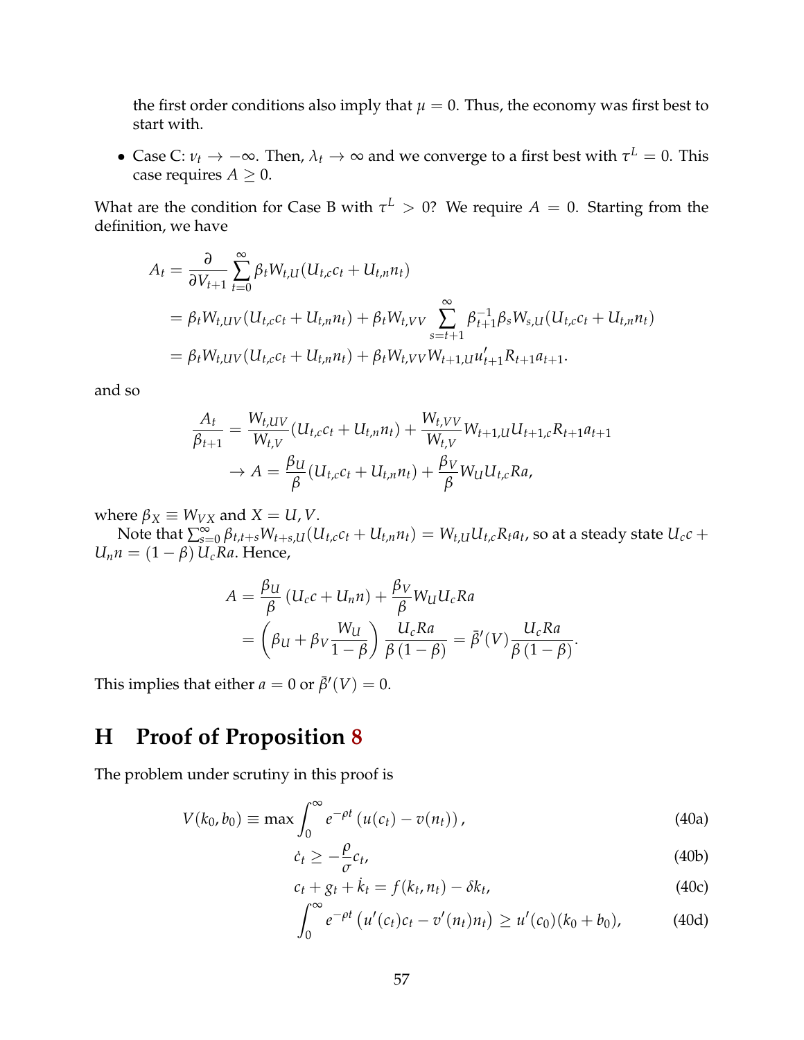the first order conditions also imply that $\mu = 0$. Thus, the economy was first best to start with.

- Case C: $\nu_t \to -\infty$. Then, $\lambda_t \to \infty$ and we converge to a first best with $\tau^L = 0$. This case requires $A \geq 0$.

What are the condition for Case B with $\tau^L > 0$? We require $A = 0$. Starting from the definition, we have

$$
\begin{aligned}
A_t &= \frac{\partial}{\partial V_{t+1}} \sum_{t=0}^{\infty} \beta_t W_{t,U}(U_{t,c}c_t + U_{t,n}n_t) \\
&= \beta_t W_{t,UV}(U_{t,c}c_t + U_{t,n}n_t) + \beta_t W_{t,VV} \sum_{s=t+1}^{\infty} \beta_{t+1}^{-1} \beta_s W_{s,U}(U_{t,c}c_t + U_{t,n}n_t) \\
&= \beta_t W_{t,UV}(U_{t,c}c_t + U_{t,n}n_t) + \beta_t W_{t,VV} W_{t+1,U} u'_{t+1} R_{t+1} a_{t+1}.
\end{aligned}
$$

and so

$$
\begin{aligned}
\frac{A_t}{\beta_{t+1}} &= \frac{W_{t,UV}}{W_{t,V}}(U_{t,c}c_t + U_{t,n}n_t) + \frac{W_{t,VV}}{W_{t,V}} W_{t+1,U} U_{t+1,c} R_{t+1} a_{t+1} \\
&\to A = \frac{\beta_U}{\beta}(U_{t,c}c_t + U_{t,n}n_t) + \frac{\beta_V}{\beta} W_U U_{t,c} R a,
\end{aligned}
$$

where $\beta_X \equiv W_{VX}$ and $X = U, V$.

Note that $\sum_{s=0}^{\infty} \beta_{t,t+s} W_{t+s,U}(U_{t,c}c_t + U_{t,n}n_t) = W_{t,U} U_{t,c} R_t a_t$, so at a steady state $U_c c + U_n n = (1-\beta)\, U_c R a$. Hence,

$$
\begin{aligned}
A &= \frac{\beta_U}{\beta}\left(U_c c + U_n n\right) + \frac{\beta_V}{\beta} W_U U_c R a \\
&= \left(\beta_U + \beta_V \frac{W_U}{1-\beta}\right) \frac{U_c R a}{\beta\,(1-\beta)} = \bar{\beta}'(V) \frac{U_c R a}{\beta\,(1-\beta)}.
\end{aligned}
$$

This implies that either $a = 0$ or $\bar{\beta}'(V) = 0$.

# H Proof of Proposition 8

The problem under scrutiny in this proof is

$$
V(k_0, b_0) \equiv \max \int_0^{\infty} e^{-\rho t} \left(u(c_t) - v(n_t)\right), \tag{40a}
$$

$$
\dot{c}_t \geq -\frac{\rho}{\sigma} c_t, \tag{40b}
$$

$$
c_t + g_t + \dot{k}_t = f(k_t, n_t) - \delta k_t, \tag{40c}
$$

$$
\int_0^{\infty} e^{-\rho t} \left(u'(c_t)c_t - v'(n_t)n_t\right) \geq u'(c_0)(k_0 + b_0), \tag{40d}
$$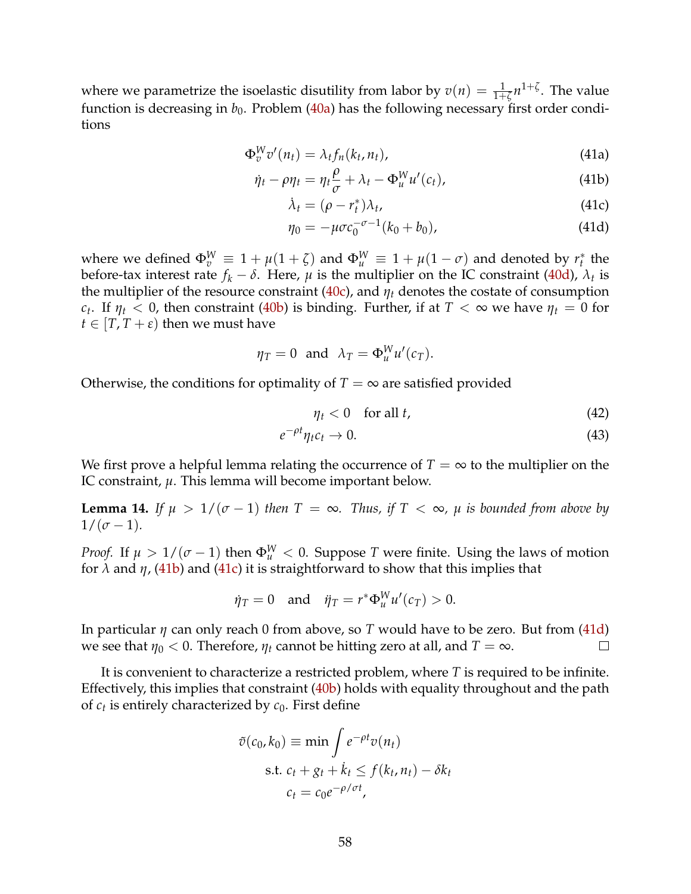where we parametrize the isoelastic disutility from labor by $v(n) = \frac{1}{1+\zeta} n^{1+\zeta}$. The value function is decreasing in $b_0$. Problem (40a) has the following necessary first order conditions

$$\Phi_v^W v'(n_t) = \lambda_t f_n(k_t, n_t), \tag{41a}$$

$$\dot{\eta}_t - \rho \eta_t = \eta_t \frac{\rho}{\sigma} + \lambda_t - \Phi_u^W u'(c_t), \tag{41b}$$

$$\dot{\lambda}_t = (\rho - r_t^*) \lambda_t, \tag{41c}$$

$$\eta_0 = -\mu \sigma c_0^{-\sigma-1}(k_0 + b_0), \tag{41d}$$

where we defined $\Phi_v^W \equiv 1 + \mu(1+\zeta)$ and $\Phi_u^W \equiv 1 + \mu(1-\sigma)$ and denoted by $r_t^*$ the before-tax interest rate $f_k - \delta$. Here, $\mu$ is the multiplier on the IC constraint (40d), $\lambda_t$ is the multiplier of the resource constraint (40c), and $\eta_t$ denotes the costate of consumption $c_t$. If $\eta_t < 0$, then constraint (40b) is binding. Further, if at $T < \infty$ we have $\eta_t = 0$ for $t \in [T, T + \varepsilon)$ then we must have

$$\eta_T = 0 \quad \text{and} \quad \lambda_T = \Phi_u^W u'(c_T).$$

Otherwise, the conditions for optimality of $T = \infty$ are satisfied provided

$$\eta_t < 0 \quad \text{for all } t, \tag{42}$$

$$e^{-\rho t} \eta_t c_t \to 0. \tag{43}$$

We first prove a helpful lemma relating the occurrence of $T = \infty$ to the multiplier on the IC constraint, $\mu$. This lemma will become important below.

**Lemma 14.** *If $\mu > 1/(\sigma - 1)$ then $T = \infty$. Thus, if $T < \infty$, $\mu$ is bounded from above by $1/(\sigma - 1)$.*

*Proof.* If $\mu > 1/(\sigma - 1)$ then $\Phi_u^W < 0$. Suppose $T$ were finite. Using the laws of motion for $\lambda$ and $\eta$, (41b) and (41c) it is straightforward to show that this implies that

$$\dot{\eta}_T = 0 \quad \text{and} \quad \ddot{\eta}_T = r^* \Phi_u^W u'(c_T) > 0.$$

In particular $\eta$ can only reach 0 from above, so $T$ would have to be zero. But from (41d) we see that $\eta_0 < 0$. Therefore, $\eta_t$ cannot be hitting zero at all, and $T = \infty$. □

It is convenient to characterize a restricted problem, where $T$ is required to be infinite. Effectively, this implies that constraint (40b) holds with equality throughout and the path of $c_t$ is entirely characterized by $c_0$. First define

$$\tilde{v}(c_0, k_0) \equiv \min \int e^{-\rho t} v(n_t)$$

$$\text{s.t. } c_t + g_t + \dot{k}_t \leq f(k_t, n_t) - \delta k_t$$

$$c_t = c_0 e^{-\rho/\sigma t},$$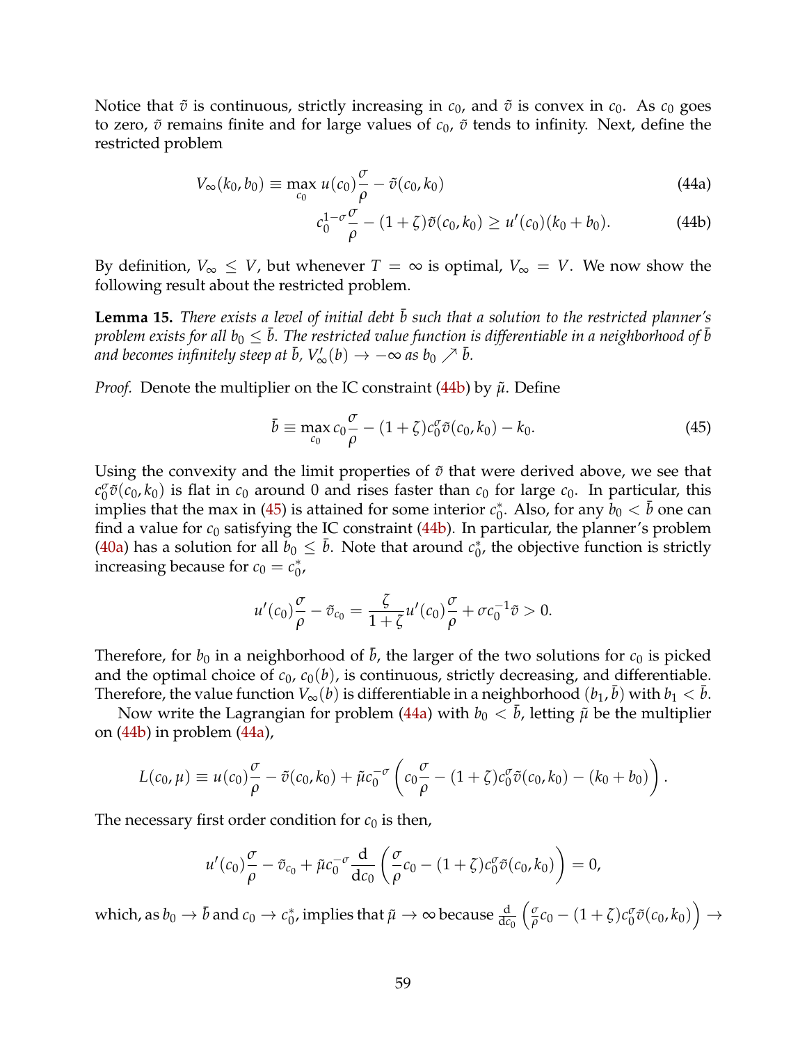Notice that $\tilde{v}$ is continuous, strictly increasing in $c_0$, and $\tilde{v}$ is convex in $c_0$. As $c_0$ goes to zero, $\tilde{v}$ remains finite and for large values of $c_0$, $\tilde{v}$ tends to infinity. Next, define the restricted problem

$$V_\infty(k_0, b_0) \equiv \max_{c_0} u(c_0)\frac{\sigma}{\rho} - \tilde{v}(c_0, k_0) \tag{44a}$$

$$c_0^{1-\sigma}\frac{\sigma}{\rho} - (1+\zeta)\tilde{v}(c_0, k_0) \geq u'(c_0)(k_0 + b_0). \tag{44b}$$

By definition, $V_\infty \leq V$, but whenever $T = \infty$ is optimal, $V_\infty = V$. We now show the following result about the restricted problem.

**Lemma 15.** *There exists a level of initial debt $\bar{b}$ such that a solution to the restricted planner's problem exists for all $b_0 \leq \bar{b}$. The restricted value function is differentiable in a neighborhood of $\bar{b}$ and becomes infinitely steep at $\bar{b}$, $V'_\infty(b) \to -\infty$ as $b_0 \nearrow \bar{b}$.*

*Proof.* Denote the multiplier on the IC constraint (44b) by $\tilde{\mu}$. Define

$$\bar{b} \equiv \max_{c_0} c_0\frac{\sigma}{\rho} - (1+\zeta)c_0^{\sigma}\tilde{v}(c_0, k_0) - k_0. \tag{45}$$

Using the convexity and the limit properties of $\tilde{v}$ that were derived above, we see that $c_0^{\sigma}\tilde{v}(c_0, k_0)$ is flat in $c_0$ around 0 and rises faster than $c_0$ for large $c_0$. In particular, this implies that the max in (45) is attained for some interior $c_0^*$. Also, for any $b_0 < \bar{b}$ one can find a value for $c_0$ satisfying the IC constraint (44b). In particular, the planner's problem (40a) has a solution for all $b_0 \leq \bar{b}$. Note that around $c_0^*$, the objective function is strictly increasing because for $c_0 = c_0^*$,

$$u'(c_0)\frac{\sigma}{\rho} - \tilde{v}_{c_0} = \frac{\zeta}{1+\zeta}u'(c_0)\frac{\sigma}{\rho} + \sigma c_0^{-1}\tilde{v} > 0.$$

Therefore, for $b_0$ in a neighborhood of $\bar{b}$, the larger of the two solutions for $c_0$ is picked and the optimal choice of $c_0$, $c_0(b)$, is continuous, strictly decreasing, and differentiable. Therefore, the value function $V_\infty(b)$ is differentiable in a neighborhood $(b_1, \bar{b})$ with $b_1 < \bar{b}$.

Now write the Lagrangian for problem (44a) with $b_0 < \bar{b}$, letting $\tilde{\mu}$ be the multiplier on (44b) in problem (44a),

$$L(c_0, \mu) \equiv u(c_0)\frac{\sigma}{\rho} - \tilde{v}(c_0, k_0) + \tilde{\mu}c_0^{-\sigma}\left(c_0\frac{\sigma}{\rho} - (1+\zeta)c_0^{\sigma}\tilde{v}(c_0, k_0) - (k_0 + b_0)\right).$$

The necessary first order condition for $c_0$ is then,

$$u'(c_0)\frac{\sigma}{\rho} - \tilde{v}_{c_0} + \tilde{\mu}c_0^{-\sigma}\frac{\mathrm{d}}{\mathrm{d}c_0}\left(\frac{\sigma}{\rho}c_0 - (1+\zeta)c_0^{\sigma}\tilde{v}(c_0, k_0)\right) = 0,$$

which, as $b_0 \to \bar{b}$ and $c_0 \to c_0^*$, implies that $\tilde{\mu} \to \infty$ because $\frac{\mathrm{d}}{\mathrm{d}c_0}\left(\frac{\sigma}{\rho}c_0 - (1+\zeta)c_0^{\sigma}\tilde{v}(c_0, k_0)\right) \to$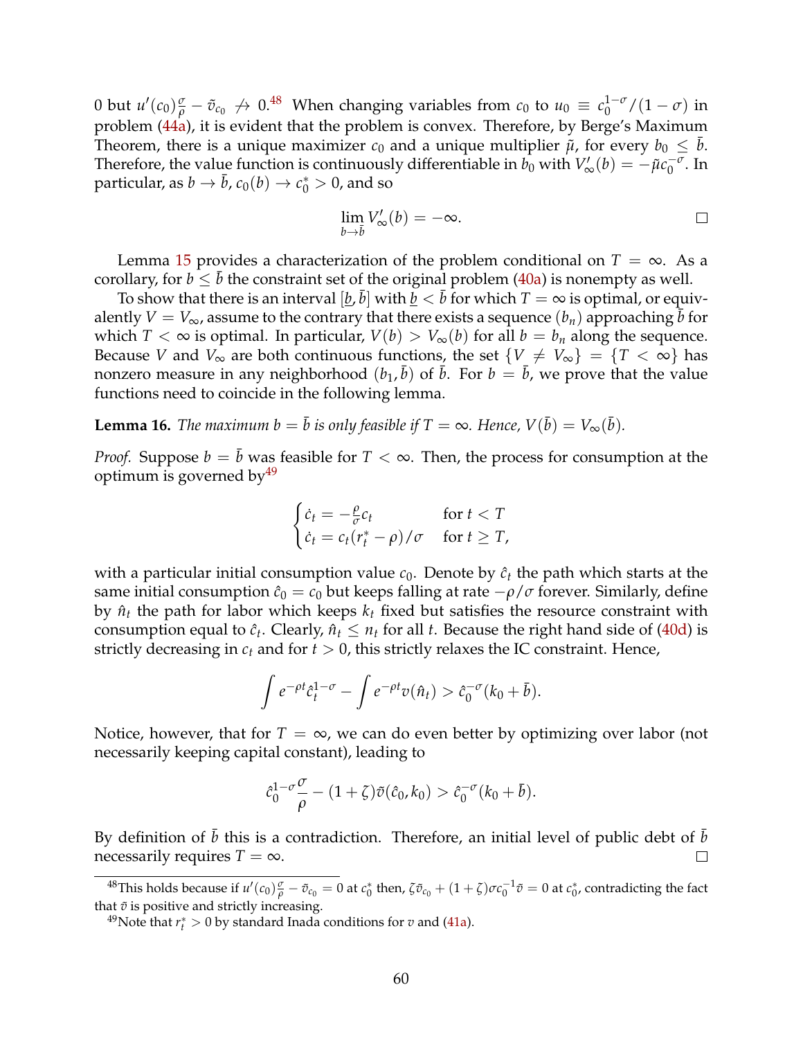0 but $u'(c_0)\frac{\sigma}{\rho} - \tilde{v}_{c_0} \not\to 0$.[48] When changing variables from $c_0$ to $u_0 \equiv c_0^{1-\sigma}/(1-\sigma)$ in problem (44a), it is evident that the problem is convex. Therefore, by Berge's Maximum Theorem, there is a unique maximizer $c_0$ and a unique multiplier $\tilde{\mu}$, for every $b_0 \leq \bar{b}$. Therefore, the value function is continuously differentiable in $b_0$ with $V'_\infty(b) = -\tilde{\mu} c_0^{-\sigma}$. In particular, as $b \to \bar{b}$, $c_0(b) \to c_0^* > 0$, and so

$$\lim_{b \to \bar{b}} V'_\infty(b) = -\infty.$$

□

Lemma 15 provides a characterization of the problem conditional on $T = \infty$. As a corollary, for $b \leq \bar{b}$ the constraint set of the original problem (40a) is nonempty as well.

To show that there is an interval $[\underline{b}, \bar{b}]$ with $\underline{b} < \bar{b}$ for which $T = \infty$ is optimal, or equivalently $V = V_\infty$, assume to the contrary that there exists a sequence $(b_n)$ approaching $\bar{b}$ for which $T < \infty$ is optimal. In particular, $V(b) > V_\infty(b)$ for all $b = b_n$ along the sequence. Because $V$ and $V_\infty$ are both continuous functions, the set $\{V \neq V_\infty\} = \{T < \infty\}$ has nonzero measure in any neighborhood $(b_1, \bar{b})$ of $\bar{b}$. For $b = \bar{b}$, we prove that the value functions need to coincide in the following lemma.

**Lemma 16.** *The maximum $b = \bar{b}$ is only feasible if $T = \infty$. Hence, $V(\bar{b}) = V_\infty(\bar{b})$.*

*Proof.* Suppose $b = \bar{b}$ was feasible for $T < \infty$. Then, the process for consumption at the optimum is governed by[49]

$$\begin{cases} \dot{c}_t = -\frac{\rho}{\sigma} c_t & \text{for } t < T \\ \dot{c}_t = c_t (r_t^* - \rho)/\sigma & \text{for } t \geq T, \end{cases}$$

with a particular initial consumption value $c_0$. Denote by $\hat{c}_t$ the path which starts at the same initial consumption $\hat{c}_0 = c_0$ but keeps falling at rate $-\rho/\sigma$ forever. Similarly, define by $\hat{n}_t$ the path for labor which keeps $k_t$ fixed but satisfies the resource constraint with consumption equal to $\hat{c}_t$. Clearly, $\hat{n}_t \leq n_t$ for all $t$. Because the right hand side of (40d) is strictly decreasing in $c_t$ and for $t > 0$, this strictly relaxes the IC constraint. Hence,

$$\int e^{-\rho t} \hat{c}_t^{1-\sigma} - \int e^{-\rho t} v(\hat{n}_t) > \hat{c}_0^{-\sigma}(k_0 + \bar{b}).$$

Notice, however, that for $T = \infty$, we can do even better by optimizing over labor (not necessarily keeping capital constant), leading to

$$\hat{c}_0^{1-\sigma} \frac{\sigma}{\rho} - (1+\zeta) \tilde{v}(\hat{c}_0, k_0) > \hat{c}_0^{-\sigma}(k_0 + \bar{b}).$$

By definition of $\bar{b}$ this is a contradiction. Therefore, an initial level of public debt of $\bar{b}$ necessarily requires $T = \infty$.

□

---

[48] This holds because if $u'(c_0)\frac{\sigma}{\rho} - \tilde{v}_{c_0} = 0$ at $c_0^*$ then, $\zeta \tilde{v}_{c_0} + (1+\zeta)\sigma c_0^{-1} \tilde{v} = 0$ at $c_0^*$, contradicting the fact that $\tilde{v}$ is positive and strictly increasing.

[49] Note that $r_t^* > 0$ by standard Inada conditions for $v$ and (41a).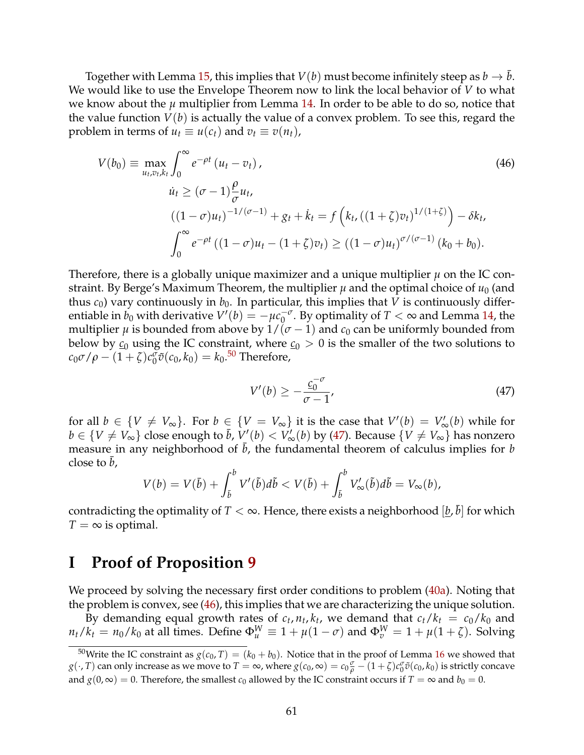Together with Lemma 15, this implies that $V(b)$ must become infinitely steep as $b \to \bar{b}$. We would like to use the Envelope Theorem now to link the local behavior of $V$ to what we know about the $\mu$ multiplier from Lemma 14. In order to be able to do so, notice that the value function $V(b)$ is actually the value of a convex problem. To see this, regard the problem in terms of $u_t \equiv u(c_t)$ and $v_t \equiv v(n_t)$,

$$
\begin{aligned}
V(b_0) \equiv \max_{u_t, v_t, k_t} & \int_0^\infty e^{-\rho t} (u_t - v_t), \qquad (46) \\
& \dot{u}_t \geq (\sigma - 1)\frac{\rho}{\sigma} u_t, \\
& ((1-\sigma)u_t)^{-1/(\sigma-1)} + g_t + \dot{k}_t = f\left(k_t, ((1+\zeta)v_t)^{1/(1+\zeta)}\right) - \delta k_t, \\
& \int_0^\infty e^{-\rho t} ((1-\sigma)u_t - (1+\zeta)v_t) \geq ((1-\sigma)u_t)^{\sigma/(\sigma-1)} (k_0 + b_0).
\end{aligned}
$$

Therefore, there is a globally unique maximizer and a unique multiplier $\mu$ on the IC constraint. By Berge's Maximum Theorem, the multiplier $\mu$ and the optimal choice of $u_0$ (and thus $c_0$) vary continuously in $b_0$. In particular, this implies that $V$ is continuously differentiable in $b_0$ with derivative $V'(b) = -\mu c_0^{-\sigma}$. By optimality of $T < \infty$ and Lemma 14, the multiplier $\mu$ is bounded from above by $1/(\sigma - 1)$ and $c_0$ can be uniformly bounded from below by $\underline{c}_0$ using the IC constraint, where $\underline{c}_0 > 0$ is the smaller of the two solutions to $c_0\sigma/\rho - (1+\zeta)c_0^\sigma \tilde{v}(c_0, k_0) = k_0$.[50] Therefore,

$$
V'(b) \geq -\frac{\underline{c}_0^{-\sigma}}{\sigma - 1}, \qquad (47)
$$

for all $b \in \{V \neq V_\infty\}$. For $b \in \{V = V_\infty\}$ it is the case that $V'(b) = V'_\infty(b)$ while for $b \in \{V \neq V_\infty\}$ close enough to $\bar{b}$, $V'(b) < V'_\infty(b)$ by (47). Because $\{V \neq V_\infty\}$ has nonzero measure in any neighborhood of $\bar{b}$, the fundamental theorem of calculus implies for $b$ close to $\bar{b}$,

$$
V(b) = V(\bar{b}) + \int_{\bar{b}}^{b} V'(\tilde{b}) d\tilde{b} < V(\bar{b}) + \int_{\bar{b}}^{b} V'_\infty(\tilde{b}) d\tilde{b} = V_\infty(b),
$$

contradicting the optimality of $T < \infty$. Hence, there exists a neighborhood $[\underline{b}, \bar{b}]$ for which $T = \infty$ is optimal.

# I Proof of Proposition 9

We proceed by solving the necessary first order conditions to problem (40a). Noting that the problem is convex, see (46), this implies that we are characterizing the unique solution.

By demanding equal growth rates of $c_t, n_t, k_t$, we demand that $c_t/k_t = c_0/k_0$ and $n_t/k_t = n_0/k_0$ at all times. Define $\Phi_u^W \equiv 1 + \mu(1-\sigma)$ and $\Phi_v^W = 1 + \mu(1+\zeta)$. Solving

[50] Write the IC constraint as $g(c_0, T) = (k_0 + b_0)$. Notice that in the proof of Lemma 16 we showed that $g(\cdot, T)$ can only increase as we move to $T = \infty$, where $g(c_0, \infty) = c_0\frac{\sigma}{\rho} - (1+\zeta)c_0^\sigma \tilde{v}(c_0, k_0)$ is strictly concave and $g(0, \infty) = 0$. Therefore, the smallest $c_0$ allowed by the IC constraint occurs if $T = \infty$ and $b_0 = 0$.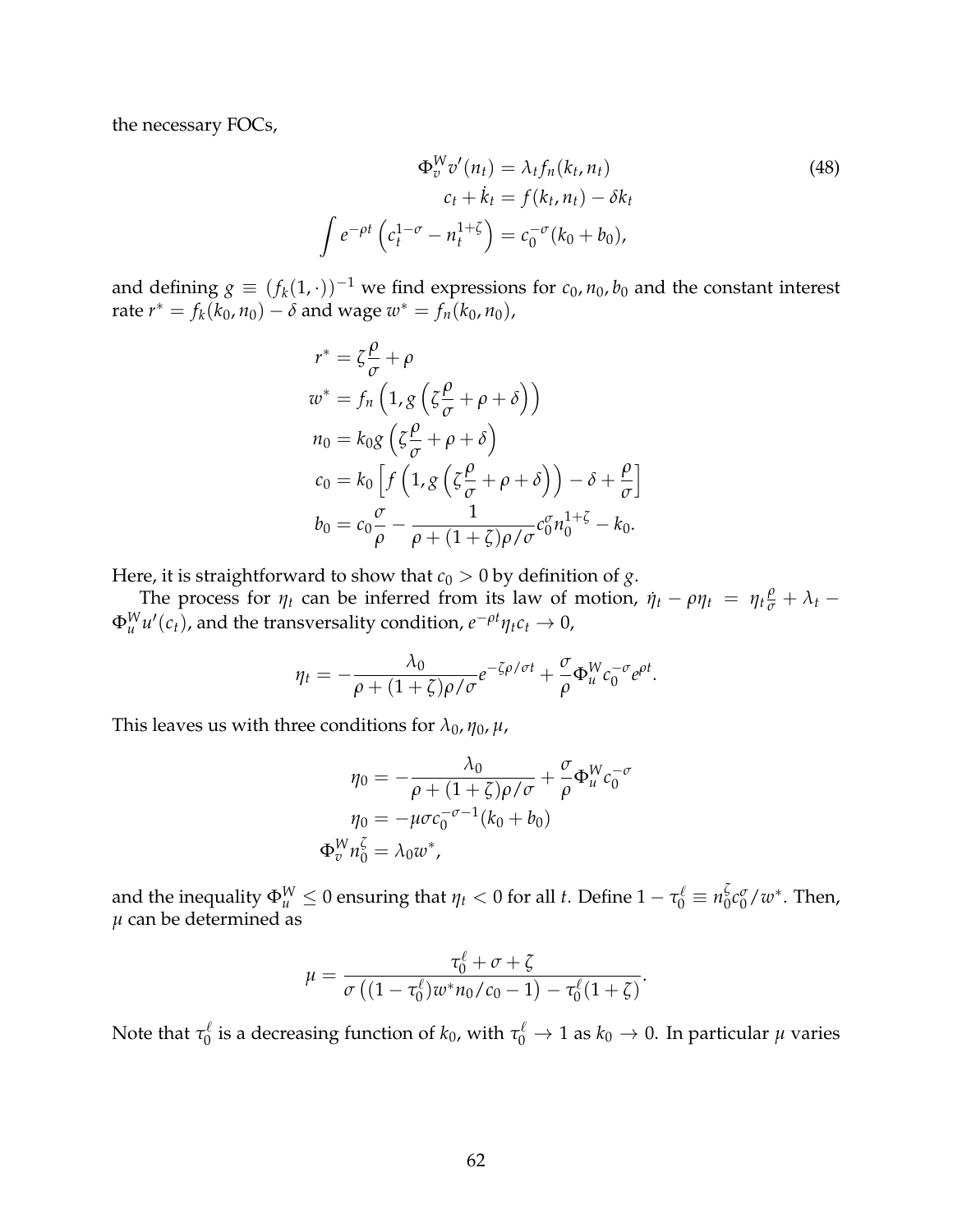the necessary FOCs,

$$
\begin{aligned}
\Phi_v^W v'(n_t) &= \lambda_t f_n(k_t, n_t) \\
c_t + \dot{k}_t &= f(k_t, n_t) - \delta k_t \\
\int e^{-\rho t}\left(c_t^{1-\sigma} - n_t^{1+\zeta}\right) &= c_0^{-\sigma}(k_0 + b_0),
\end{aligned}
\tag{48}
$$

and defining $g \equiv (f_k(1,\cdot))^{-1}$ we find expressions for $c_0, n_0, b_0$ and the constant interest rate $r^* = f_k(k_0, n_0) - \delta$ and wage $w^* = f_n(k_0, n_0)$,

$$
\begin{aligned}
r^* &= \zeta\frac{\rho}{\sigma} + \rho \\
w^* &= f_n\left(1, g\left(\zeta\frac{\rho}{\sigma} + \rho + \delta\right)\right) \\
n_0 &= k_0 g\left(\zeta\frac{\rho}{\sigma} + \rho + \delta\right) \\
c_0 &= k_0\left[f\left(1, g\left(\zeta\frac{\rho}{\sigma} + \rho + \delta\right)\right) - \delta + \frac{\rho}{\sigma}\right] \\
b_0 &= c_0\frac{\sigma}{\rho} - \frac{1}{\rho + (1+\zeta)\rho/\sigma}c_0^{\sigma}n_0^{1+\zeta} - k_0.
\end{aligned}
$$

Here, it is straightforward to show that $c_0 > 0$ by definition of $g$.

The process for $\eta_t$ can be inferred from its law of motion, $\dot{\eta}_t - \rho\eta_t = \eta_t\frac{\rho}{\sigma} + \lambda_t - \Phi_u^W u'(c_t)$, and the transversality condition, $e^{-\rho t}\eta_t c_t \to 0$,

$$
\eta_t = -\frac{\lambda_0}{\rho + (1+\zeta)\rho/\sigma}e^{-\zeta\rho/\sigma t} + \frac{\sigma}{\rho}\Phi_u^W c_0^{-\sigma}e^{\rho t}.
$$

This leaves us with three conditions for $\lambda_0, \eta_0, \mu$,

$$
\begin{aligned}
\eta_0 &= -\frac{\lambda_0}{\rho + (1+\zeta)\rho/\sigma} + \frac{\sigma}{\rho}\Phi_u^W c_0^{-\sigma} \\
\eta_0 &= -\mu\sigma c_0^{-\sigma-1}(k_0 + b_0) \\
\Phi_v^W n_0^{\zeta} &= \lambda_0 w^*,
\end{aligned}
$$

and the inequality $\Phi_u^W \leq 0$ ensuring that $\eta_t < 0$ for all $t$. Define $1 - \tau_0^{\ell} \equiv n_0^{\zeta}c_0^{\sigma}/w^*$. Then, $\mu$ can be determined as

$$
\mu = \frac{\tau_0^{\ell} + \sigma + \zeta}{\sigma\left((1-\tau_0^{\ell})w^* n_0/c_0 - 1\right) - \tau_0^{\ell}(1+\zeta)}.
$$

Note that $\tau_0^{\ell}$ is a decreasing function of $k_0$, with $\tau_0^{\ell} \to 1$ as $k_0 \to 0$. In particular $\mu$ varies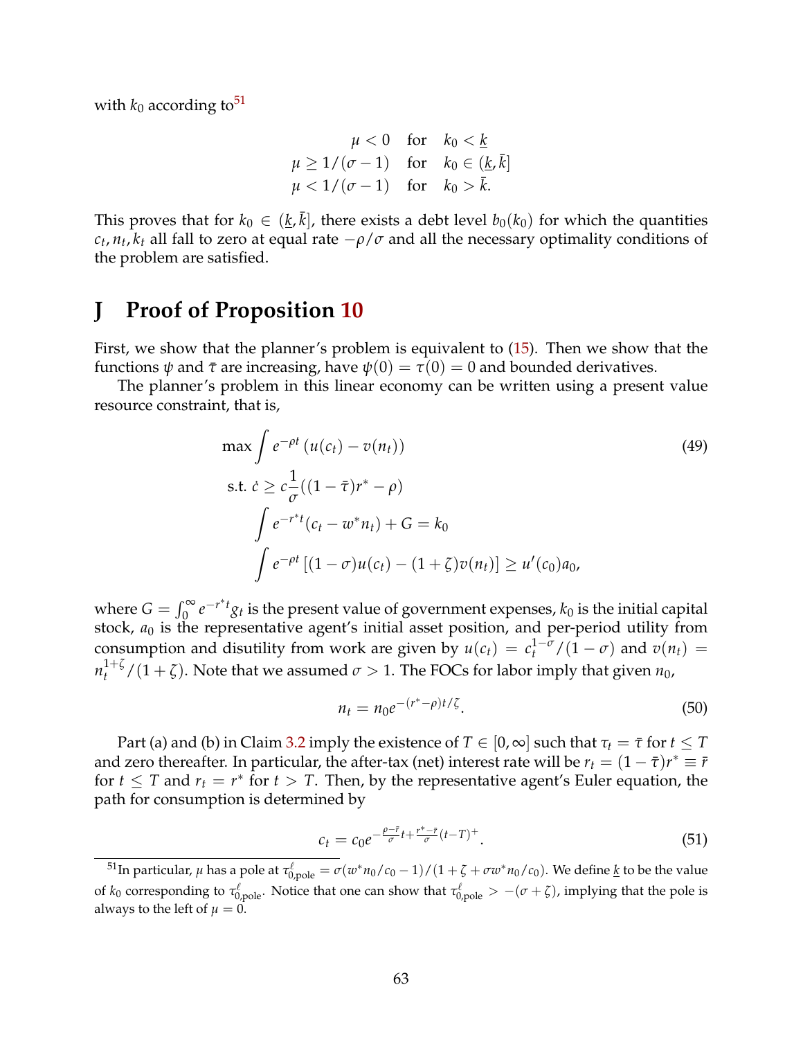with $k_0$ according to[51]

$$
\begin{aligned}
\mu < 0 \quad &\text{for} \quad k_0 < \underline{k} \\
\mu \geq 1/(\sigma - 1) \quad &\text{for} \quad k_0 \in (\underline{k}, \bar{k}] \\
\mu < 1/(\sigma - 1) \quad &\text{for} \quad k_0 > \bar{k}.
\end{aligned}
$$

This proves that for $k_0 \in (\underline{k}, \bar{k}]$, there exists a debt level $b_0(k_0)$ for which the quantities $c_t, n_t, k_t$ all fall to zero at equal rate $-\rho/\sigma$ and all the necessary optimality conditions of the problem are satisfied.

# J Proof of Proposition 10

First, we show that the planner's problem is equivalent to (15). Then we show that the functions $\psi$ and $\bar{\tau}$ are increasing, have $\psi(0) = \tau(0) = 0$ and bounded derivatives.

The planner's problem in this linear economy can be written using a present value resource constraint, that is,

$$
\begin{aligned}
&\max \int e^{-\rho t} \left( u(c_t) - v(n_t) \right) \\
&\text{s.t. } \dot{c} \geq c \frac{1}{\sigma}((1 - \bar{\tau}) r^* - \rho) \\
&\qquad \int e^{-r^* t} (c_t - w^* n_t) + G = k_0 \\
&\qquad \int e^{-\rho t} \left[ (1 - \sigma) u(c_t) - (1 + \zeta) v(n_t) \right] \geq u'(c_0) a_0,
\end{aligned}
\tag{49}
$$

where $G = \int_0^\infty e^{-r^* t} g_t$ is the present value of government expenses, $k_0$ is the initial capital stock, $a_0$ is the representative agent's initial asset position, and per-period utility from consumption and disutility from work are given by $u(c_t) = c_t^{1-\sigma}/(1 - \sigma)$ and $v(n_t) = n_t^{1+\zeta}/(1 + \zeta)$. Note that we assumed $\sigma > 1$. The FOCs for labor imply that given $n_0$,

$$
n_t = n_0 e^{-(r^* - \rho)t/\zeta}. \tag{50}
$$

Part (a) and (b) in Claim 3.2 imply the existence of $T \in [0, \infty]$ such that $\tau_t = \bar{\tau}$ for $t \leq T$ and zero thereafter. In particular, the after-tax (net) interest rate will be $r_t = (1 - \bar{\tau}) r^* \equiv \bar{r}$ for $t \leq T$ and $r_t = r^*$ for $t > T$. Then, by the representative agent's Euler equation, the path for consumption is determined by

$$
c_t = c_0 e^{-\frac{\rho - \bar{r}}{\sigma} t + \frac{r^* - \bar{r}}{\sigma} (t - T)^+}. \tag{51}
$$

[51] In particular, $\mu$ has a pole at $\tau^\ell_{0,\text{pole}} = \sigma(w^* n_0 / c_0 - 1)/(1 + \zeta + \sigma w^* n_0 / c_0)$. We define $\underline{k}$ to be the value of $k_0$ corresponding to $\tau^\ell_{0,\text{pole}}$. Notice that one can show that $\tau^\ell_{0,\text{pole}} > -(\sigma + \zeta)$, implying that the pole is always to the left of $\mu = 0$.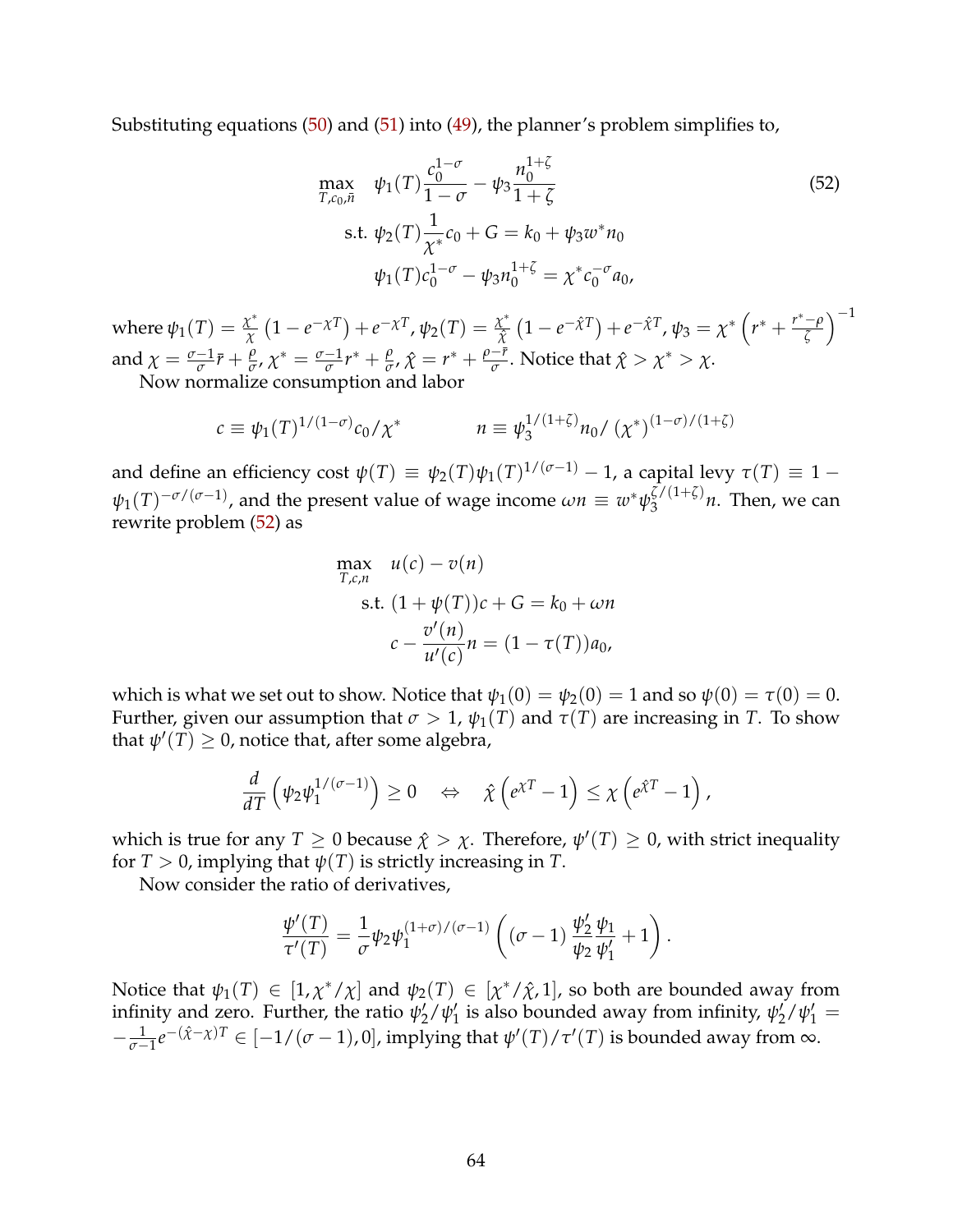Substituting equations (50) and (51) into (49), the planner's problem simplifies to,

$$
\begin{aligned}
\max_{T,c_0,\bar{n}} \quad & \psi_1(T)\frac{c_0^{1-\sigma}}{1-\sigma} - \psi_3 \frac{n_0^{1+\zeta}}{1+\zeta} \\
\text{s.t. } & \psi_2(T)\frac{1}{\chi^*}c_0 + G = k_0 + \psi_3 w^* n_0 \\
& \psi_1(T)c_0^{1-\sigma} - \psi_3 n_0^{1+\zeta} = \chi^* c_0^{-\sigma} a_0,
\end{aligned}
\tag{52}
$$

where $\psi_1(T) = \frac{\chi^*}{\chi}\left(1 - e^{-\chi T}\right) + e^{-\chi T}$, $\psi_2(T) = \frac{\chi^*}{\hat{\chi}}\left(1 - e^{-\hat{\chi} T}\right) + e^{-\hat{\chi} T}$, $\psi_3 = \chi^*\left(r^* + \frac{r^* - \rho}{\zeta}\right)^{-1}$ and $\chi = \frac{\sigma-1}{\sigma}\bar{r} + \frac{\rho}{\sigma}$, $\chi^* = \frac{\sigma-1}{\sigma}r^* + \frac{\rho}{\sigma}$, $\hat{\chi} = r^* + \frac{\rho - \bar{r}}{\sigma}$. Notice that $\hat{\chi} > \chi^* > \chi$.

Now normalize consumption and labor

$$
c \equiv \psi_1(T)^{1/(1-\sigma)} c_0 / \chi^* \qquad\qquad n \equiv \psi_3^{1/(1+\zeta)} n_0 / \left(\chi^*\right)^{(1-\sigma)/(1+\zeta)}
$$

and define an efficiency cost $\psi(T) \equiv \psi_2(T)\psi_1(T)^{1/(\sigma-1)} - 1$, a capital levy $\tau(T) \equiv 1 - \psi_1(T)^{-\sigma/(\sigma-1)}$, and the present value of wage income $\omega n \equiv w^* \psi_3^{\zeta/(1+\zeta)} n$. Then, we can rewrite problem (52) as

$$
\begin{aligned}
\max_{T,c,n} \quad & u(c) - v(n) \\
\text{s.t. } & (1 + \psi(T))c + G = k_0 + \omega n \\
& c - \frac{v'(n)}{u'(c)} n = (1 - \tau(T)) a_0,
\end{aligned}
$$

which is what we set out to show. Notice that $\psi_1(0) = \psi_2(0) = 1$ and so $\psi(0) = \tau(0) = 0$. Further, given our assumption that $\sigma > 1$, $\psi_1(T)$ and $\tau(T)$ are increasing in $T$. To show that $\psi'(T) \geq 0$, notice that, after some algebra,

$$
\frac{d}{dT}\left(\psi_2 \psi_1^{1/(\sigma-1)}\right) \geq 0 \quad \Leftrightarrow \quad \hat{\chi}\left(e^{\chi T} - 1\right) \leq \chi\left(e^{\hat{\chi} T} - 1\right),
$$

which is true for any $T \geq 0$ because $\hat{\chi} > \chi$. Therefore, $\psi'(T) \geq 0$, with strict inequality for $T > 0$, implying that $\psi(T)$ is strictly increasing in $T$.

Now consider the ratio of derivatives,

$$
\frac{\psi'(T)}{\tau'(T)} = \frac{1}{\sigma}\psi_2 \psi_1^{(1+\sigma)/(\sigma-1)}\left((\sigma - 1)\frac{\psi_2'}{\psi_2}\frac{\psi_1}{\psi_1'} + 1\right).
$$

Notice that $\psi_1(T) \in [1, \chi^*/\chi]$ and $\psi_2(T) \in [\chi^*/\hat{\chi}, 1]$, so both are bounded away from infinity and zero. Further, the ratio $\psi_2'/\psi_1'$ is also bounded away from infinity, $\psi_2'/\psi_1' = -\frac{1}{\sigma-1}e^{-(\hat{\chi}-\chi)T} \in [-1/(\sigma-1), 0]$, implying that $\psi'(T)/\tau'(T)$ is bounded away from $\infty$.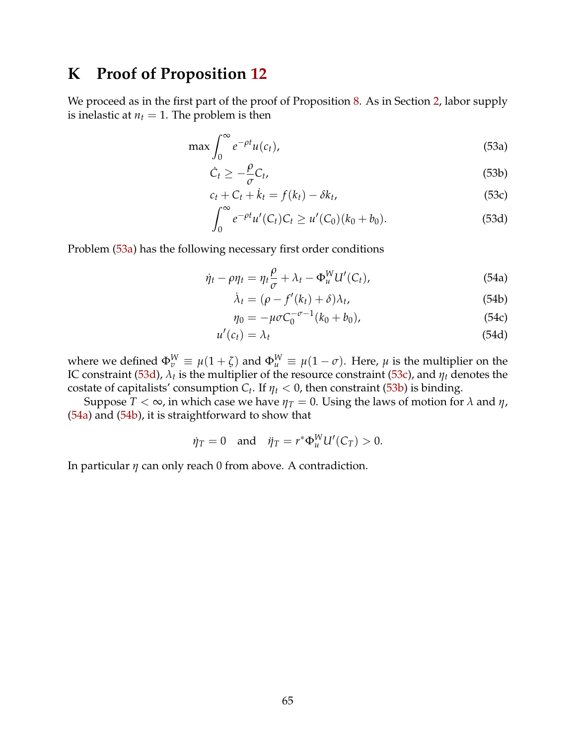# K Proof of Proposition 12

We proceed as in the first part of the proof of Proposition 8. As in Section 2, labor supply is inelastic at $n_t = 1$. The problem is then

$$\max \int_0^\infty e^{-\rho t} u(c_t), \tag{53a}$$

$$\dot{C}_t \geq -\frac{\rho}{\sigma} C_t, \tag{53b}$$

$$c_t + C_t + \dot{k}_t = f(k_t) - \delta k_t, \tag{53c}$$

$$\int_0^\infty e^{-\rho t} u'(C_t) C_t \geq u'(C_0)(k_0 + b_0). \tag{53d}$$

Problem (53a) has the following necessary first order conditions

$$\dot{\eta}_t - \rho \eta_t = \eta_t \frac{\rho}{\sigma} + \lambda_t - \Phi_u^W U'(C_t), \tag{54a}$$

$$\dot{\lambda}_t = (\rho - f'(k_t) + \delta)\lambda_t, \tag{54b}$$

$$\eta_0 = -\mu \sigma C_0^{-\sigma-1}(k_0 + b_0), \tag{54c}$$

$$u'(c_t) = \lambda_t \tag{54d}$$

where we defined $\Phi_v^W \equiv \mu(1+\zeta)$ and $\Phi_u^W \equiv \mu(1-\sigma)$. Here, $\mu$ is the multiplier on the IC constraint (53d), $\lambda_t$ is the multiplier of the resource constraint (53c), and $\eta_t$ denotes the costate of capitalists' consumption $C_t$. If $\eta_t < 0$, then constraint (53b) is binding.

Suppose $T < \infty$, in which case we have $\eta_T = 0$. Using the laws of motion for $\lambda$ and $\eta$, (54a) and (54b), it is straightforward to show that

$$\dot{\eta}_T = 0 \quad \text{and} \quad \ddot{\eta}_T = r^* \Phi_u^W U'(C_T) > 0.$$

In particular $\eta$ can only reach 0 from above. A contradiction.